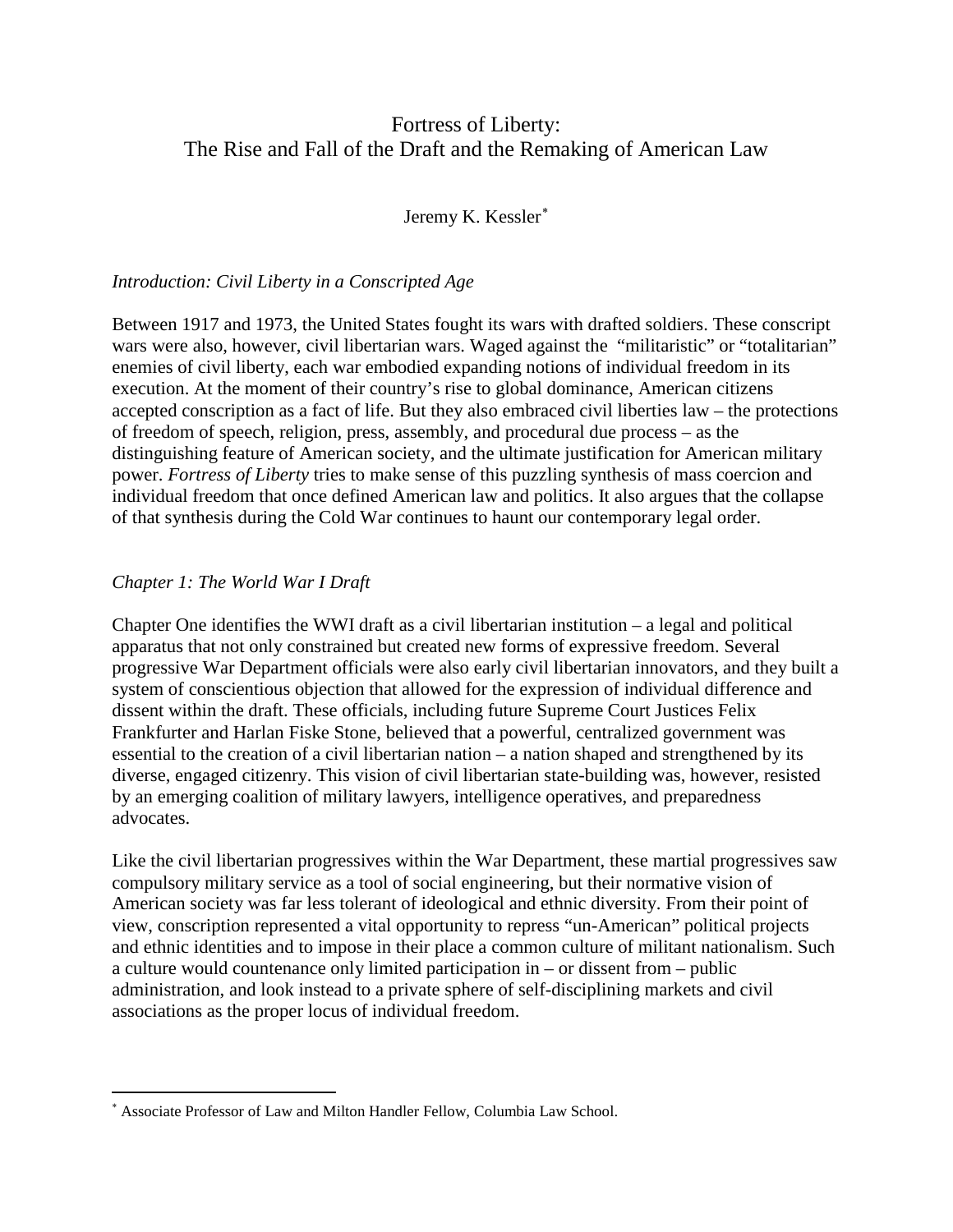# Fortress of Liberty:
# The Rise and Fall of the Draft and the Remaking of American Law

Jeremy K. Kessler[*]

## *Introduction: Civil Liberty in a Conscripted Age*

Between 1917 and 1973, the United States fought its wars with drafted soldiers. These conscript wars were also, however, civil libertarian wars. Waged against the "militaristic" or "totalitarian" enemies of civil liberty, each war embodied expanding notions of individual freedom in its execution. At the moment of their country's rise to global dominance, American citizens accepted conscription as a fact of life. But they also embraced civil liberties law – the protections of freedom of speech, religion, press, assembly, and procedural due process – as the distinguishing feature of American society, and the ultimate justification for American military power. *Fortress of Liberty* tries to make sense of this puzzling synthesis of mass coercion and individual freedom that once defined American law and politics. It also argues that the collapse of that synthesis during the Cold War continues to haunt our contemporary legal order.

## *Chapter 1: The World War I Draft*

Chapter One identifies the WWI draft as a civil libertarian institution – a legal and political apparatus that not only constrained but created new forms of expressive freedom. Several progressive War Department officials were also early civil libertarian innovators, and they built a system of conscientious objection that allowed for the expression of individual difference and dissent within the draft. These officials, including future Supreme Court Justices Felix Frankfurter and Harlan Fiske Stone, believed that a powerful, centralized government was essential to the creation of a civil libertarian nation – a nation shaped and strengthened by its diverse, engaged citizenry. This vision of civil libertarian state-building was, however, resisted by an emerging coalition of military lawyers, intelligence operatives, and preparedness advocates.

Like the civil libertarian progressives within the War Department, these martial progressives saw compulsory military service as a tool of social engineering, but their normative vision of American society was far less tolerant of ideological and ethnic diversity. From their point of view, conscription represented a vital opportunity to repress "un-American" political projects and ethnic identities and to impose in their place a common culture of militant nationalism. Such a culture would countenance only limited participation in – or dissent from – public administration, and look instead to a private sphere of self-disciplining markets and civil associations as the proper locus of individual freedom.

---

[*] Associate Professor of Law and Milton Handler Fellow, Columbia Law School.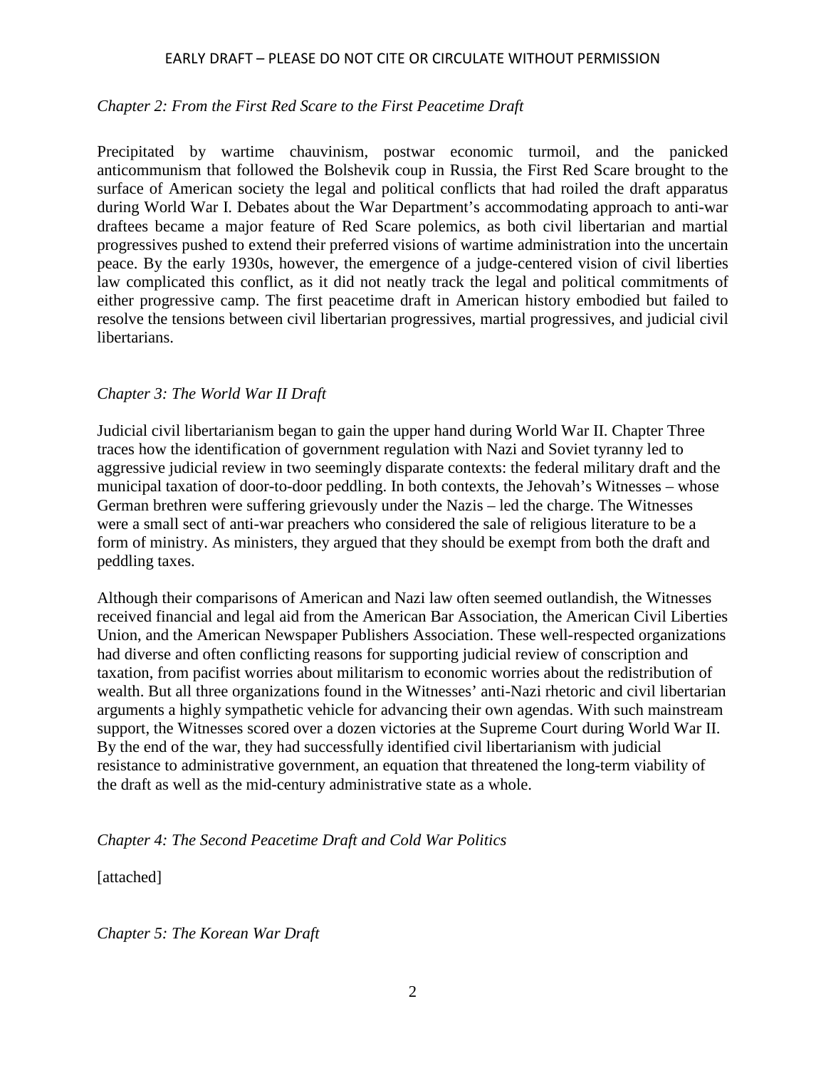*Chapter 2: From the First Red Scare to the First Peacetime Draft*

Precipitated by wartime chauvinism, postwar economic turmoil, and the panicked anticommunism that followed the Bolshevik coup in Russia, the First Red Scare brought to the surface of American society the legal and political conflicts that had roiled the draft apparatus during World War I. Debates about the War Department's accommodating approach to anti-war draftees became a major feature of Red Scare polemics, as both civil libertarian and martial progressives pushed to extend their preferred visions of wartime administration into the uncertain peace. By the early 1930s, however, the emergence of a judge-centered vision of civil liberties law complicated this conflict, as it did not neatly track the legal and political commitments of either progressive camp. The first peacetime draft in American history embodied but failed to resolve the tensions between civil libertarian progressives, martial progressives, and judicial civil libertarians.

*Chapter 3: The World War II Draft*

Judicial civil libertarianism began to gain the upper hand during World War II. Chapter Three traces how the identification of government regulation with Nazi and Soviet tyranny led to aggressive judicial review in two seemingly disparate contexts: the federal military draft and the municipal taxation of door-to-door peddling. In both contexts, the Jehovah's Witnesses – whose German brethren were suffering grievously under the Nazis – led the charge. The Witnesses were a small sect of anti-war preachers who considered the sale of religious literature to be a form of ministry. As ministers, they argued that they should be exempt from both the draft and peddling taxes.

Although their comparisons of American and Nazi law often seemed outlandish, the Witnesses received financial and legal aid from the American Bar Association, the American Civil Liberties Union, and the American Newspaper Publishers Association. These well-respected organizations had diverse and often conflicting reasons for supporting judicial review of conscription and taxation, from pacifist worries about militarism to economic worries about the redistribution of wealth. But all three organizations found in the Witnesses' anti-Nazi rhetoric and civil libertarian arguments a highly sympathetic vehicle for advancing their own agendas. With such mainstream support, the Witnesses scored over a dozen victories at the Supreme Court during World War II. By the end of the war, they had successfully identified civil libertarianism with judicial resistance to administrative government, an equation that threatened the long-term viability of the draft as well as the mid-century administrative state as a whole.

*Chapter 4: The Second Peacetime Draft and Cold War Politics*

[attached]

*Chapter 5: The Korean War Draft*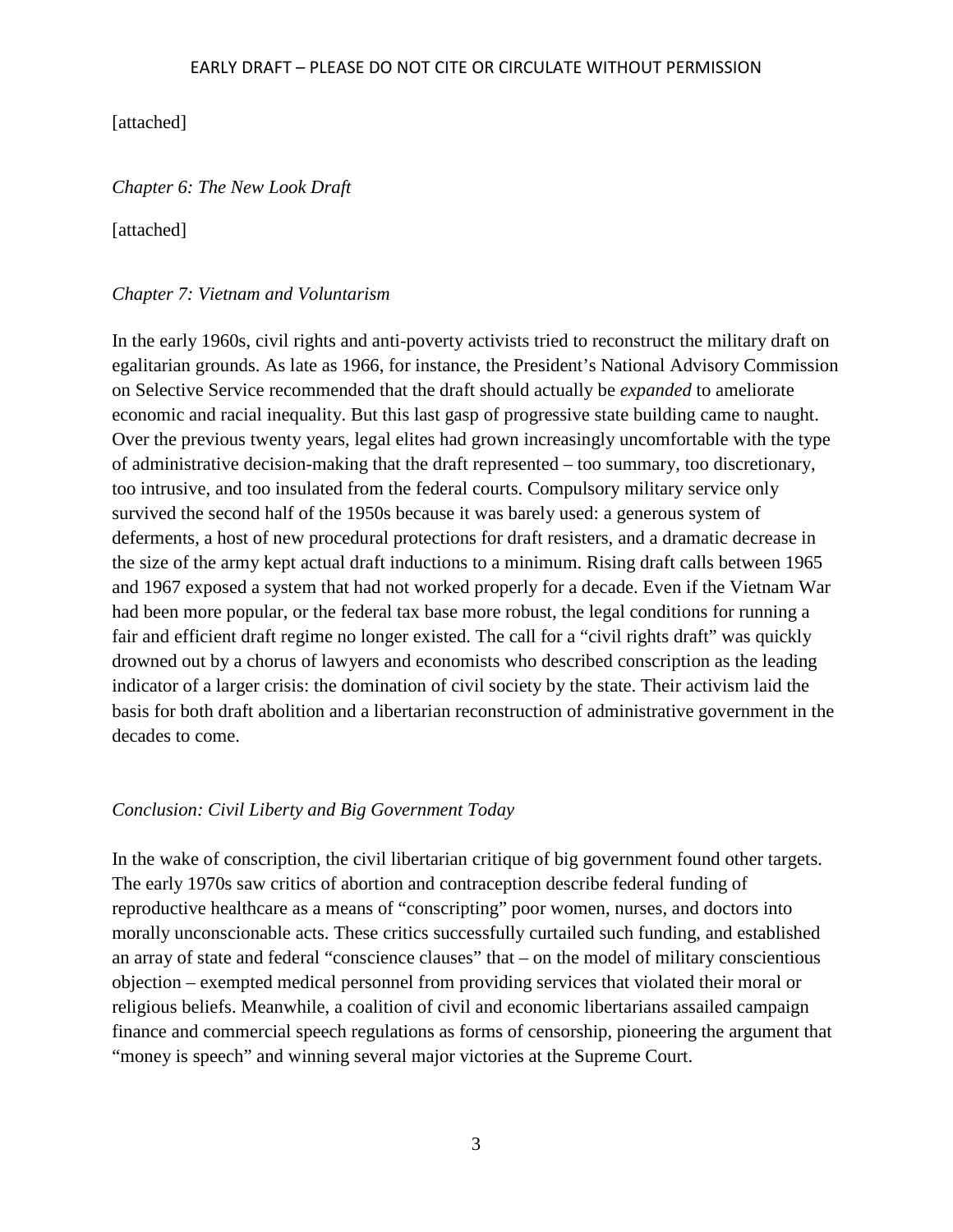[attached]

*Chapter 6: The New Look Draft*

[attached]

*Chapter 7: Vietnam and Voluntarism*

In the early 1960s, civil rights and anti-poverty activists tried to reconstruct the military draft on egalitarian grounds. As late as 1966, for instance, the President's National Advisory Commission on Selective Service recommended that the draft should actually be *expanded* to ameliorate economic and racial inequality. But this last gasp of progressive state building came to naught. Over the previous twenty years, legal elites had grown increasingly uncomfortable with the type of administrative decision-making that the draft represented – too summary, too discretionary, too intrusive, and too insulated from the federal courts. Compulsory military service only survived the second half of the 1950s because it was barely used: a generous system of deferments, a host of new procedural protections for draft resisters, and a dramatic decrease in the size of the army kept actual draft inductions to a minimum. Rising draft calls between 1965 and 1967 exposed a system that had not worked properly for a decade. Even if the Vietnam War had been more popular, or the federal tax base more robust, the legal conditions for running a fair and efficient draft regime no longer existed. The call for a "civil rights draft" was quickly drowned out by a chorus of lawyers and economists who described conscription as the leading indicator of a larger crisis: the domination of civil society by the state. Their activism laid the basis for both draft abolition and a libertarian reconstruction of administrative government in the decades to come.

*Conclusion: Civil Liberty and Big Government Today*

In the wake of conscription, the civil libertarian critique of big government found other targets. The early 1970s saw critics of abortion and contraception describe federal funding of reproductive healthcare as a means of "conscripting" poor women, nurses, and doctors into morally unconscionable acts. These critics successfully curtailed such funding, and established an array of state and federal "conscience clauses" that – on the model of military conscientious objection – exempted medical personnel from providing services that violated their moral or religious beliefs. Meanwhile, a coalition of civil and economic libertarians assailed campaign finance and commercial speech regulations as forms of censorship, pioneering the argument that "money is speech" and winning several major victories at the Supreme Court.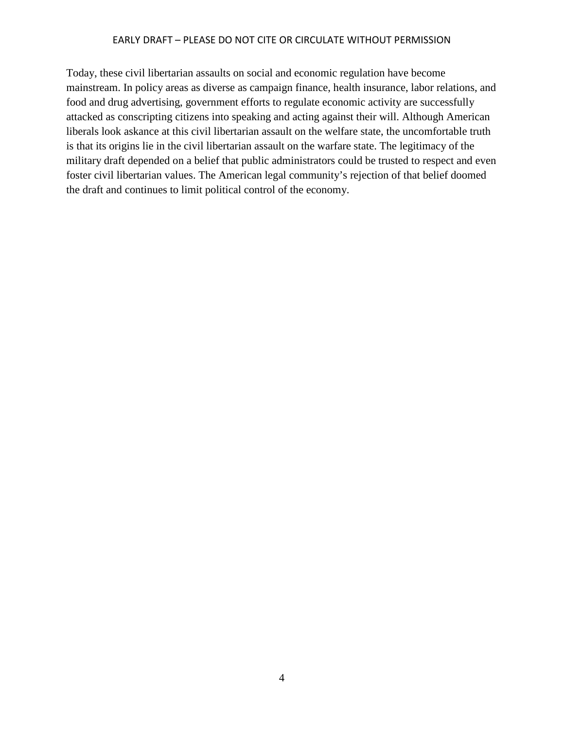Today, these civil libertarian assaults on social and economic regulation have become mainstream. In policy areas as diverse as campaign finance, health insurance, labor relations, and food and drug advertising, government efforts to regulate economic activity are successfully attacked as conscripting citizens into speaking and acting against their will. Although American liberals look askance at this civil libertarian assault on the welfare state, the uncomfortable truth is that its origins lie in the civil libertarian assault on the warfare state. The legitimacy of the military draft depended on a belief that public administrators could be trusted to respect and even foster civil libertarian values. The American legal community's rejection of that belief doomed the draft and continues to limit political control of the economy.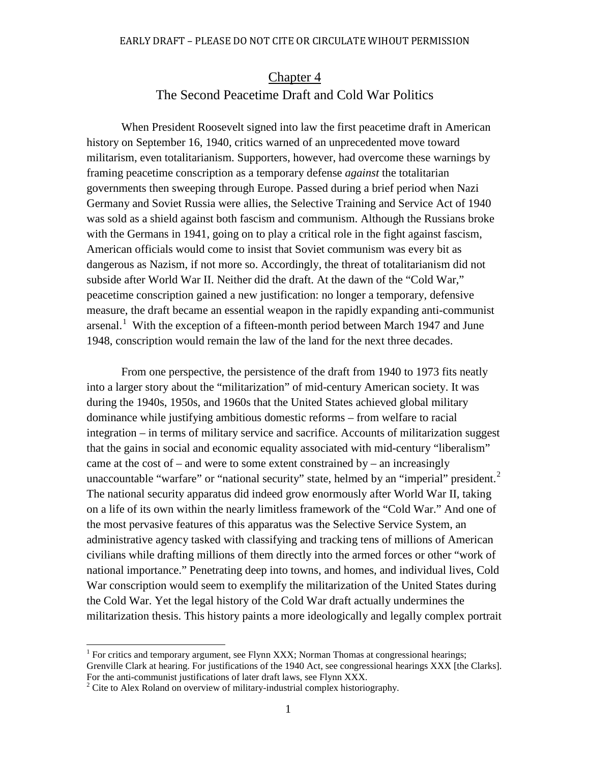## Chapter 4

## The Second Peacetime Draft and Cold War Politics

When President Roosevelt signed into law the first peacetime draft in American history on September 16, 1940, critics warned of an unprecedented move toward militarism, even totalitarianism. Supporters, however, had overcome these warnings by framing peacetime conscription as a temporary defense *against* the totalitarian governments then sweeping through Europe. Passed during a brief period when Nazi Germany and Soviet Russia were allies, the Selective Training and Service Act of 1940 was sold as a shield against both fascism and communism. Although the Russians broke with the Germans in 1941, going on to play a critical role in the fight against fascism, American officials would come to insist that Soviet communism was every bit as dangerous as Nazism, if not more so. Accordingly, the threat of totalitarianism did not subside after World War II. Neither did the draft. At the dawn of the "Cold War," peacetime conscription gained a new justification: no longer a temporary, defensive measure, the draft became an essential weapon in the rapidly expanding anti-communist arsenal.[1] With the exception of a fifteen-month period between March 1947 and June 1948, conscription would remain the law of the land for the next three decades.

From one perspective, the persistence of the draft from 1940 to 1973 fits neatly into a larger story about the "militarization" of mid-century American society. It was during the 1940s, 1950s, and 1960s that the United States achieved global military dominance while justifying ambitious domestic reforms – from welfare to racial integration – in terms of military service and sacrifice. Accounts of militarization suggest that the gains in social and economic equality associated with mid-century "liberalism" came at the cost of – and were to some extent constrained by – an increasingly unaccountable "warfare" or "national security" state, helmed by an "imperial" president.[2] The national security apparatus did indeed grow enormously after World War II, taking on a life of its own within the nearly limitless framework of the "Cold War." And one of the most pervasive features of this apparatus was the Selective Service System, an administrative agency tasked with classifying and tracking tens of millions of American civilians while drafting millions of them directly into the armed forces or other "work of national importance." Penetrating deep into towns, and homes, and individual lives, Cold War conscription would seem to exemplify the militarization of the United States during the Cold War. Yet the legal history of the Cold War draft actually undermines the militarization thesis. This history paints a more ideologically and legally complex portrait

[1] For critics and temporary argument, see Flynn XXX; Norman Thomas at congressional hearings; Grenville Clark at hearing. For justifications of the 1940 Act, see congressional hearings XXX [the Clarks]. For the anti-communist justifications of later draft laws, see Flynn XXX.

[2] Cite to Alex Roland on overview of military-industrial complex historiography.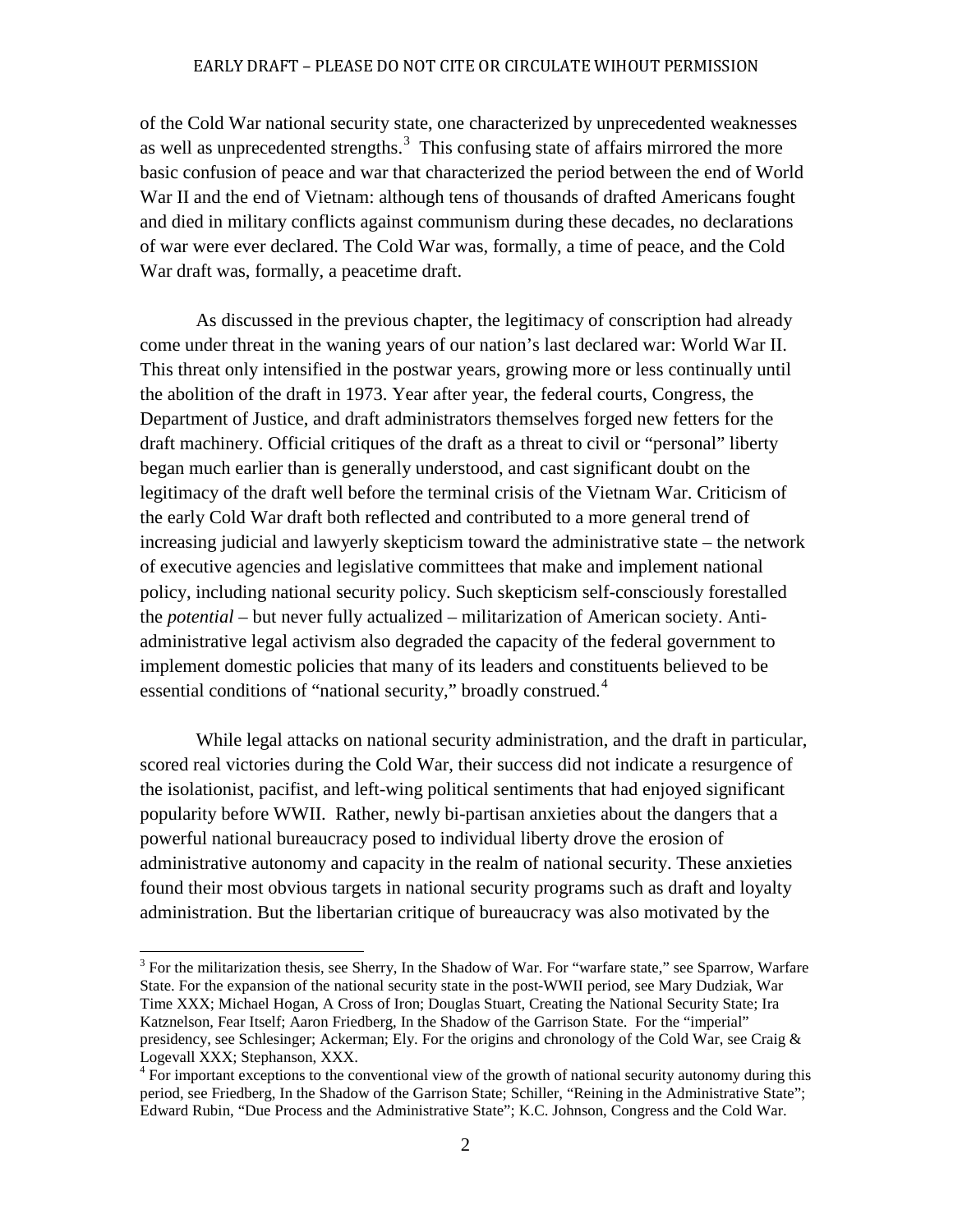of the Cold War national security state, one characterized by unprecedented weaknesses as well as unprecedented strengths.[3] This confusing state of affairs mirrored the more basic confusion of peace and war that characterized the period between the end of World War II and the end of Vietnam: although tens of thousands of drafted Americans fought and died in military conflicts against communism during these decades, no declarations of war were ever declared. The Cold War was, formally, a time of peace, and the Cold War draft was, formally, a peacetime draft.

As discussed in the previous chapter, the legitimacy of conscription had already come under threat in the waning years of our nation's last declared war: World War II. This threat only intensified in the postwar years, growing more or less continually until the abolition of the draft in 1973. Year after year, the federal courts, Congress, the Department of Justice, and draft administrators themselves forged new fetters for the draft machinery. Official critiques of the draft as a threat to civil or "personal" liberty began much earlier than is generally understood, and cast significant doubt on the legitimacy of the draft well before the terminal crisis of the Vietnam War. Criticism of the early Cold War draft both reflected and contributed to a more general trend of increasing judicial and lawyerly skepticism toward the administrative state – the network of executive agencies and legislative committees that make and implement national policy, including national security policy. Such skepticism self-consciously forestalled the *potential* – but never fully actualized – militarization of American society. Anti-administrative legal activism also degraded the capacity of the federal government to implement domestic policies that many of its leaders and constituents believed to be essential conditions of "national security," broadly construed.[4]

While legal attacks on national security administration, and the draft in particular, scored real victories during the Cold War, their success did not indicate a resurgence of the isolationist, pacifist, and left-wing political sentiments that had enjoyed significant popularity before WWII. Rather, newly bi-partisan anxieties about the dangers that a powerful national bureaucracy posed to individual liberty drove the erosion of administrative autonomy and capacity in the realm of national security. These anxieties found their most obvious targets in national security programs such as draft and loyalty administration. But the libertarian critique of bureaucracy was also motivated by the

---

[3] For the militarization thesis, see Sherry, In the Shadow of War. For "warfare state," see Sparrow, Warfare State. For the expansion of the national security state in the post-WWII period, see Mary Dudziak, War Time XXX; Michael Hogan, A Cross of Iron; Douglas Stuart, Creating the National Security State; Ira Katznelson, Fear Itself; Aaron Friedberg, In the Shadow of the Garrison State. For the "imperial" presidency, see Schlesinger; Ackerman; Ely. For the origins and chronology of the Cold War, see Craig & Logevall XXX; Stephanson, XXX.

[4] For important exceptions to the conventional view of the growth of national security autonomy during this period, see Friedberg, In the Shadow of the Garrison State; Schiller, "Reining in the Administrative State"; Edward Rubin, "Due Process and the Administrative State"; K.C. Johnson, Congress and the Cold War.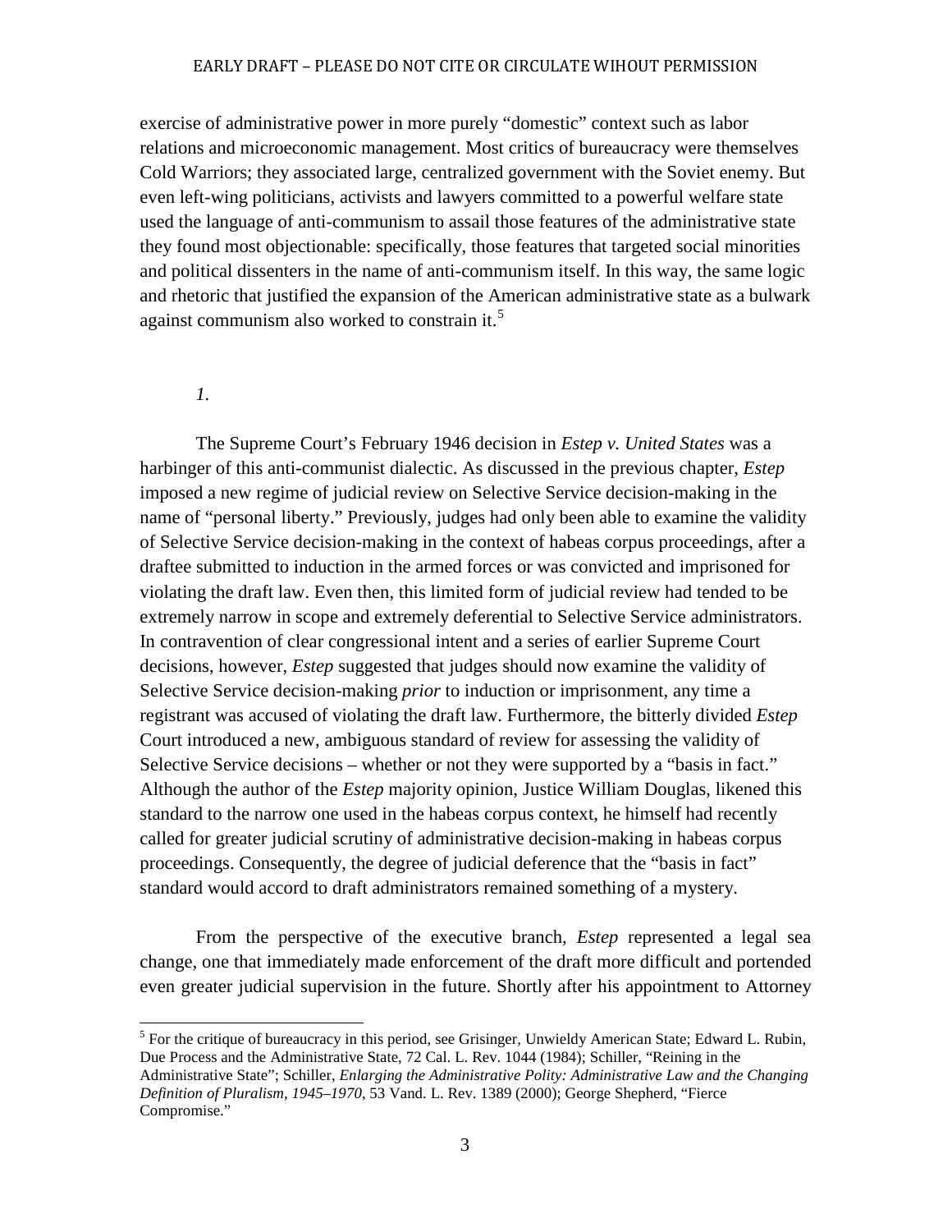exercise of administrative power in more purely "domestic" context such as labor relations and microeconomic management. Most critics of bureaucracy were themselves Cold Warriors; they associated large, centralized government with the Soviet enemy. But even left-wing politicians, activists and lawyers committed to a powerful welfare state used the language of anti-communism to assail those features of the administrative state they found most objectionable: specifically, those features that targeted social minorities and political dissenters in the name of anti-communism itself. In this way, the same logic and rhetoric that justified the expansion of the American administrative state as a bulwark against communism also worked to constrain it.[5]

*1.*

The Supreme Court's February 1946 decision in *Estep v. United States* was a harbinger of this anti-communist dialectic. As discussed in the previous chapter, *Estep* imposed a new regime of judicial review on Selective Service decision-making in the name of "personal liberty." Previously, judges had only been able to examine the validity of Selective Service decision-making in the context of habeas corpus proceedings, after a draftee submitted to induction in the armed forces or was convicted and imprisoned for violating the draft law. Even then, this limited form of judicial review had tended to be extremely narrow in scope and extremely deferential to Selective Service administrators. In contravention of clear congressional intent and a series of earlier Supreme Court decisions, however, *Estep* suggested that judges should now examine the validity of Selective Service decision-making *prior* to induction or imprisonment, any time a registrant was accused of violating the draft law. Furthermore, the bitterly divided *Estep* Court introduced a new, ambiguous standard of review for assessing the validity of Selective Service decisions – whether or not they were supported by a "basis in fact." Although the author of the *Estep* majority opinion, Justice William Douglas, likened this standard to the narrow one used in the habeas corpus context, he himself had recently called for greater judicial scrutiny of administrative decision-making in habeas corpus proceedings. Consequently, the degree of judicial deference that the "basis in fact" standard would accord to draft administrators remained something of a mystery.

From the perspective of the executive branch, *Estep* represented a legal sea change, one that immediately made enforcement of the draft more difficult and portended even greater judicial supervision in the future. Shortly after his appointment to Attorney

[5] For the critique of bureaucracy in this period, see Grisinger, Unwieldy American State; Edward L. Rubin, Due Process and the Administrative State, 72 Cal. L. Rev. 1044 (1984); Schiller, "Reining in the Administrative State"; Schiller, *Enlarging the Administrative Polity: Administrative Law and the Changing Definition of Pluralism, 1945–1970*, 53 Vand. L. Rev. 1389 (2000); George Shepherd, "Fierce Compromise."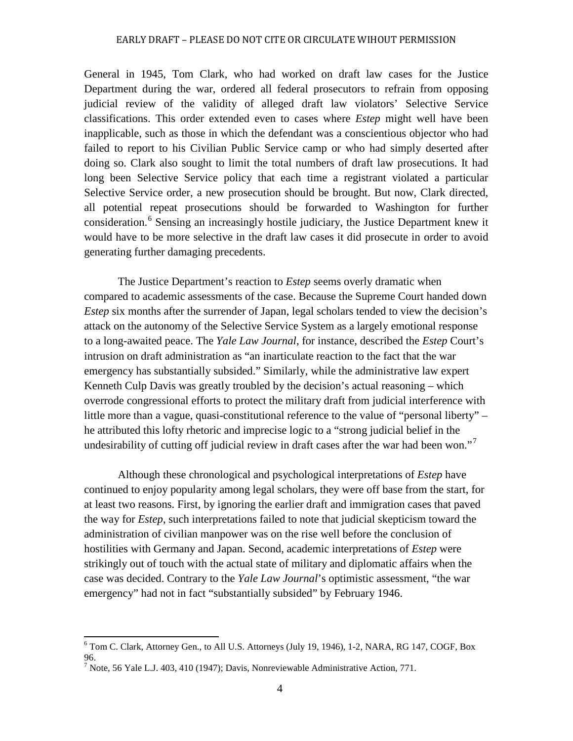General in 1945, Tom Clark, who had worked on draft law cases for the Justice Department during the war, ordered all federal prosecutors to refrain from opposing judicial review of the validity of alleged draft law violators' Selective Service classifications. This order extended even to cases where *Estep* might well have been inapplicable, such as those in which the defendant was a conscientious objector who had failed to report to his Civilian Public Service camp or who had simply deserted after doing so. Clark also sought to limit the total numbers of draft law prosecutions. It had long been Selective Service policy that each time a registrant violated a particular Selective Service order, a new prosecution should be brought. But now, Clark directed, all potential repeat prosecutions should be forwarded to Washington for further consideration.[6] Sensing an increasingly hostile judiciary, the Justice Department knew it would have to be more selective in the draft law cases it did prosecute in order to avoid generating further damaging precedents.

The Justice Department's reaction to *Estep* seems overly dramatic when compared to academic assessments of the case. Because the Supreme Court handed down *Estep* six months after the surrender of Japan, legal scholars tended to view the decision's attack on the autonomy of the Selective Service System as a largely emotional response to a long-awaited peace. The *Yale Law Journal*, for instance, described the *Estep* Court's intrusion on draft administration as "an inarticulate reaction to the fact that the war emergency has substantially subsided." Similarly, while the administrative law expert Kenneth Culp Davis was greatly troubled by the decision's actual reasoning – which overrode congressional efforts to protect the military draft from judicial interference with little more than a vague, quasi-constitutional reference to the value of "personal liberty" – he attributed this lofty rhetoric and imprecise logic to a "strong judicial belief in the undesirability of cutting off judicial review in draft cases after the war had been won."[7]

Although these chronological and psychological interpretations of *Estep* have continued to enjoy popularity among legal scholars, they were off base from the start, for at least two reasons. First, by ignoring the earlier draft and immigration cases that paved the way for *Estep*, such interpretations failed to note that judicial skepticism toward the administration of civilian manpower was on the rise well before the conclusion of hostilities with Germany and Japan. Second, academic interpretations of *Estep* were strikingly out of touch with the actual state of military and diplomatic affairs when the case was decided. Contrary to the *Yale Law Journal*'s optimistic assessment, "the war emergency" had not in fact "substantially subsided" by February 1946.

---

[6] Tom C. Clark, Attorney Gen., to All U.S. Attorneys (July 19, 1946), 1-2, NARA, RG 147, COGF, Box 96.

[7] Note, 56 Yale L.J. 403, 410 (1947); Davis, Nonreviewable Administrative Action, 771.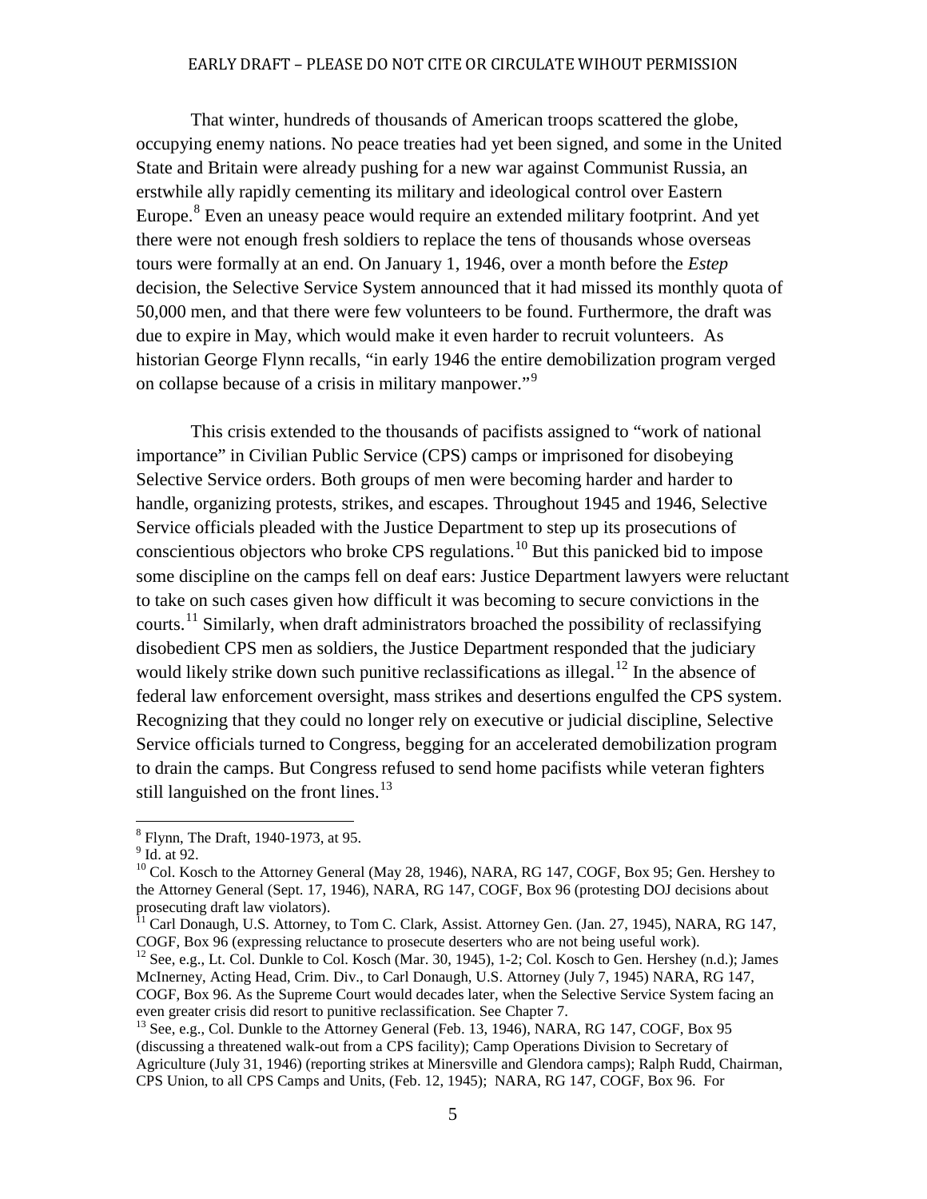That winter, hundreds of thousands of American troops scattered the globe, occupying enemy nations. No peace treaties had yet been signed, and some in the United State and Britain were already pushing for a new war against Communist Russia, an erstwhile ally rapidly cementing its military and ideological control over Eastern Europe.[8] Even an uneasy peace would require an extended military footprint. And yet there were not enough fresh soldiers to replace the tens of thousands whose overseas tours were formally at an end. On January 1, 1946, over a month before the *Estep* decision, the Selective Service System announced that it had missed its monthly quota of 50,000 men, and that there were few volunteers to be found. Furthermore, the draft was due to expire in May, which would make it even harder to recruit volunteers. As historian George Flynn recalls, "in early 1946 the entire demobilization program verged on collapse because of a crisis in military manpower."[9]

This crisis extended to the thousands of pacifists assigned to "work of national importance" in Civilian Public Service (CPS) camps or imprisoned for disobeying Selective Service orders. Both groups of men were becoming harder and harder to handle, organizing protests, strikes, and escapes. Throughout 1945 and 1946, Selective Service officials pleaded with the Justice Department to step up its prosecutions of conscientious objectors who broke CPS regulations.[10] But this panicked bid to impose some discipline on the camps fell on deaf ears: Justice Department lawyers were reluctant to take on such cases given how difficult it was becoming to secure convictions in the courts.[11] Similarly, when draft administrators broached the possibility of reclassifying disobedient CPS men as soldiers, the Justice Department responded that the judiciary would likely strike down such punitive reclassifications as illegal.[12] In the absence of federal law enforcement oversight, mass strikes and desertions engulfed the CPS system. Recognizing that they could no longer rely on executive or judicial discipline, Selective Service officials turned to Congress, begging for an accelerated demobilization program to drain the camps. But Congress refused to send home pacifists while veteran fighters still languished on the front lines.[13]

---

[8] Flynn, The Draft, 1940-1973, at 95.

[9] Id. at 92.

[10] Col. Kosch to the Attorney General (May 28, 1946), NARA, RG 147, COGF, Box 95; Gen. Hershey to the Attorney General (Sept. 17, 1946), NARA, RG 147, COGF, Box 96 (protesting DOJ decisions about prosecuting draft law violators).

[11] Carl Donaugh, U.S. Attorney, to Tom C. Clark, Assist. Attorney Gen. (Jan. 27, 1945), NARA, RG 147, COGF, Box 96 (expressing reluctance to prosecute deserters who are not being useful work).

[12] See, e.g., Lt. Col. Dunkle to Col. Kosch (Mar. 30, 1945), 1-2; Col. Kosch to Gen. Hershey (n.d.); James McInerney, Acting Head, Crim. Div., to Carl Donaugh, U.S. Attorney (July 7, 1945) NARA, RG 147, COGF, Box 96. As the Supreme Court would decades later, when the Selective Service System facing an even greater crisis did resort to punitive reclassification. See Chapter 7.

[13] See, e.g., Col. Dunkle to the Attorney General (Feb. 13, 1946), NARA, RG 147, COGF, Box 95 (discussing a threatened walk-out from a CPS facility); Camp Operations Division to Secretary of Agriculture (July 31, 1946) (reporting strikes at Minersville and Glendora camps); Ralph Rudd, Chairman, CPS Union, to all CPS Camps and Units, (Feb. 12, 1945); NARA, RG 147, COGF, Box 96. For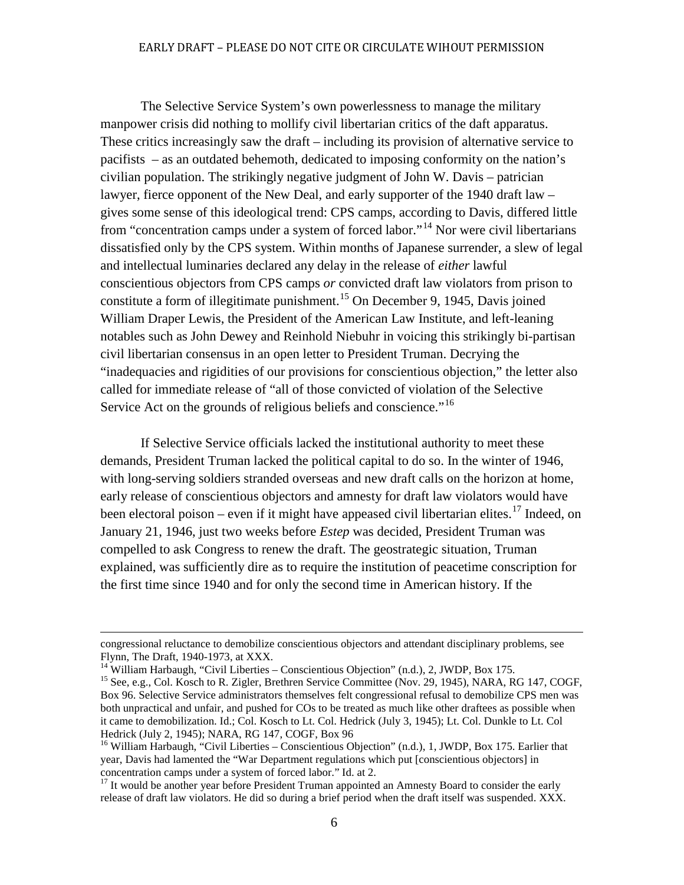The Selective Service System's own powerlessness to manage the military manpower crisis did nothing to mollify civil libertarian critics of the daft apparatus. These critics increasingly saw the draft – including its provision of alternative service to pacifists – as an outdated behemoth, dedicated to imposing conformity on the nation's civilian population. The strikingly negative judgment of John W. Davis – patrician lawyer, fierce opponent of the New Deal, and early supporter of the 1940 draft law – gives some sense of this ideological trend: CPS camps, according to Davis, differed little from "concentration camps under a system of forced labor."[14] Nor were civil libertarians dissatisfied only by the CPS system. Within months of Japanese surrender, a slew of legal and intellectual luminaries declared any delay in the release of *either* lawful conscientious objectors from CPS camps *or* convicted draft law violators from prison to constitute a form of illegitimate punishment.[15] On December 9, 1945, Davis joined William Draper Lewis, the President of the American Law Institute, and left-leaning notables such as John Dewey and Reinhold Niebuhr in voicing this strikingly bi-partisan civil libertarian consensus in an open letter to President Truman. Decrying the "inadequacies and rigidities of our provisions for conscientious objection," the letter also called for immediate release of "all of those convicted of violation of the Selective Service Act on the grounds of religious beliefs and conscience."[16]

If Selective Service officials lacked the institutional authority to meet these demands, President Truman lacked the political capital to do so. In the winter of 1946, with long-serving soldiers stranded overseas and new draft calls on the horizon at home, early release of conscientious objectors and amnesty for draft law violators would have been electoral poison – even if it might have appeased civil libertarian elites.[17] Indeed, on January 21, 1946, just two weeks before *Estep* was decided, President Truman was compelled to ask Congress to renew the draft. The geostrategic situation, Truman explained, was sufficiently dire as to require the institution of peacetime conscription for the first time since 1940 and for only the second time in American history. If the

---

congressional reluctance to demobilize conscientious objectors and attendant disciplinary problems, see Flynn, The Draft, 1940-1973, at XXX.

[14] William Harbaugh, "Civil Liberties – Conscientious Objection" (n.d.), 2, JWDP, Box 175.

[15] See, e.g., Col. Kosch to R. Zigler, Brethren Service Committee (Nov. 29, 1945), NARA, RG 147, COGF, Box 96. Selective Service administrators themselves felt congressional refusal to demobilize CPS men was both unpractical and unfair, and pushed for COs to be treated as much like other draftees as possible when it came to demobilization. Id.; Col. Kosch to Lt. Col. Hedrick (July 3, 1945); Lt. Col. Dunkle to Lt. Col Hedrick (July 2, 1945); NARA, RG 147, COGF, Box 96

[16] William Harbaugh, "Civil Liberties – Conscientious Objection" (n.d.), 1, JWDP, Box 175. Earlier that year, Davis had lamented the "War Department regulations which put [conscientious objectors] in concentration camps under a system of forced labor." Id. at 2.

[17] It would be another year before President Truman appointed an Amnesty Board to consider the early release of draft law violators. He did so during a brief period when the draft itself was suspended. XXX.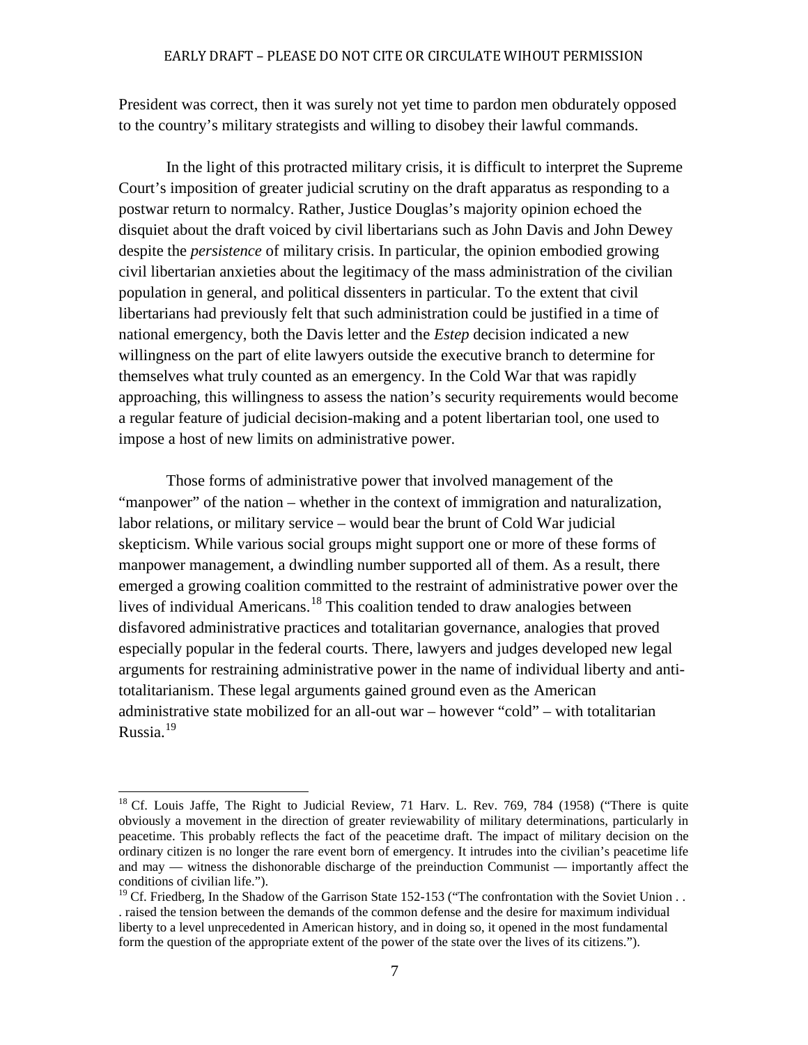President was correct, then it was surely not yet time to pardon men obdurately opposed to the country's military strategists and willing to disobey their lawful commands.

In the light of this protracted military crisis, it is difficult to interpret the Supreme Court's imposition of greater judicial scrutiny on the draft apparatus as responding to a postwar return to normalcy. Rather, Justice Douglas's majority opinion echoed the disquiet about the draft voiced by civil libertarians such as John Davis and John Dewey despite the *persistence* of military crisis. In particular, the opinion embodied growing civil libertarian anxieties about the legitimacy of the mass administration of the civilian population in general, and political dissenters in particular. To the extent that civil libertarians had previously felt that such administration could be justified in a time of national emergency, both the Davis letter and the *Estep* decision indicated a new willingness on the part of elite lawyers outside the executive branch to determine for themselves what truly counted as an emergency. In the Cold War that was rapidly approaching, this willingness to assess the nation's security requirements would become a regular feature of judicial decision-making and a potent libertarian tool, one used to impose a host of new limits on administrative power.

Those forms of administrative power that involved management of the "manpower" of the nation – whether in the context of immigration and naturalization, labor relations, or military service – would bear the brunt of Cold War judicial skepticism. While various social groups might support one or more of these forms of manpower management, a dwindling number supported all of them. As a result, there emerged a growing coalition committed to the restraint of administrative power over the lives of individual Americans.[18] This coalition tended to draw analogies between disfavored administrative practices and totalitarian governance, analogies that proved especially popular in the federal courts. There, lawyers and judges developed new legal arguments for restraining administrative power in the name of individual liberty and anti-totalitarianism. These legal arguments gained ground even as the American administrative state mobilized for an all-out war – however "cold" – with totalitarian Russia.[19]

---

[18] Cf. Louis Jaffe, The Right to Judicial Review, 71 Harv. L. Rev. 769, 784 (1958) ("There is quite obviously a movement in the direction of greater reviewability of military determinations, particularly in peacetime. This probably reflects the fact of the peacetime draft. The impact of military decision on the ordinary citizen is no longer the rare event born of emergency. It intrudes into the civilian's peacetime life and may — witness the dishonorable discharge of the preinduction Communist — importantly affect the conditions of civilian life.").

[19] Cf. Friedberg, In the Shadow of the Garrison State 152-153 ("The confrontation with the Soviet Union . . . raised the tension between the demands of the common defense and the desire for maximum individual liberty to a level unprecedented in American history, and in doing so, it opened in the most fundamental form the question of the appropriate extent of the power of the state over the lives of its citizens.").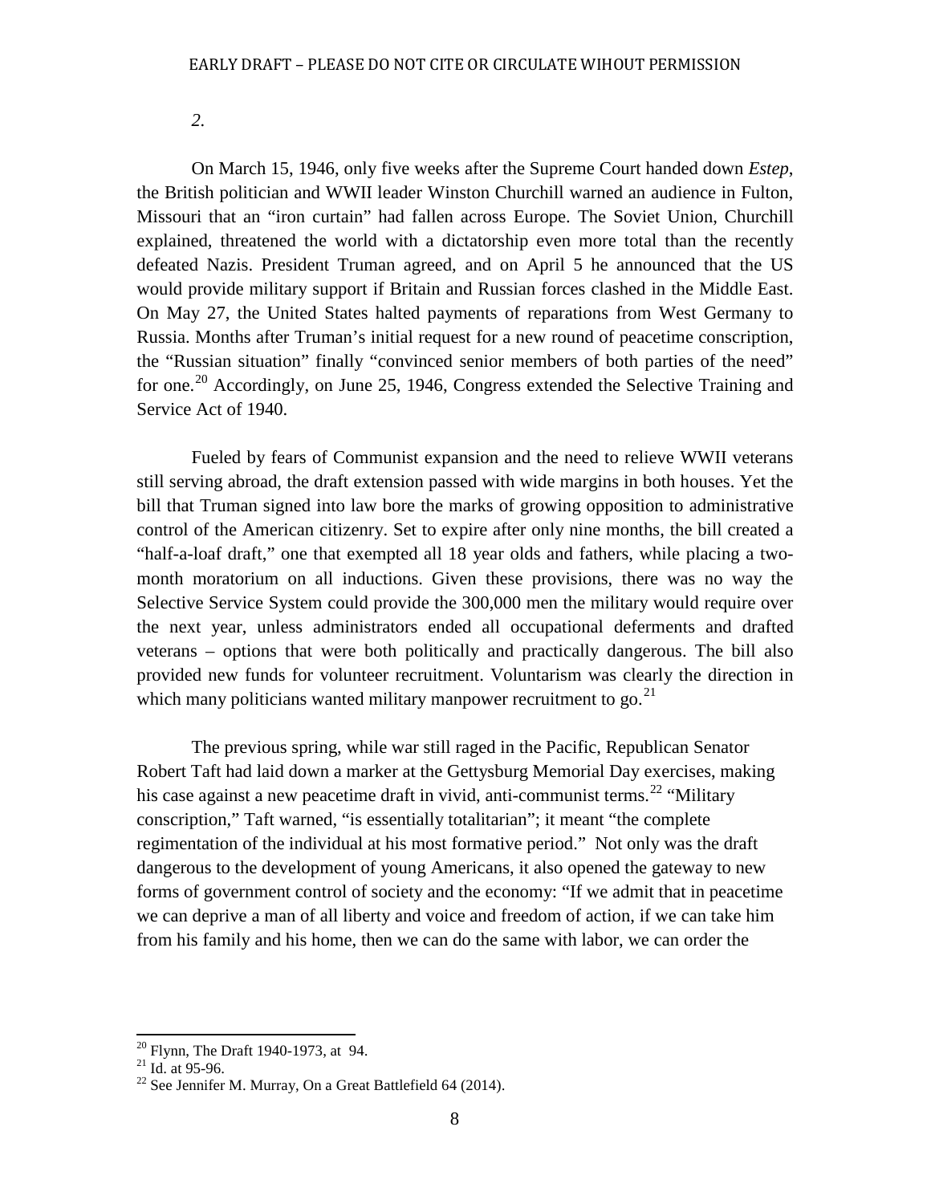*2.*

On March 15, 1946, only five weeks after the Supreme Court handed down *Estep*, the British politician and WWII leader Winston Churchill warned an audience in Fulton, Missouri that an "iron curtain" had fallen across Europe. The Soviet Union, Churchill explained, threatened the world with a dictatorship even more total than the recently defeated Nazis. President Truman agreed, and on April 5 he announced that the US would provide military support if Britain and Russian forces clashed in the Middle East. On May 27, the United States halted payments of reparations from West Germany to Russia. Months after Truman's initial request for a new round of peacetime conscription, the "Russian situation" finally "convinced senior members of both parties of the need" for one.[20] Accordingly, on June 25, 1946, Congress extended the Selective Training and Service Act of 1940.

Fueled by fears of Communist expansion and the need to relieve WWII veterans still serving abroad, the draft extension passed with wide margins in both houses. Yet the bill that Truman signed into law bore the marks of growing opposition to administrative control of the American citizenry. Set to expire after only nine months, the bill created a "half-a-loaf draft," one that exempted all 18 year olds and fathers, while placing a two-month moratorium on all inductions. Given these provisions, there was no way the Selective Service System could provide the 300,000 men the military would require over the next year, unless administrators ended all occupational deferments and drafted veterans – options that were both politically and practically dangerous. The bill also provided new funds for volunteer recruitment. Voluntarism was clearly the direction in which many politicians wanted military manpower recruitment to go.[21]

The previous spring, while war still raged in the Pacific, Republican Senator Robert Taft had laid down a marker at the Gettysburg Memorial Day exercises, making his case against a new peacetime draft in vivid, anti-communist terms.[22] "Military conscription," Taft warned, "is essentially totalitarian"; it meant "the complete regimentation of the individual at his most formative period." Not only was the draft dangerous to the development of young Americans, it also opened the gateway to new forms of government control of society and the economy: "If we admit that in peacetime we can deprive a man of all liberty and voice and freedom of action, if we can take him from his family and his home, then we can do the same with labor, we can order the

---

[20] Flynn, The Draft 1940-1973, at 94.

[21] Id. at 95-96.

[22] See Jennifer M. Murray, On a Great Battlefield 64 (2014).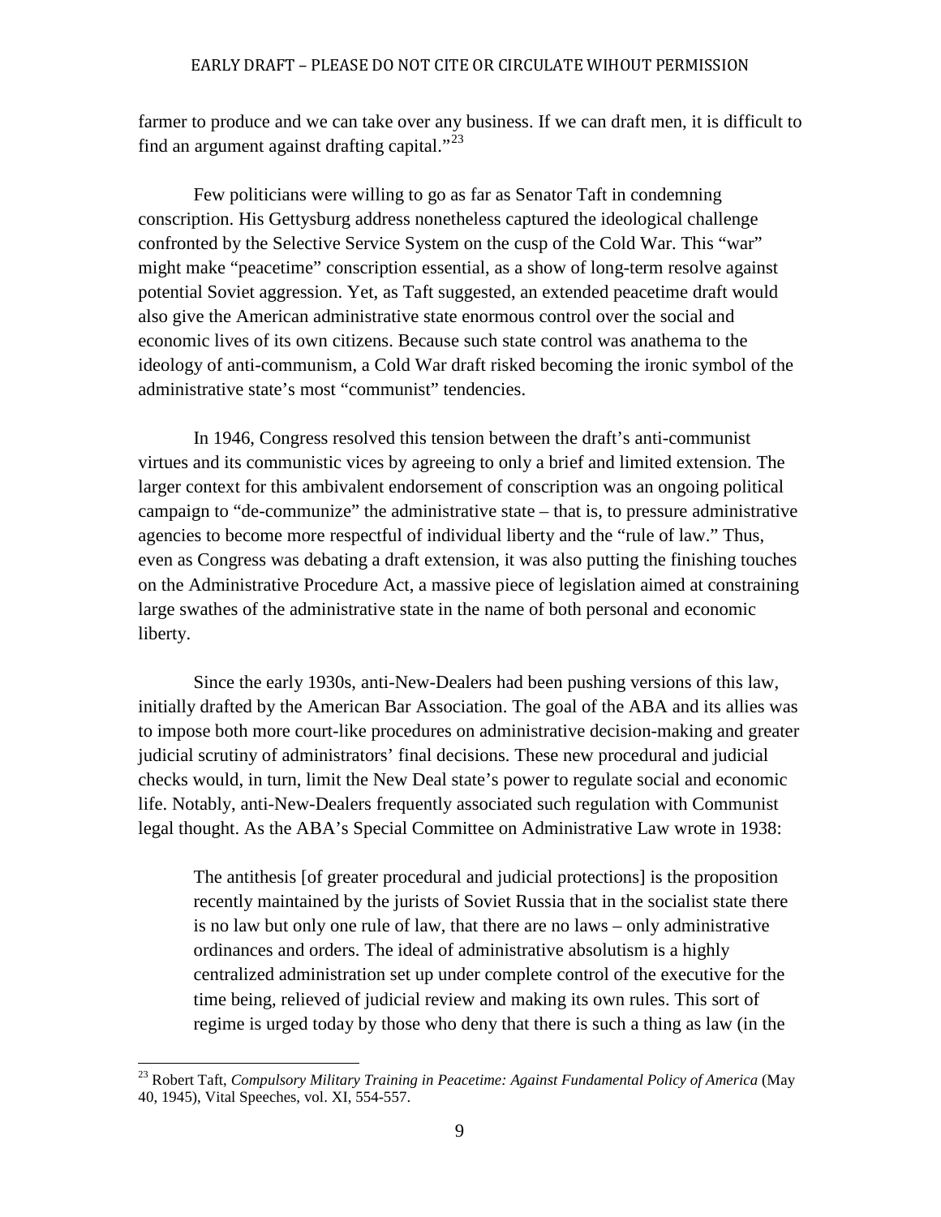farmer to produce and we can take over any business. If we can draft men, it is difficult to find an argument against drafting capital."[23]

Few politicians were willing to go as far as Senator Taft in condemning conscription. His Gettysburg address nonetheless captured the ideological challenge confronted by the Selective Service System on the cusp of the Cold War. This "war" might make "peacetime" conscription essential, as a show of long-term resolve against potential Soviet aggression. Yet, as Taft suggested, an extended peacetime draft would also give the American administrative state enormous control over the social and economic lives of its own citizens. Because such state control was anathema to the ideology of anti-communism, a Cold War draft risked becoming the ironic symbol of the administrative state's most "communist" tendencies.

In 1946, Congress resolved this tension between the draft's anti-communist virtues and its communistic vices by agreeing to only a brief and limited extension. The larger context for this ambivalent endorsement of conscription was an ongoing political campaign to "de-communize" the administrative state – that is, to pressure administrative agencies to become more respectful of individual liberty and the "rule of law." Thus, even as Congress was debating a draft extension, it was also putting the finishing touches on the Administrative Procedure Act, a massive piece of legislation aimed at constraining large swathes of the administrative state in the name of both personal and economic liberty.

Since the early 1930s, anti-New-Dealers had been pushing versions of this law, initially drafted by the American Bar Association. The goal of the ABA and its allies was to impose both more court-like procedures on administrative decision-making and greater judicial scrutiny of administrators' final decisions. These new procedural and judicial checks would, in turn, limit the New Deal state's power to regulate social and economic life. Notably, anti-New-Dealers frequently associated such regulation with Communist legal thought. As the ABA's Special Committee on Administrative Law wrote in 1938:

> The antithesis [of greater procedural and judicial protections] is the proposition recently maintained by the jurists of Soviet Russia that in the socialist state there is no law but only one rule of law, that there are no laws – only administrative ordinances and orders. The ideal of administrative absolutism is a highly centralized administration set up under complete control of the executive for the time being, relieved of judicial review and making its own rules. This sort of regime is urged today by those who deny that there is such a thing as law (in the

[23] Robert Taft, *Compulsory Military Training in Peacetime: Against Fundamental Policy of America* (May 40, 1945), Vital Speeches, vol. XI, 554-557.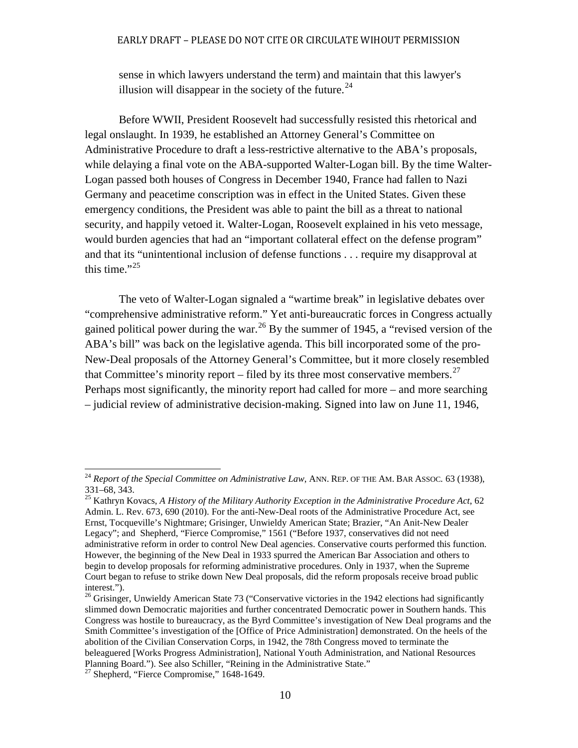sense in which lawyers understand the term) and maintain that this lawyer's illusion will disappear in the society of the future.[24]

Before WWII, President Roosevelt had successfully resisted this rhetorical and legal onslaught. In 1939, he established an Attorney General's Committee on Administrative Procedure to draft a less-restrictive alternative to the ABA's proposals, while delaying a final vote on the ABA-supported Walter-Logan bill. By the time Walter-Logan passed both houses of Congress in December 1940, France had fallen to Nazi Germany and peacetime conscription was in effect in the United States. Given these emergency conditions, the President was able to paint the bill as a threat to national security, and happily vetoed it. Walter-Logan, Roosevelt explained in his veto message, would burden agencies that had an "important collateral effect on the defense program" and that its "unintentional inclusion of defense functions . . . require my disapproval at this time."[25]

The veto of Walter-Logan signaled a "wartime break" in legislative debates over "comprehensive administrative reform." Yet anti-bureaucratic forces in Congress actually gained political power during the war.[26] By the summer of 1945, a "revised version of the ABA's bill" was back on the legislative agenda. This bill incorporated some of the pro-New-Deal proposals of the Attorney General's Committee, but it more closely resembled that Committee's minority report – filed by its three most conservative members.[27] Perhaps most significantly, the minority report had called for more – and more searching – judicial review of administrative decision-making. Signed into law on June 11, 1946,

---

[24] *Report of the Special Committee on Administrative Law*, ANN. REP. OF THE AM. BAR ASSOC. 63 (1938), 331–68, 343.

[25] Kathryn Kovacs, *A History of the Military Authority Exception in the Administrative Procedure Act*, 62 Admin. L. Rev. 673, 690 (2010). For the anti-New-Deal roots of the Administrative Procedure Act, see Ernst, Tocqueville's Nightmare; Grisinger, Unwieldy American State; Brazier, "An Anit-New Dealer Legacy"; and Shepherd, "Fierce Compromise," 1561 ("Before 1937, conservatives did not need administrative reform in order to control New Deal agencies. Conservative courts performed this function. However, the beginning of the New Deal in 1933 spurred the American Bar Association and others to begin to develop proposals for reforming administrative procedures. Only in 1937, when the Supreme Court began to refuse to strike down New Deal proposals, did the reform proposals receive broad public interest.").

[26] Grisinger, Unwieldy American State 73 ("Conservative victories in the 1942 elections had significantly slimmed down Democratic majorities and further concentrated Democratic power in Southern hands. This Congress was hostile to bureaucracy, as the Byrd Committee's investigation of New Deal programs and the Smith Committee's investigation of the [Office of Price Administration] demonstrated. On the heels of the abolition of the Civilian Conservation Corps, in 1942, the 78th Congress moved to terminate the beleaguered [Works Progress Administration], National Youth Administration, and National Resources Planning Board."). See also Schiller, "Reining in the Administrative State."

[27] Shepherd, "Fierce Compromise," 1648-1649.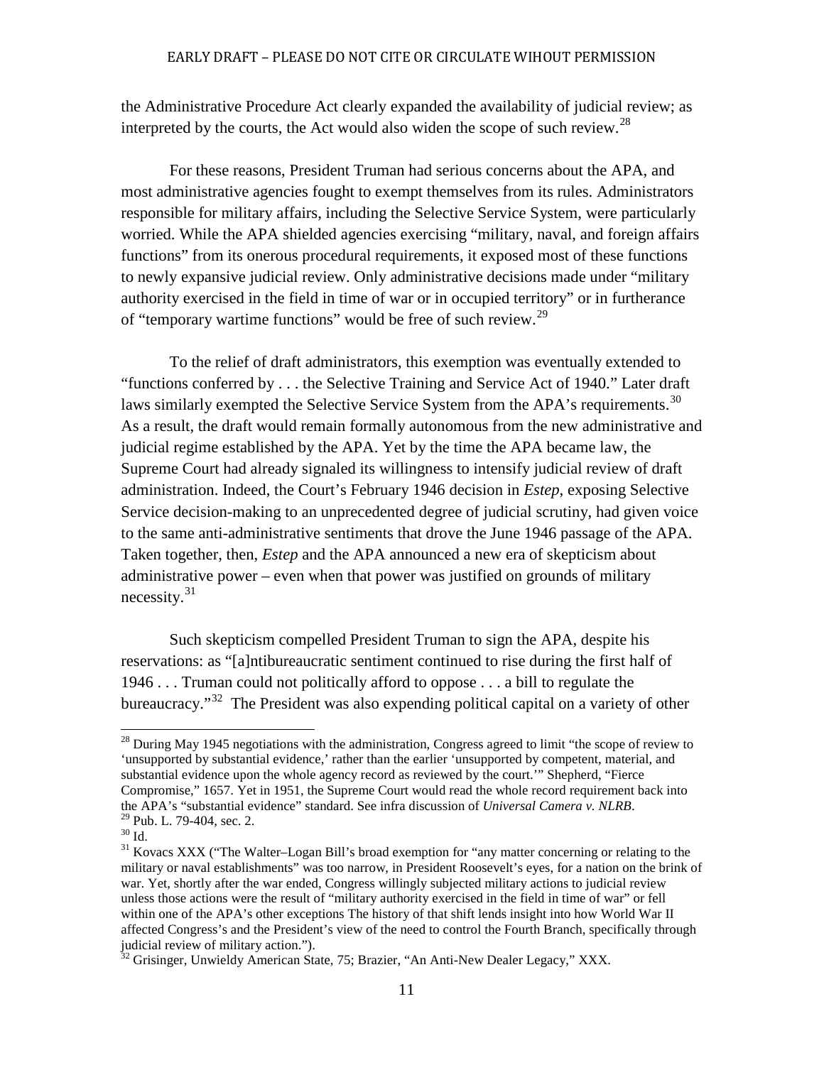the Administrative Procedure Act clearly expanded the availability of judicial review; as interpreted by the courts, the Act would also widen the scope of such review.[28]

For these reasons, President Truman had serious concerns about the APA, and most administrative agencies fought to exempt themselves from its rules. Administrators responsible for military affairs, including the Selective Service System, were particularly worried. While the APA shielded agencies exercising "military, naval, and foreign affairs functions" from its onerous procedural requirements, it exposed most of these functions to newly expansive judicial review. Only administrative decisions made under "military authority exercised in the field in time of war or in occupied territory" or in furtherance of "temporary wartime functions" would be free of such review.[29]

To the relief of draft administrators, this exemption was eventually extended to "functions conferred by . . . the Selective Training and Service Act of 1940." Later draft laws similarly exempted the Selective Service System from the APA's requirements.[30] As a result, the draft would remain formally autonomous from the new administrative and judicial regime established by the APA. Yet by the time the APA became law, the Supreme Court had already signaled its willingness to intensify judicial review of draft administration. Indeed, the Court's February 1946 decision in *Estep*, exposing Selective Service decision-making to an unprecedented degree of judicial scrutiny, had given voice to the same anti-administrative sentiments that drove the June 1946 passage of the APA. Taken together, then, *Estep* and the APA announced a new era of skepticism about administrative power – even when that power was justified on grounds of military necessity.[31]

Such skepticism compelled President Truman to sign the APA, despite his reservations: as "[a]ntibureaucratic sentiment continued to rise during the first half of 1946 . . . Truman could not politically afford to oppose . . . a bill to regulate the bureaucracy."[32] The President was also expending political capital on a variety of other

---

[28] During May 1945 negotiations with the administration, Congress agreed to limit "the scope of review to 'unsupported by substantial evidence,' rather than the earlier 'unsupported by competent, material, and substantial evidence upon the whole agency record as reviewed by the court.'" Shepherd, "Fierce Compromise," 1657. Yet in 1951, the Supreme Court would read the whole record requirement back into the APA's "substantial evidence" standard. See infra discussion of *Universal Camera v. NLRB*.

[29] Pub. L. 79-404, sec. 2.

[30] Id.

[31] Kovacs XXX ("The Walter–Logan Bill's broad exemption for "any matter concerning or relating to the military or naval establishments" was too narrow, in President Roosevelt's eyes, for a nation on the brink of war. Yet, shortly after the war ended, Congress willingly subjected military actions to judicial review unless those actions were the result of "military authority exercised in the field in time of war" or fell within one of the APA's other exceptions The history of that shift lends insight into how World War II affected Congress's and the President's view of the need to control the Fourth Branch, specifically through judicial review of military action.").

[32] Grisinger, Unwieldy American State, 75; Brazier, "An Anti-New Dealer Legacy," XXX.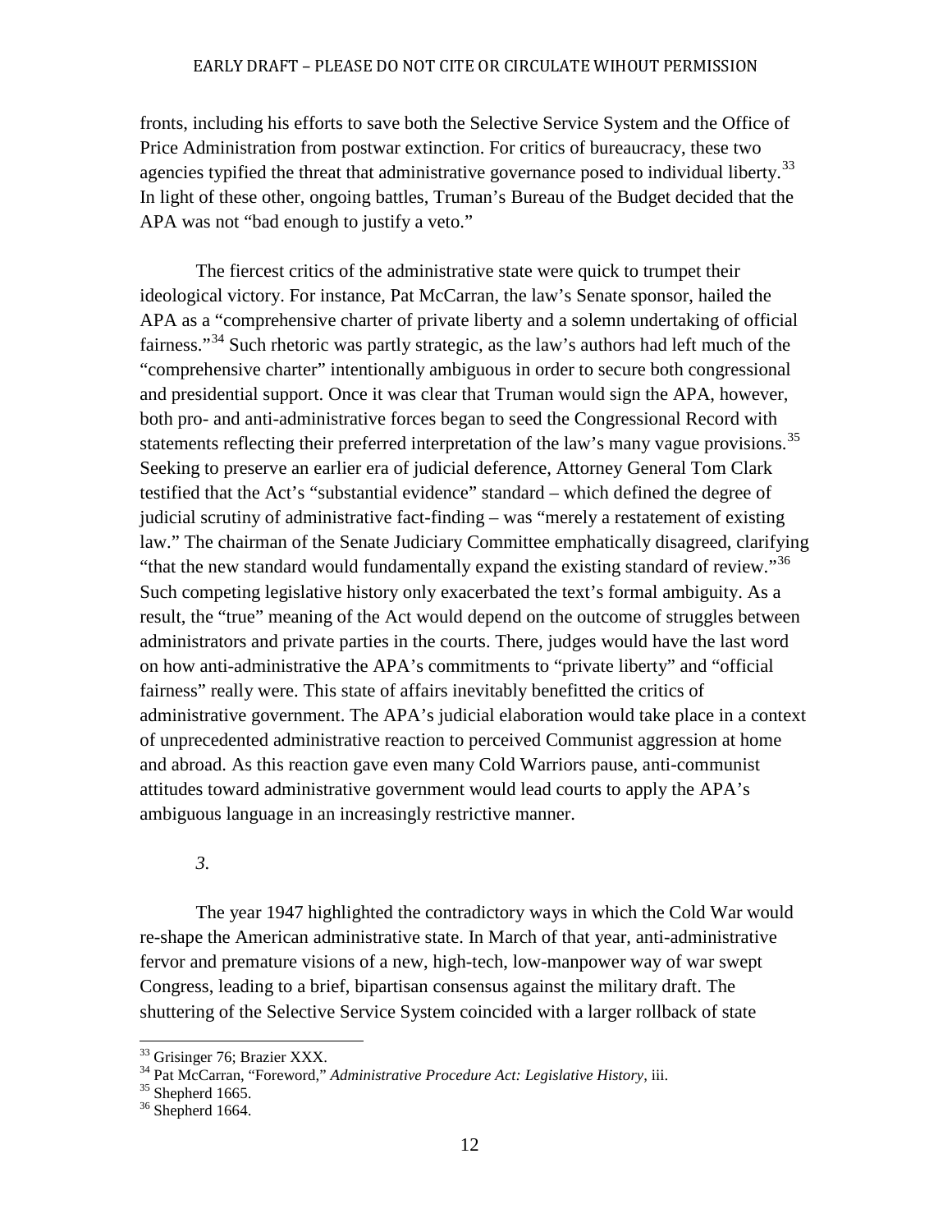fronts, including his efforts to save both the Selective Service System and the Office of Price Administration from postwar extinction. For critics of bureaucracy, these two agencies typified the threat that administrative governance posed to individual liberty.[33] In light of these other, ongoing battles, Truman's Bureau of the Budget decided that the APA was not "bad enough to justify a veto."

The fiercest critics of the administrative state were quick to trumpet their ideological victory. For instance, Pat McCarran, the law's Senate sponsor, hailed the APA as a "comprehensive charter of private liberty and a solemn undertaking of official fairness."[34] Such rhetoric was partly strategic, as the law's authors had left much of the "comprehensive charter" intentionally ambiguous in order to secure both congressional and presidential support. Once it was clear that Truman would sign the APA, however, both pro- and anti-administrative forces began to seed the Congressional Record with statements reflecting their preferred interpretation of the law's many vague provisions.[35] Seeking to preserve an earlier era of judicial deference, Attorney General Tom Clark testified that the Act's "substantial evidence" standard – which defined the degree of judicial scrutiny of administrative fact-finding – was "merely a restatement of existing law." The chairman of the Senate Judiciary Committee emphatically disagreed, clarifying "that the new standard would fundamentally expand the existing standard of review."[36] Such competing legislative history only exacerbated the text's formal ambiguity. As a result, the "true" meaning of the Act would depend on the outcome of struggles between administrators and private parties in the courts. There, judges would have the last word on how anti-administrative the APA's commitments to "private liberty" and "official fairness" really were. This state of affairs inevitably benefitted the critics of administrative government. The APA's judicial elaboration would take place in a context of unprecedented administrative reaction to perceived Communist aggression at home and abroad. As this reaction gave even many Cold Warriors pause, anti-communist attitudes toward administrative government would lead courts to apply the APA's ambiguous language in an increasingly restrictive manner.

*3.*

The year 1947 highlighted the contradictory ways in which the Cold War would re-shape the American administrative state. In March of that year, anti-administrative fervor and premature visions of a new, high-tech, low-manpower way of war swept Congress, leading to a brief, bipartisan consensus against the military draft. The shuttering of the Selective Service System coincided with a larger rollback of state

---

[33] Grisinger 76; Brazier XXX.

[34] Pat McCarran, "Foreword," *Administrative Procedure Act: Legislative History*, iii.

[35] Shepherd 1665.

[36] Shepherd 1664.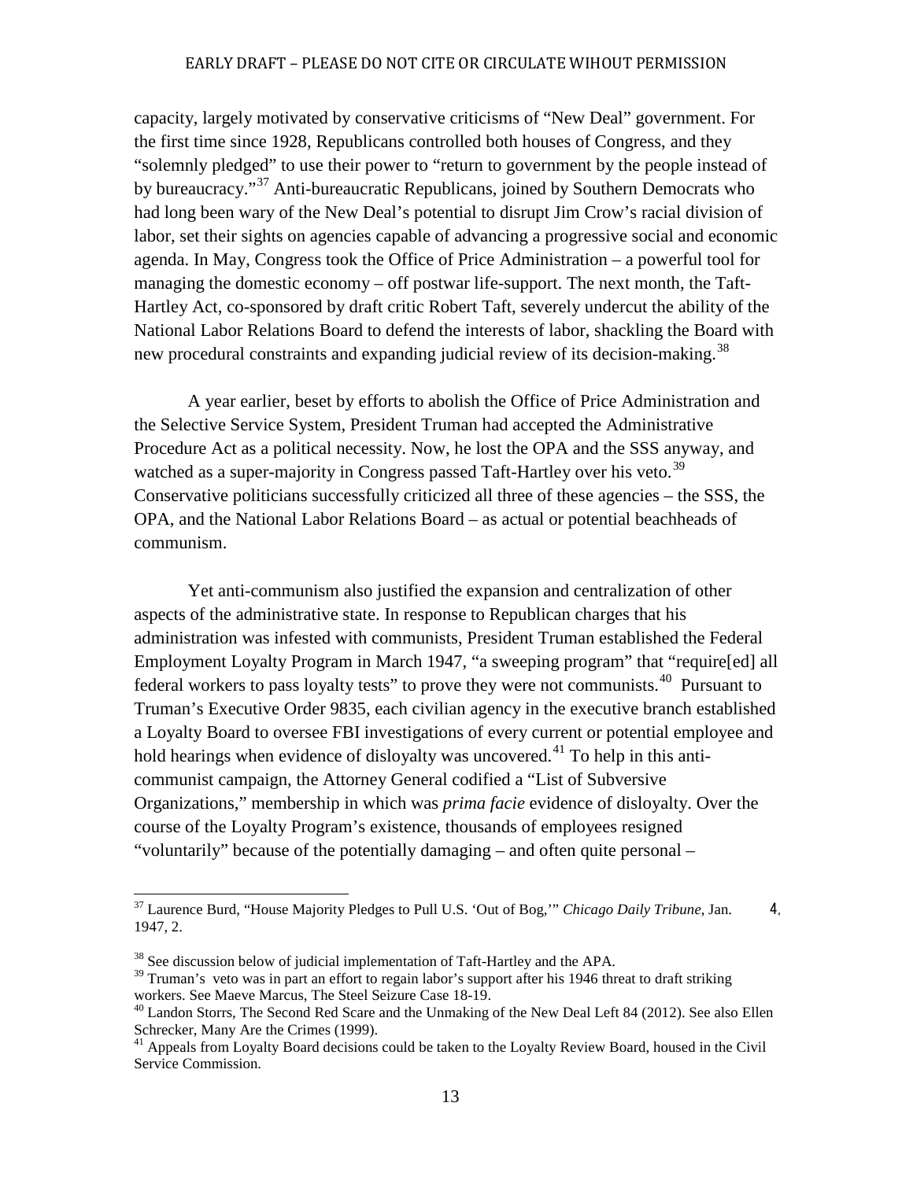capacity, largely motivated by conservative criticisms of "New Deal" government. For the first time since 1928, Republicans controlled both houses of Congress, and they "solemnly pledged" to use their power to "return to government by the people instead of by bureaucracy."[37] Anti-bureaucratic Republicans, joined by Southern Democrats who had long been wary of the New Deal's potential to disrupt Jim Crow's racial division of labor, set their sights on agencies capable of advancing a progressive social and economic agenda. In May, Congress took the Office of Price Administration – a powerful tool for managing the domestic economy – off postwar life-support. The next month, the Taft-Hartley Act, co-sponsored by draft critic Robert Taft, severely undercut the ability of the National Labor Relations Board to defend the interests of labor, shackling the Board with new procedural constraints and expanding judicial review of its decision-making.[38]

A year earlier, beset by efforts to abolish the Office of Price Administration and the Selective Service System, President Truman had accepted the Administrative Procedure Act as a political necessity. Now, he lost the OPA and the SSS anyway, and watched as a super-majority in Congress passed Taft-Hartley over his veto.[39] Conservative politicians successfully criticized all three of these agencies – the SSS, the OPA, and the National Labor Relations Board – as actual or potential beachheads of communism.

Yet anti-communism also justified the expansion and centralization of other aspects of the administrative state. In response to Republican charges that his administration was infested with communists, President Truman established the Federal Employment Loyalty Program in March 1947, "a sweeping program" that "require[ed] all federal workers to pass loyalty tests" to prove they were not communists.[40] Pursuant to Truman's Executive Order 9835, each civilian agency in the executive branch established a Loyalty Board to oversee FBI investigations of every current or potential employee and hold hearings when evidence of disloyalty was uncovered.[41] To help in this anti-communist campaign, the Attorney General codified a "List of Subversive Organizations," membership in which was *prima facie* evidence of disloyalty. Over the course of the Loyalty Program's existence, thousands of employees resigned "voluntarily" because of the potentially damaging – and often quite personal –

---

[37] Laurence Burd, "House Majority Pledges to Pull U.S. 'Out of Bog,'" *Chicago Daily Tribune*, Jan. 4, 1947, 2.

[38] See discussion below of judicial implementation of Taft-Hartley and the APA.

[39] Truman's veto was in part an effort to regain labor's support after his 1946 threat to draft striking workers. See Maeve Marcus, The Steel Seizure Case 18-19.

[40] Landon Storrs, The Second Red Scare and the Unmaking of the New Deal Left 84 (2012). See also Ellen Schrecker, Many Are the Crimes (1999).

[41] Appeals from Loyalty Board decisions could be taken to the Loyalty Review Board, housed in the Civil Service Commission.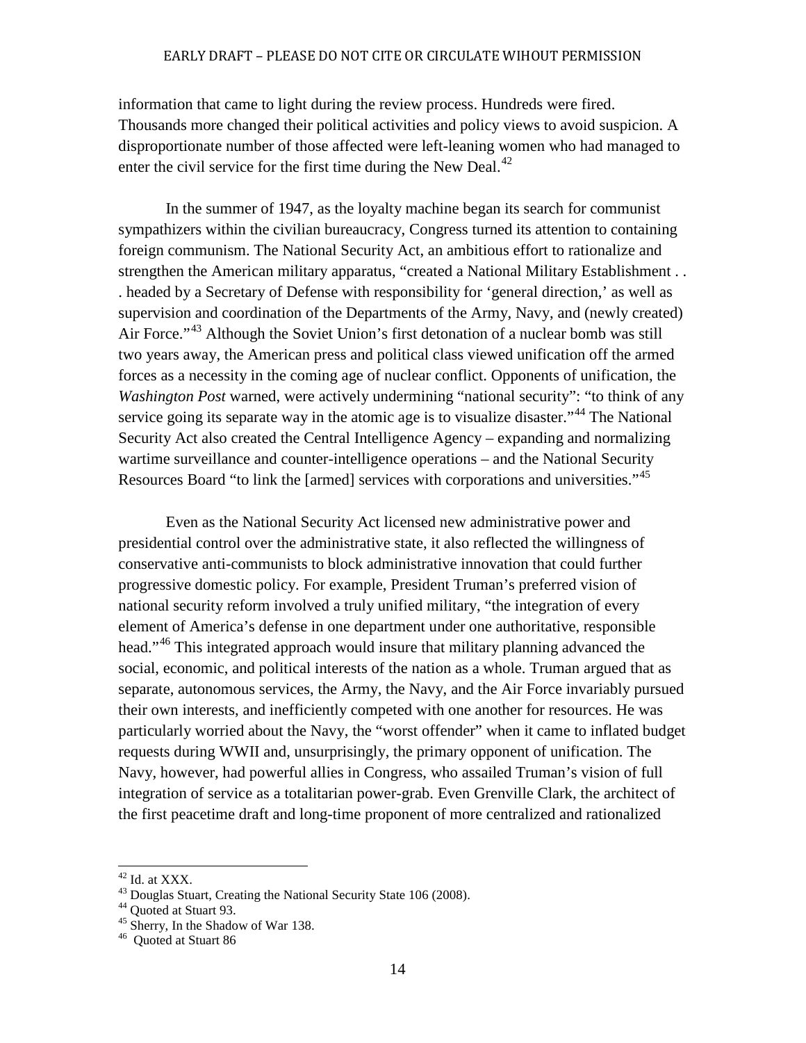information that came to light during the review process. Hundreds were fired. Thousands more changed their political activities and policy views to avoid suspicion. A disproportionate number of those affected were left-leaning women who had managed to enter the civil service for the first time during the New Deal.[42]

In the summer of 1947, as the loyalty machine began its search for communist sympathizers within the civilian bureaucracy, Congress turned its attention to containing foreign communism. The National Security Act, an ambitious effort to rationalize and strengthen the American military apparatus, "created a National Military Establishment . . . headed by a Secretary of Defense with responsibility for 'general direction,' as well as supervision and coordination of the Departments of the Army, Navy, and (newly created) Air Force."[43] Although the Soviet Union's first detonation of a nuclear bomb was still two years away, the American press and political class viewed unification off the armed forces as a necessity in the coming age of nuclear conflict. Opponents of unification, the *Washington Post* warned, were actively undermining "national security": "to think of any service going its separate way in the atomic age is to visualize disaster."[44] The National Security Act also created the Central Intelligence Agency – expanding and normalizing wartime surveillance and counter-intelligence operations – and the National Security Resources Board "to link the [armed] services with corporations and universities."[45]

Even as the National Security Act licensed new administrative power and presidential control over the administrative state, it also reflected the willingness of conservative anti-communists to block administrative innovation that could further progressive domestic policy. For example, President Truman's preferred vision of national security reform involved a truly unified military, "the integration of every element of America's defense in one department under one authoritative, responsible head."[46] This integrated approach would insure that military planning advanced the social, economic, and political interests of the nation as a whole. Truman argued that as separate, autonomous services, the Army, the Navy, and the Air Force invariably pursued their own interests, and inefficiently competed with one another for resources. He was particularly worried about the Navy, the "worst offender" when it came to inflated budget requests during WWII and, unsurprisingly, the primary opponent of unification. The Navy, however, had powerful allies in Congress, who assailed Truman's vision of full integration of service as a totalitarian power-grab. Even Grenville Clark, the architect of the first peacetime draft and long-time proponent of more centralized and rationalized

---

[42] Id. at XXX.

[43] Douglas Stuart, Creating the National Security State 106 (2008).

[44] Quoted at Stuart 93.

[45] Sherry, In the Shadow of War 138.

[46] Quoted at Stuart 86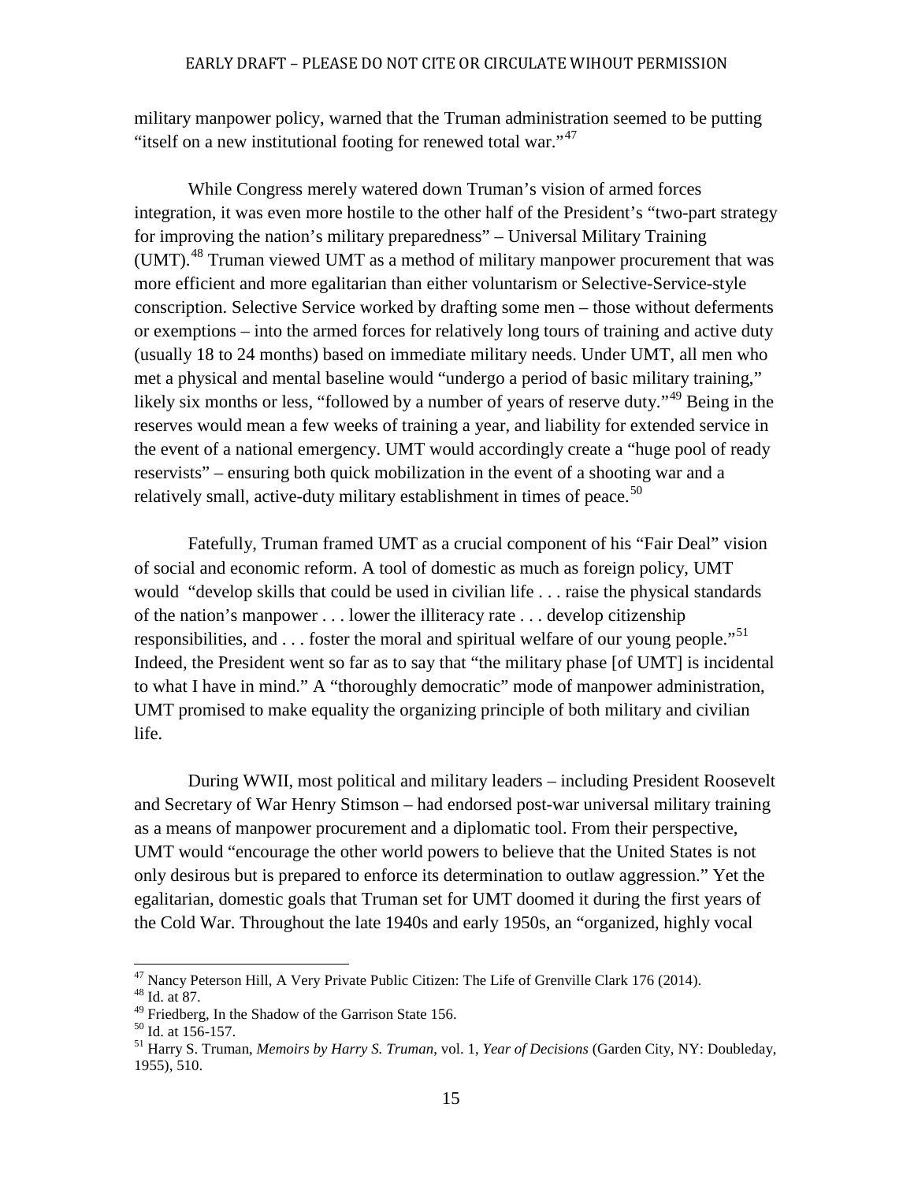military manpower policy, warned that the Truman administration seemed to be putting "itself on a new institutional footing for renewed total war."[47]

While Congress merely watered down Truman's vision of armed forces integration, it was even more hostile to the other half of the President's "two-part strategy for improving the nation's military preparedness" – Universal Military Training (UMT).[48] Truman viewed UMT as a method of military manpower procurement that was more efficient and more egalitarian than either voluntarism or Selective-Service-style conscription. Selective Service worked by drafting some men – those without deferments or exemptions – into the armed forces for relatively long tours of training and active duty (usually 18 to 24 months) based on immediate military needs. Under UMT, all men who met a physical and mental baseline would "undergo a period of basic military training," likely six months or less, "followed by a number of years of reserve duty."[49] Being in the reserves would mean a few weeks of training a year, and liability for extended service in the event of a national emergency. UMT would accordingly create a "huge pool of ready reservists" – ensuring both quick mobilization in the event of a shooting war and a relatively small, active-duty military establishment in times of peace.[50]

Fatefully, Truman framed UMT as a crucial component of his "Fair Deal" vision of social and economic reform. A tool of domestic as much as foreign policy, UMT would "develop skills that could be used in civilian life . . . raise the physical standards of the nation's manpower . . . lower the illiteracy rate . . . develop citizenship responsibilities, and . . . foster the moral and spiritual welfare of our young people."[51] Indeed, the President went so far as to say that "the military phase [of UMT] is incidental to what I have in mind." A "thoroughly democratic" mode of manpower administration, UMT promised to make equality the organizing principle of both military and civilian life.

During WWII, most political and military leaders – including President Roosevelt and Secretary of War Henry Stimson – had endorsed post-war universal military training as a means of manpower procurement and a diplomatic tool. From their perspective, UMT would "encourage the other world powers to believe that the United States is not only desirous but is prepared to enforce its determination to outlaw aggression." Yet the egalitarian, domestic goals that Truman set for UMT doomed it during the first years of the Cold War. Throughout the late 1940s and early 1950s, an "organized, highly vocal

---

[47] Nancy Peterson Hill, A Very Private Public Citizen: The Life of Grenville Clark 176 (2014).

[48] Id. at 87.

[49] Friedberg, In the Shadow of the Garrison State 156.

[50] Id. at 156-157.

[51] Harry S. Truman, *Memoirs by Harry S. Truman*, vol. 1, *Year of Decisions* (Garden City, NY: Doubleday, 1955), 510.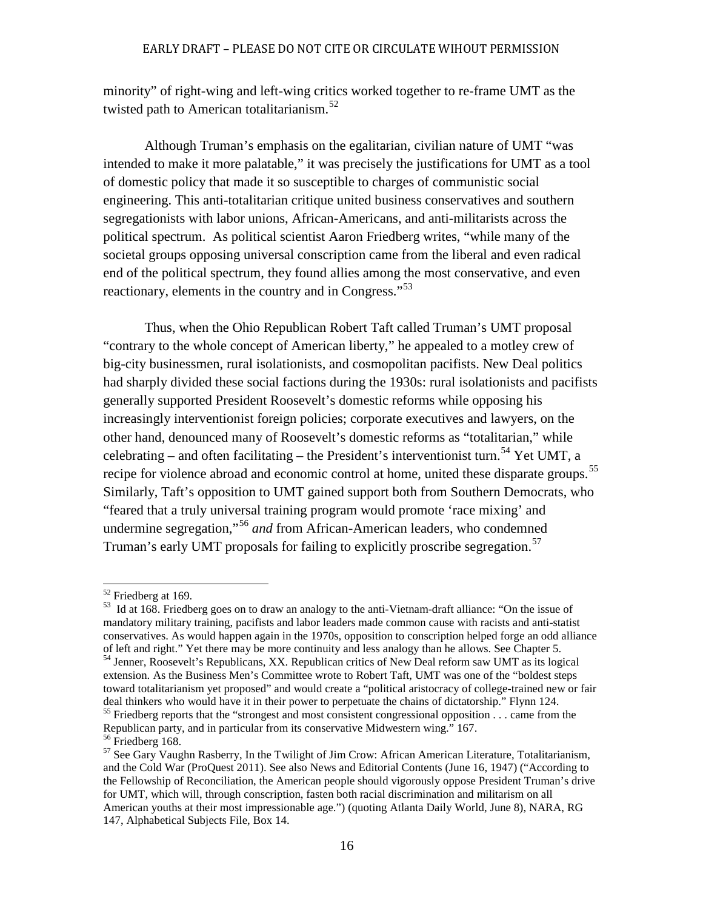minority" of right-wing and left-wing critics worked together to re-frame UMT as the twisted path to American totalitarianism.[52]

Although Truman's emphasis on the egalitarian, civilian nature of UMT "was intended to make it more palatable," it was precisely the justifications for UMT as a tool of domestic policy that made it so susceptible to charges of communistic social engineering. This anti-totalitarian critique united business conservatives and southern segregationists with labor unions, African-Americans, and anti-militarists across the political spectrum. As political scientist Aaron Friedberg writes, "while many of the societal groups opposing universal conscription came from the liberal and even radical end of the political spectrum, they found allies among the most conservative, and even reactionary, elements in the country and in Congress."[53]

Thus, when the Ohio Republican Robert Taft called Truman's UMT proposal "contrary to the whole concept of American liberty," he appealed to a motley crew of big-city businessmen, rural isolationists, and cosmopolitan pacifists. New Deal politics had sharply divided these social factions during the 1930s: rural isolationists and pacifists generally supported President Roosevelt's domestic reforms while opposing his increasingly interventionist foreign policies; corporate executives and lawyers, on the other hand, denounced many of Roosevelt's domestic reforms as "totalitarian," while celebrating – and often facilitating – the President's interventionist turn.[54] Yet UMT, a recipe for violence abroad and economic control at home, united these disparate groups.[55] Similarly, Taft's opposition to UMT gained support both from Southern Democrats, who "feared that a truly universal training program would promote 'race mixing' and undermine segregation,"[56] *and* from African-American leaders, who condemned Truman's early UMT proposals for failing to explicitly proscribe segregation.[57]

---

[52] Friedberg at 169.

[53] Id at 168. Friedberg goes on to draw an analogy to the anti-Vietnam-draft alliance: "On the issue of mandatory military training, pacifists and labor leaders made common cause with racists and anti-statist conservatives. As would happen again in the 1970s, opposition to conscription helped forge an odd alliance of left and right." Yet there may be more continuity and less analogy than he allows. See Chapter 5.

[54] Jenner, Roosevelt's Republicans, XX. Republican critics of New Deal reform saw UMT as its logical extension. As the Business Men's Committee wrote to Robert Taft, UMT was one of the "boldest steps toward totalitarianism yet proposed" and would create a "political aristocracy of college-trained new or fair deal thinkers who would have it in their power to perpetuate the chains of dictatorship." Flynn 124.

[55] Friedberg reports that the "strongest and most consistent congressional opposition . . . came from the Republican party, and in particular from its conservative Midwestern wing." 167.

[56] Friedberg 168.

[57] See Gary Vaughn Rasberry, In the Twilight of Jim Crow: African American Literature, Totalitarianism, and the Cold War (ProQuest 2011). See also News and Editorial Contents (June 16, 1947) ("According to the Fellowship of Reconciliation, the American people should vigorously oppose President Truman's drive for UMT, which will, through conscription, fasten both racial discrimination and militarism on all American youths at their most impressionable age.") (quoting Atlanta Daily World, June 8), NARA, RG 147, Alphabetical Subjects File, Box 14.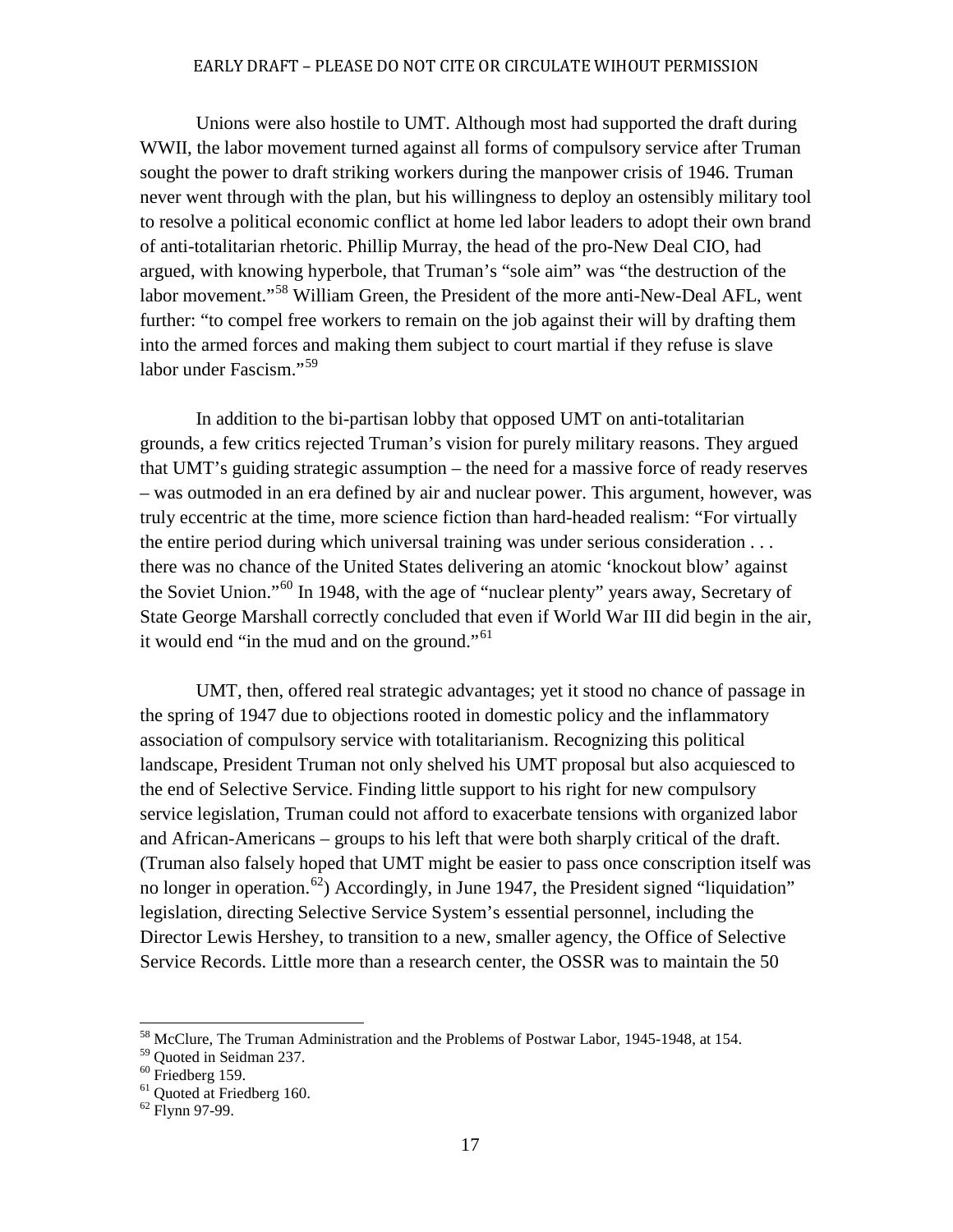Unions were also hostile to UMT. Although most had supported the draft during WWII, the labor movement turned against all forms of compulsory service after Truman sought the power to draft striking workers during the manpower crisis of 1946. Truman never went through with the plan, but his willingness to deploy an ostensibly military tool to resolve a political economic conflict at home led labor leaders to adopt their own brand of anti-totalitarian rhetoric. Phillip Murray, the head of the pro-New Deal CIO, had argued, with knowing hyperbole, that Truman's "sole aim" was "the destruction of the labor movement."[58] William Green, the President of the more anti-New-Deal AFL, went further: "to compel free workers to remain on the job against their will by drafting them into the armed forces and making them subject to court martial if they refuse is slave labor under Fascism."[59]

In addition to the bi-partisan lobby that opposed UMT on anti-totalitarian grounds, a few critics rejected Truman's vision for purely military reasons. They argued that UMT's guiding strategic assumption – the need for a massive force of ready reserves – was outmoded in an era defined by air and nuclear power. This argument, however, was truly eccentric at the time, more science fiction than hard-headed realism: "For virtually the entire period during which universal training was under serious consideration . . . there was no chance of the United States delivering an atomic 'knockout blow' against the Soviet Union."[60] In 1948, with the age of "nuclear plenty" years away, Secretary of State George Marshall correctly concluded that even if World War III did begin in the air, it would end "in the mud and on the ground."[61]

UMT, then, offered real strategic advantages; yet it stood no chance of passage in the spring of 1947 due to objections rooted in domestic policy and the inflammatory association of compulsory service with totalitarianism. Recognizing this political landscape, President Truman not only shelved his UMT proposal but also acquiesced to the end of Selective Service. Finding little support to his right for new compulsory service legislation, Truman could not afford to exacerbate tensions with organized labor and African-Americans – groups to his left that were both sharply critical of the draft. (Truman also falsely hoped that UMT might be easier to pass once conscription itself was no longer in operation.[62]) Accordingly, in June 1947, the President signed "liquidation" legislation, directing Selective Service System's essential personnel, including the Director Lewis Hershey, to transition to a new, smaller agency, the Office of Selective Service Records. Little more than a research center, the OSSR was to maintain the 50

---

[58] McClure, The Truman Administration and the Problems of Postwar Labor, 1945-1948, at 154.

[59] Quoted in Seidman 237.

[60] Friedberg 159.

[61] Quoted at Friedberg 160.

[62] Flynn 97-99.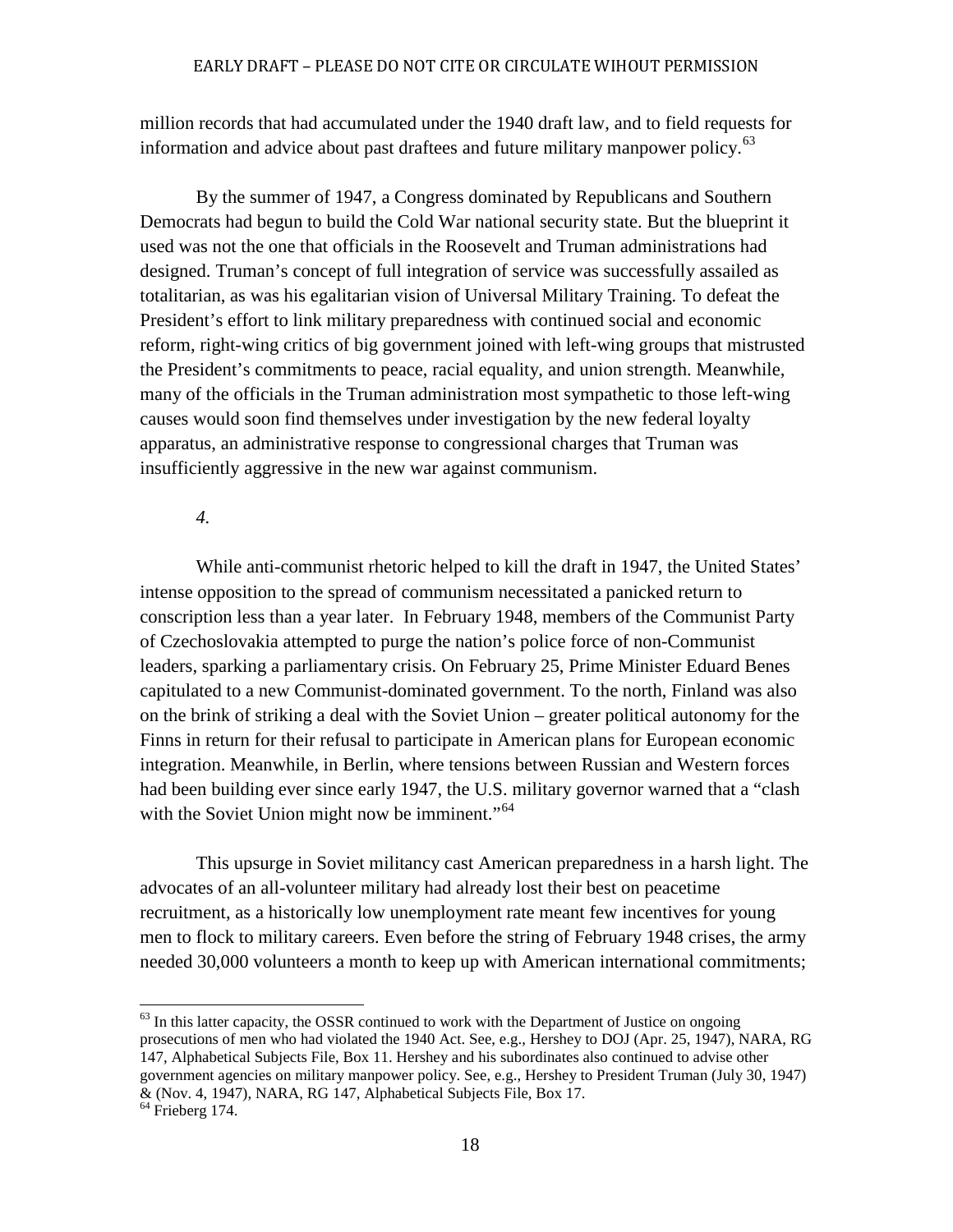million records that had accumulated under the 1940 draft law, and to field requests for information and advice about past draftees and future military manpower policy.[63]

By the summer of 1947, a Congress dominated by Republicans and Southern Democrats had begun to build the Cold War national security state. But the blueprint it used was not the one that officials in the Roosevelt and Truman administrations had designed. Truman's concept of full integration of service was successfully assailed as totalitarian, as was his egalitarian vision of Universal Military Training. To defeat the President's effort to link military preparedness with continued social and economic reform, right-wing critics of big government joined with left-wing groups that mistrusted the President's commitments to peace, racial equality, and union strength. Meanwhile, many of the officials in the Truman administration most sympathetic to those left-wing causes would soon find themselves under investigation by the new federal loyalty apparatus, an administrative response to congressional charges that Truman was insufficiently aggressive in the new war against communism.

*4.*

While anti-communist rhetoric helped to kill the draft in 1947, the United States' intense opposition to the spread of communism necessitated a panicked return to conscription less than a year later. In February 1948, members of the Communist Party of Czechoslovakia attempted to purge the nation's police force of non-Communist leaders, sparking a parliamentary crisis. On February 25, Prime Minister Eduard Benes capitulated to a new Communist-dominated government. To the north, Finland was also on the brink of striking a deal with the Soviet Union – greater political autonomy for the Finns in return for their refusal to participate in American plans for European economic integration. Meanwhile, in Berlin, where tensions between Russian and Western forces had been building ever since early 1947, the U.S. military governor warned that a "clash with the Soviet Union might now be imminent."[64]

This upsurge in Soviet militancy cast American preparedness in a harsh light. The advocates of an all-volunteer military had already lost their best on peacetime recruitment, as a historically low unemployment rate meant few incentives for young men to flock to military careers. Even before the string of February 1948 crises, the army needed 30,000 volunteers a month to keep up with American international commitments;

[63] In this latter capacity, the OSSR continued to work with the Department of Justice on ongoing prosecutions of men who had violated the 1940 Act. See, e.g., Hershey to DOJ (Apr. 25, 1947), NARA, RG 147, Alphabetical Subjects File, Box 11. Hershey and his subordinates also continued to advise other government agencies on military manpower policy. See, e.g., Hershey to President Truman (July 30, 1947) & (Nov. 4, 1947), NARA, RG 147, Alphabetical Subjects File, Box 17.

[64] Frieberg 174.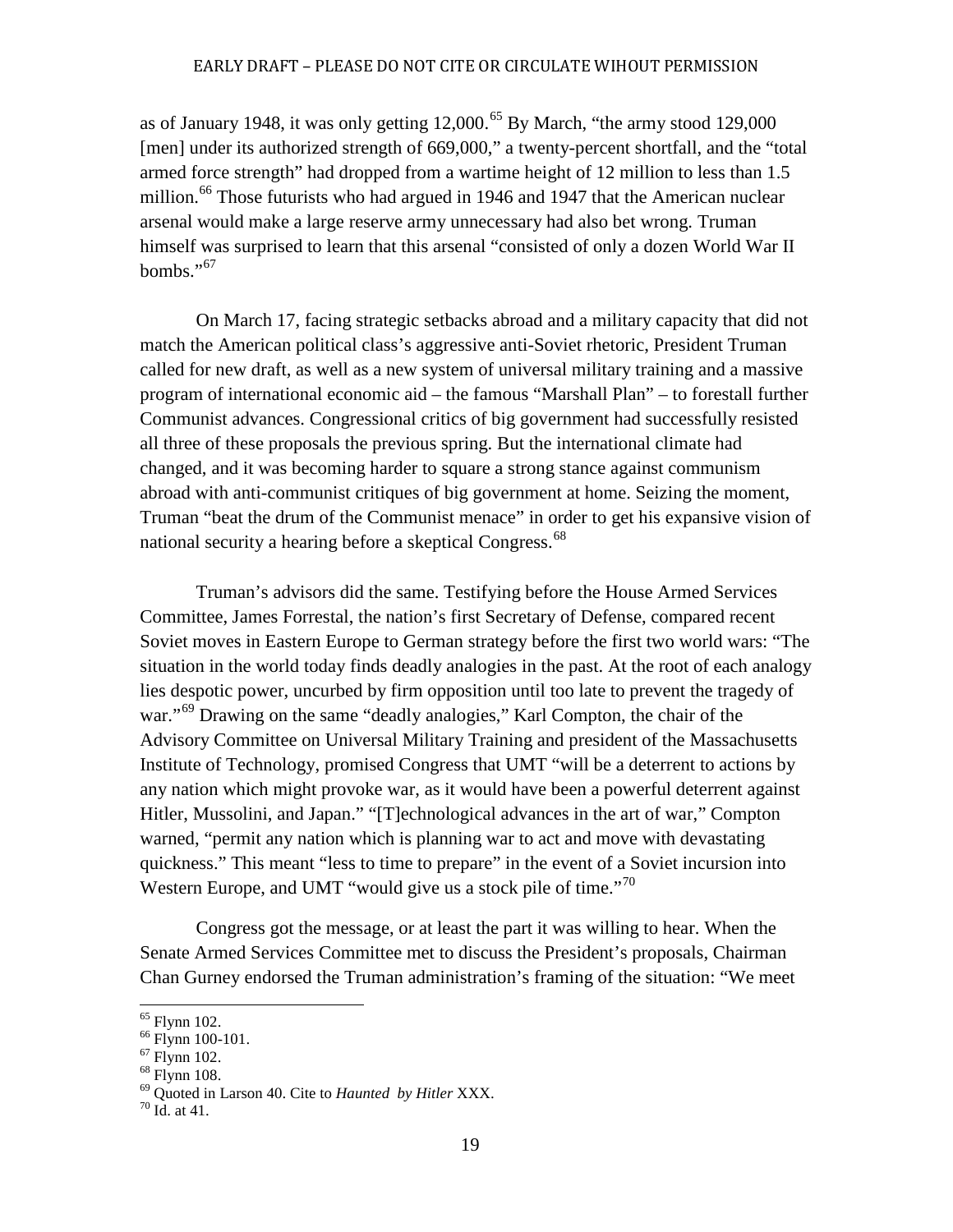as of January 1948, it was only getting 12,000.[65] By March, "the army stood 129,000 [men] under its authorized strength of 669,000," a twenty-percent shortfall, and the "total armed force strength" had dropped from a wartime height of 12 million to less than 1.5 million.[66] Those futurists who had argued in 1946 and 1947 that the American nuclear arsenal would make a large reserve army unnecessary had also bet wrong. Truman himself was surprised to learn that this arsenal "consisted of only a dozen World War II bombs."[67]

On March 17, facing strategic setbacks abroad and a military capacity that did not match the American political class's aggressive anti-Soviet rhetoric, President Truman called for new draft, as well as a new system of universal military training and a massive program of international economic aid – the famous "Marshall Plan" – to forestall further Communist advances. Congressional critics of big government had successfully resisted all three of these proposals the previous spring. But the international climate had changed, and it was becoming harder to square a strong stance against communism abroad with anti-communist critiques of big government at home. Seizing the moment, Truman "beat the drum of the Communist menace" in order to get his expansive vision of national security a hearing before a skeptical Congress.[68]

Truman's advisors did the same. Testifying before the House Armed Services Committee, James Forrestal, the nation's first Secretary of Defense, compared recent Soviet moves in Eastern Europe to German strategy before the first two world wars: "The situation in the world today finds deadly analogies in the past. At the root of each analogy lies despotic power, uncurbed by firm opposition until too late to prevent the tragedy of war."[69] Drawing on the same "deadly analogies," Karl Compton, the chair of the Advisory Committee on Universal Military Training and president of the Massachusetts Institute of Technology, promised Congress that UMT "will be a deterrent to actions by any nation which might provoke war, as it would have been a powerful deterrent against Hitler, Mussolini, and Japan." "[T]echnological advances in the art of war," Compton warned, "permit any nation which is planning war to act and move with devastating quickness." This meant "less to time to prepare" in the event of a Soviet incursion into Western Europe, and UMT "would give us a stock pile of time."[70]

Congress got the message, or at least the part it was willing to hear. When the Senate Armed Services Committee met to discuss the President's proposals, Chairman Chan Gurney endorsed the Truman administration's framing of the situation: "We meet

---

[65] Flynn 102.

[66] Flynn 100-101.

[67] Flynn 102.

[68] Flynn 108.

[69] Quoted in Larson 40. Cite to *Haunted by Hitler* XXX.

[70] Id. at 41.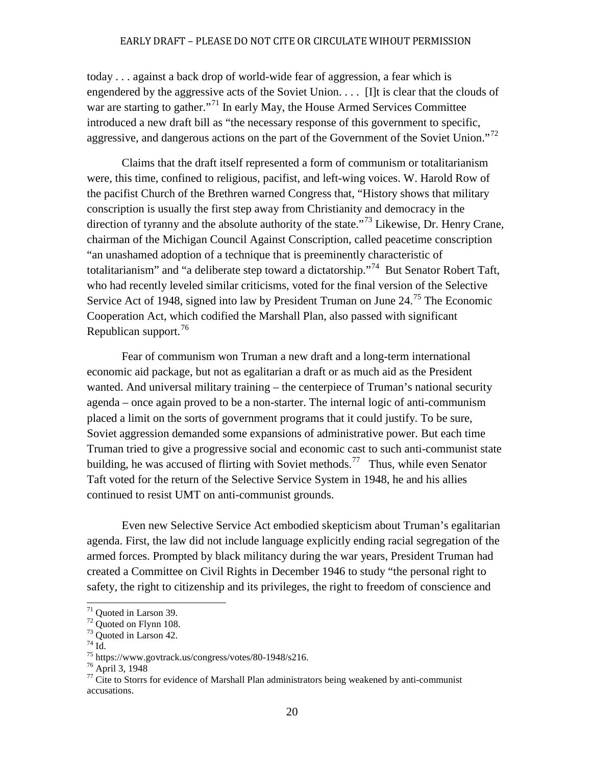today . . . against a back drop of world-wide fear of aggression, a fear which is engendered by the aggressive acts of the Soviet Union. . . . [I]t is clear that the clouds of war are starting to gather."[71] In early May, the House Armed Services Committee introduced a new draft bill as "the necessary response of this government to specific, aggressive, and dangerous actions on the part of the Government of the Soviet Union."[72]

Claims that the draft itself represented a form of communism or totalitarianism were, this time, confined to religious, pacifist, and left-wing voices. W. Harold Row of the pacifist Church of the Brethren warned Congress that, "History shows that military conscription is usually the first step away from Christianity and democracy in the direction of tyranny and the absolute authority of the state."[73] Likewise, Dr. Henry Crane, chairman of the Michigan Council Against Conscription, called peacetime conscription "an unashamed adoption of a technique that is preeminently characteristic of totalitarianism" and "a deliberate step toward a dictatorship."[74] But Senator Robert Taft, who had recently leveled similar criticisms, voted for the final version of the Selective Service Act of 1948, signed into law by President Truman on June 24.[75] The Economic Cooperation Act, which codified the Marshall Plan, also passed with significant Republican support.[76]

Fear of communism won Truman a new draft and a long-term international economic aid package, but not as egalitarian a draft or as much aid as the President wanted. And universal military training – the centerpiece of Truman's national security agenda – once again proved to be a non-starter. The internal logic of anti-communism placed a limit on the sorts of government programs that it could justify. To be sure, Soviet aggression demanded some expansions of administrative power. But each time Truman tried to give a progressive social and economic cast to such anti-communist state building, he was accused of flirting with Soviet methods.[77] Thus, while even Senator Taft voted for the return of the Selective Service System in 1948, he and his allies continued to resist UMT on anti-communist grounds.

Even new Selective Service Act embodied skepticism about Truman's egalitarian agenda. First, the law did not include language explicitly ending racial segregation of the armed forces. Prompted by black militancy during the war years, President Truman had created a Committee on Civil Rights in December 1946 to study "the personal right to safety, the right to citizenship and its privileges, the right to freedom of conscience and

[71] Quoted in Larson 39.

[72] Quoted on Flynn 108.

[73] Quoted in Larson 42.

[74] Id.

[75] https://www.govtrack.us/congress/votes/80-1948/s216.

[76] April 3, 1948

[77] Cite to Storrs for evidence of Marshall Plan administrators being weakened by anti-communist accusations.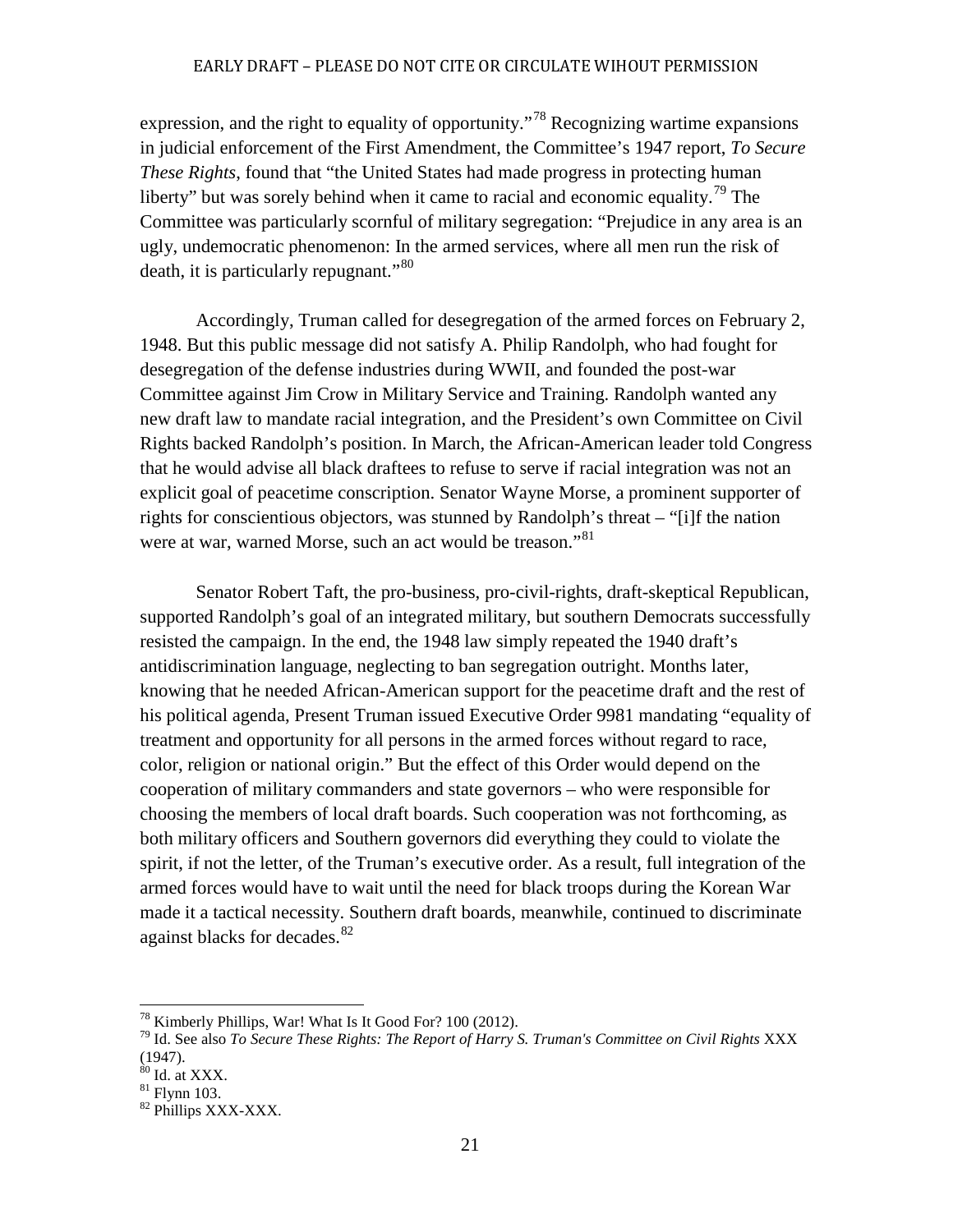expression, and the right to equality of opportunity."[78] Recognizing wartime expansions in judicial enforcement of the First Amendment, the Committee's 1947 report, *To Secure These Rights*, found that "the United States had made progress in protecting human liberty" but was sorely behind when it came to racial and economic equality.[79] The Committee was particularly scornful of military segregation: "Prejudice in any area is an ugly, undemocratic phenomenon: In the armed services, where all men run the risk of death, it is particularly repugnant."[80]

Accordingly, Truman called for desegregation of the armed forces on February 2, 1948. But this public message did not satisfy A. Philip Randolph, who had fought for desegregation of the defense industries during WWII, and founded the post-war Committee against Jim Crow in Military Service and Training. Randolph wanted any new draft law to mandate racial integration, and the President's own Committee on Civil Rights backed Randolph's position. In March, the African-American leader told Congress that he would advise all black draftees to refuse to serve if racial integration was not an explicit goal of peacetime conscription. Senator Wayne Morse, a prominent supporter of rights for conscientious objectors, was stunned by Randolph's threat – "[i]f the nation were at war, warned Morse, such an act would be treason."[81]

Senator Robert Taft, the pro-business, pro-civil-rights, draft-skeptical Republican, supported Randolph's goal of an integrated military, but southern Democrats successfully resisted the campaign. In the end, the 1948 law simply repeated the 1940 draft's antidiscrimination language, neglecting to ban segregation outright. Months later, knowing that he needed African-American support for the peacetime draft and the rest of his political agenda, Present Truman issued Executive Order 9981 mandating "equality of treatment and opportunity for all persons in the armed forces without regard to race, color, religion or national origin." But the effect of this Order would depend on the cooperation of military commanders and state governors – who were responsible for choosing the members of local draft boards. Such cooperation was not forthcoming, as both military officers and Southern governors did everything they could to violate the spirit, if not the letter, of the Truman's executive order. As a result, full integration of the armed forces would have to wait until the need for black troops during the Korean War made it a tactical necessity. Southern draft boards, meanwhile, continued to discriminate against blacks for decades.[82]

---

[78] Kimberly Phillips, War! What Is It Good For? 100 (2012).

[79] Id. See also *To Secure These Rights: The Report of Harry S. Truman's Committee on Civil Rights* XXX (1947).

[80] Id. at XXX.

[81] Flynn 103.

[82] Phillips XXX-XXX.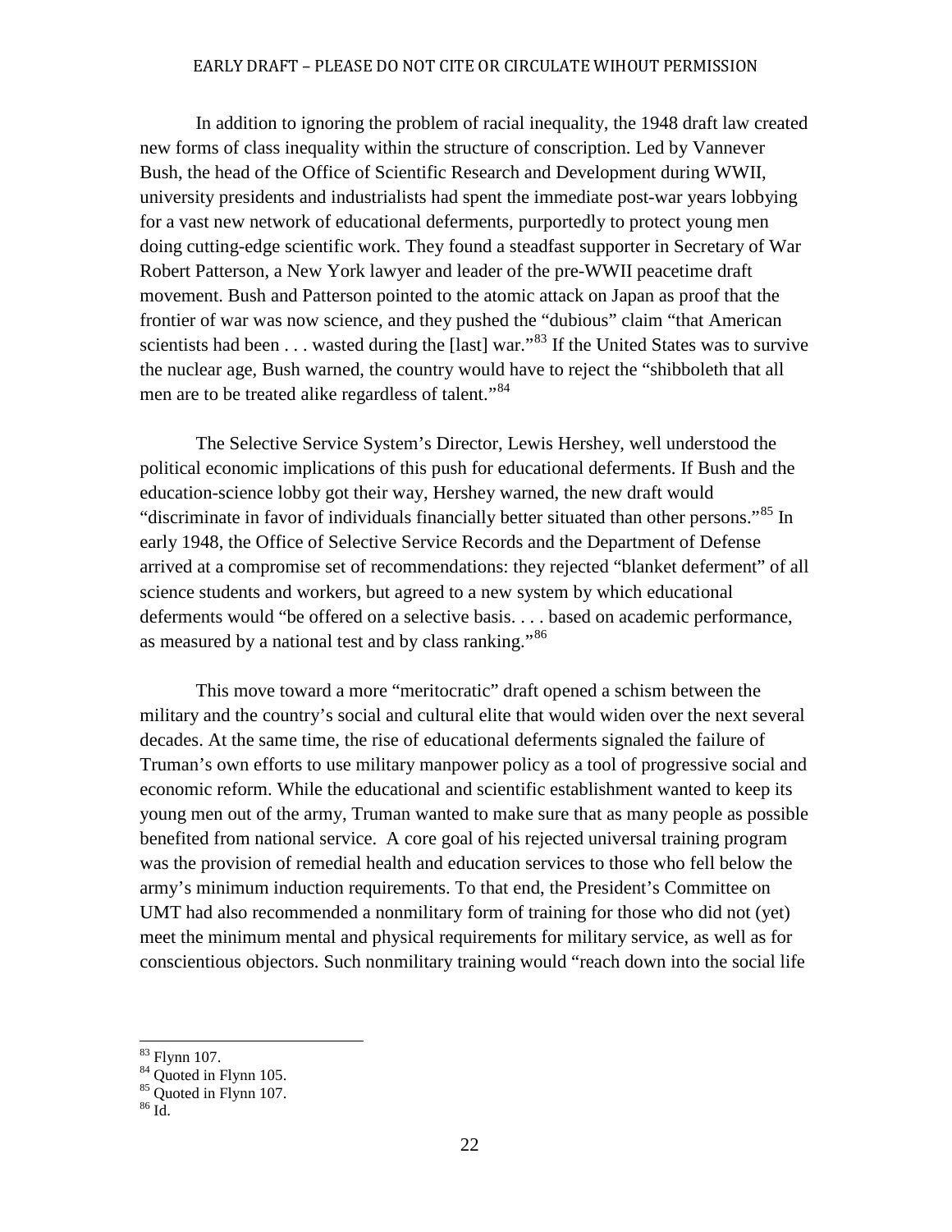In addition to ignoring the problem of racial inequality, the 1948 draft law created new forms of class inequality within the structure of conscription. Led by Vannever Bush, the head of the Office of Scientific Research and Development during WWII, university presidents and industrialists had spent the immediate post-war years lobbying for a vast new network of educational deferments, purportedly to protect young men doing cutting-edge scientific work. They found a steadfast supporter in Secretary of War Robert Patterson, a New York lawyer and leader of the pre-WWII peacetime draft movement. Bush and Patterson pointed to the atomic attack on Japan as proof that the frontier of war was now science, and they pushed the "dubious" claim "that American scientists had been . . . wasted during the [last] war."[83] If the United States was to survive the nuclear age, Bush warned, the country would have to reject the "shibboleth that all men are to be treated alike regardless of talent."[84]

The Selective Service System's Director, Lewis Hershey, well understood the political economic implications of this push for educational deferments. If Bush and the education-science lobby got their way, Hershey warned, the new draft would "discriminate in favor of individuals financially better situated than other persons."[85] In early 1948, the Office of Selective Service Records and the Department of Defense arrived at a compromise set of recommendations: they rejected "blanket deferment" of all science students and workers, but agreed to a new system by which educational deferments would "be offered on a selective basis. . . . based on academic performance, as measured by a national test and by class ranking."[86]

This move toward a more "meritocratic" draft opened a schism between the military and the country's social and cultural elite that would widen over the next several decades. At the same time, the rise of educational deferments signaled the failure of Truman's own efforts to use military manpower policy as a tool of progressive social and economic reform. While the educational and scientific establishment wanted to keep its young men out of the army, Truman wanted to make sure that as many people as possible benefited from national service. A core goal of his rejected universal training program was the provision of remedial health and education services to those who fell below the army's minimum induction requirements. To that end, the President's Committee on UMT had also recommended a nonmilitary form of training for those who did not (yet) meet the minimum mental and physical requirements for military service, as well as for conscientious objectors. Such nonmilitary training would "reach down into the social life

[83] Flynn 107.

[84] Quoted in Flynn 105.

[85] Quoted in Flynn 107.

[86] Id.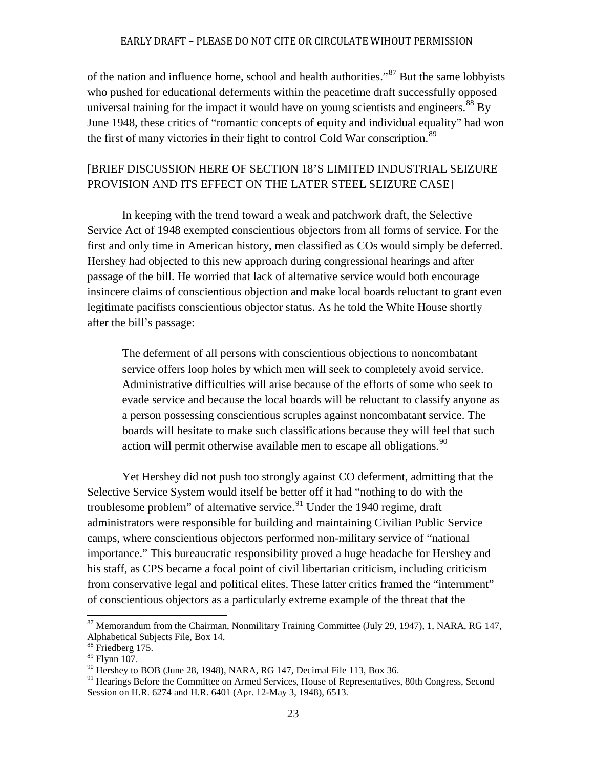of the nation and influence home, school and health authorities."[87] But the same lobbyists who pushed for educational deferments within the peacetime draft successfully opposed universal training for the impact it would have on young scientists and engineers.[88] By June 1948, these critics of "romantic concepts of equity and individual equality" had won the first of many victories in their fight to control Cold War conscription.[89]

[BRIEF DISCUSSION HERE OF SECTION 18'S LIMITED INDUSTRIAL SEIZURE PROVISION AND ITS EFFECT ON THE LATER STEEL SEIZURE CASE]

In keeping with the trend toward a weak and patchwork draft, the Selective Service Act of 1948 exempted conscientious objectors from all forms of service. For the first and only time in American history, men classified as COs would simply be deferred. Hershey had objected to this new approach during congressional hearings and after passage of the bill. He worried that lack of alternative service would both encourage insincere claims of conscientious objection and make local boards reluctant to grant even legitimate pacifists conscientious objector status. As he told the White House shortly after the bill's passage:

> The deferment of all persons with conscientious objections to noncombatant service offers loop holes by which men will seek to completely avoid service. Administrative difficulties will arise because of the efforts of some who seek to evade service and because the local boards will be reluctant to classify anyone as a person possessing conscientious scruples against noncombatant service. The boards will hesitate to make such classifications because they will feel that such action will permit otherwise available men to escape all obligations.[90]

Yet Hershey did not push too strongly against CO deferment, admitting that the Selective Service System would itself be better off it had "nothing to do with the troublesome problem" of alternative service.[91] Under the 1940 regime, draft administrators were responsible for building and maintaining Civilian Public Service camps, where conscientious objectors performed non-military service of "national importance." This bureaucratic responsibility proved a huge headache for Hershey and his staff, as CPS became a focal point of civil libertarian criticism, including criticism from conservative legal and political elites. These latter critics framed the "internment" of conscientious objectors as a particularly extreme example of the threat that the

---

[87] Memorandum from the Chairman, Nonmilitary Training Committee (July 29, 1947), 1, NARA, RG 147, Alphabetical Subjects File, Box 14.

[88] Friedberg 175.

[89] Flynn 107.

[90] Hershey to BOB (June 28, 1948), NARA, RG 147, Decimal File 113, Box 36.

[91] Hearings Before the Committee on Armed Services, House of Representatives, 80th Congress, Second Session on H.R. 6274 and H.R. 6401 (Apr. 12-May 3, 1948), 6513.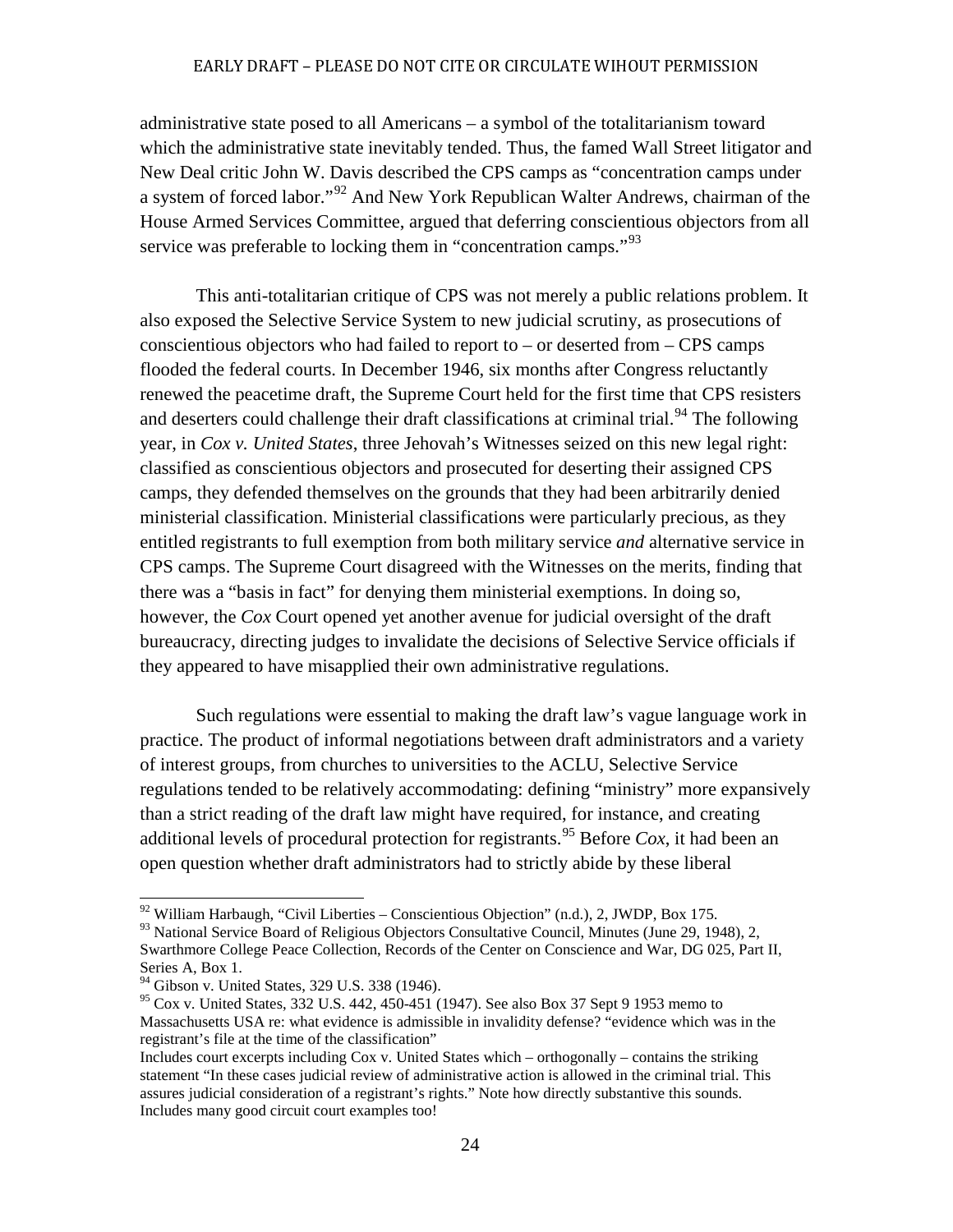administrative state posed to all Americans – a symbol of the totalitarianism toward which the administrative state inevitably tended. Thus, the famed Wall Street litigator and New Deal critic John W. Davis described the CPS camps as "concentration camps under a system of forced labor."[92] And New York Republican Walter Andrews, chairman of the House Armed Services Committee, argued that deferring conscientious objectors from all service was preferable to locking them in "concentration camps."[93]

This anti-totalitarian critique of CPS was not merely a public relations problem. It also exposed the Selective Service System to new judicial scrutiny, as prosecutions of conscientious objectors who had failed to report to – or deserted from – CPS camps flooded the federal courts. In December 1946, six months after Congress reluctantly renewed the peacetime draft, the Supreme Court held for the first time that CPS resisters and deserters could challenge their draft classifications at criminal trial.[94] The following year, in *Cox v. United States*, three Jehovah's Witnesses seized on this new legal right: classified as conscientious objectors and prosecuted for deserting their assigned CPS camps, they defended themselves on the grounds that they had been arbitrarily denied ministerial classification. Ministerial classifications were particularly precious, as they entitled registrants to full exemption from both military service *and* alternative service in CPS camps. The Supreme Court disagreed with the Witnesses on the merits, finding that there was a "basis in fact" for denying them ministerial exemptions. In doing so, however, the *Cox* Court opened yet another avenue for judicial oversight of the draft bureaucracy, directing judges to invalidate the decisions of Selective Service officials if they appeared to have misapplied their own administrative regulations.

Such regulations were essential to making the draft law's vague language work in practice. The product of informal negotiations between draft administrators and a variety of interest groups, from churches to universities to the ACLU, Selective Service regulations tended to be relatively accommodating: defining "ministry" more expansively than a strict reading of the draft law might have required, for instance, and creating additional levels of procedural protection for registrants.[95] Before *Cox*, it had been an open question whether draft administrators had to strictly abide by these liberal

---

[92] William Harbaugh, "Civil Liberties – Conscientious Objection" (n.d.), 2, JWDP, Box 175.

[93] National Service Board of Religious Objectors Consultative Council, Minutes (June 29, 1948), 2, Swarthmore College Peace Collection, Records of the Center on Conscience and War, DG 025, Part II, Series A, Box 1.

[94] Gibson v. United States, 329 U.S. 338 (1946).

[95] Cox v. United States, 332 U.S. 442, 450-451 (1947). See also Box 37 Sept 9 1953 memo to Massachusetts USA re: what evidence is admissible in invalidity defense? "evidence which was in the registrant's file at the time of the classification"

Includes court excerpts including Cox v. United States which – orthogonally – contains the striking statement "In these cases judicial review of administrative action is allowed in the criminal trial. This assures judicial consideration of a registrant's rights." Note how directly substantive this sounds. Includes many good circuit court examples too!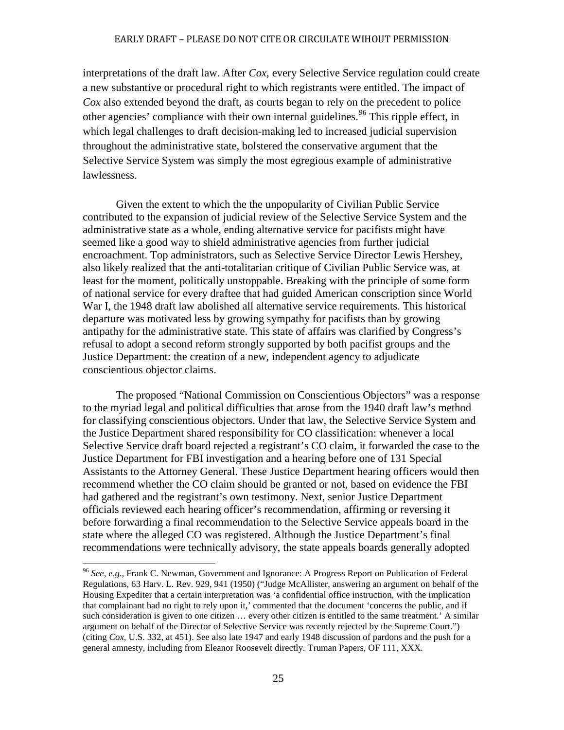interpretations of the draft law. After *Cox*, every Selective Service regulation could create a new substantive or procedural right to which registrants were entitled. The impact of *Cox* also extended beyond the draft, as courts began to rely on the precedent to police other agencies' compliance with their own internal guidelines.[96] This ripple effect, in which legal challenges to draft decision-making led to increased judicial supervision throughout the administrative state, bolstered the conservative argument that the Selective Service System was simply the most egregious example of administrative lawlessness.

Given the extent to which the the unpopularity of Civilian Public Service contributed to the expansion of judicial review of the Selective Service System and the administrative state as a whole, ending alternative service for pacifists might have seemed like a good way to shield administrative agencies from further judicial encroachment. Top administrators, such as Selective Service Director Lewis Hershey, also likely realized that the anti-totalitarian critique of Civilian Public Service was, at least for the moment, politically unstoppable. Breaking with the principle of some form of national service for every draftee that had guided American conscription since World War I, the 1948 draft law abolished all alternative service requirements. This historical departure was motivated less by growing sympathy for pacifists than by growing antipathy for the administrative state. This state of affairs was clarified by Congress's refusal to adopt a second reform strongly supported by both pacifist groups and the Justice Department: the creation of a new, independent agency to adjudicate conscientious objector claims.

The proposed "National Commission on Conscientious Objectors" was a response to the myriad legal and political difficulties that arose from the 1940 draft law's method for classifying conscientious objectors. Under that law, the Selective Service System and the Justice Department shared responsibility for CO classification: whenever a local Selective Service draft board rejected a registrant's CO claim, it forwarded the case to the Justice Department for FBI investigation and a hearing before one of 131 Special Assistants to the Attorney General. These Justice Department hearing officers would then recommend whether the CO claim should be granted or not, based on evidence the FBI had gathered and the registrant's own testimony. Next, senior Justice Department officials reviewed each hearing officer's recommendation, affirming or reversing it before forwarding a final recommendation to the Selective Service appeals board in the state where the alleged CO was registered. Although the Justice Department's final recommendations were technically advisory, the state appeals boards generally adopted

---

[96] *See, e.g.*, Frank C. Newman, Government and Ignorance: A Progress Report on Publication of Federal Regulations, 63 Harv. L. Rev. 929, 941 (1950) ("Judge McAllister, answering an argument on behalf of the Housing Expediter that a certain interpretation was 'a confidential office instruction, with the implication that complainant had no right to rely upon it,' commented that the document 'concerns the public, and if such consideration is given to one citizen … every other citizen is entitled to the same treatment.' A similar argument on behalf of the Director of Selective Service was recently rejected by the Supreme Court.") (citing *Cox*, U.S. 332, at 451). See also late 1947 and early 1948 discussion of pardons and the push for a general amnesty, including from Eleanor Roosevelt directly. Truman Papers, OF 111, XXX.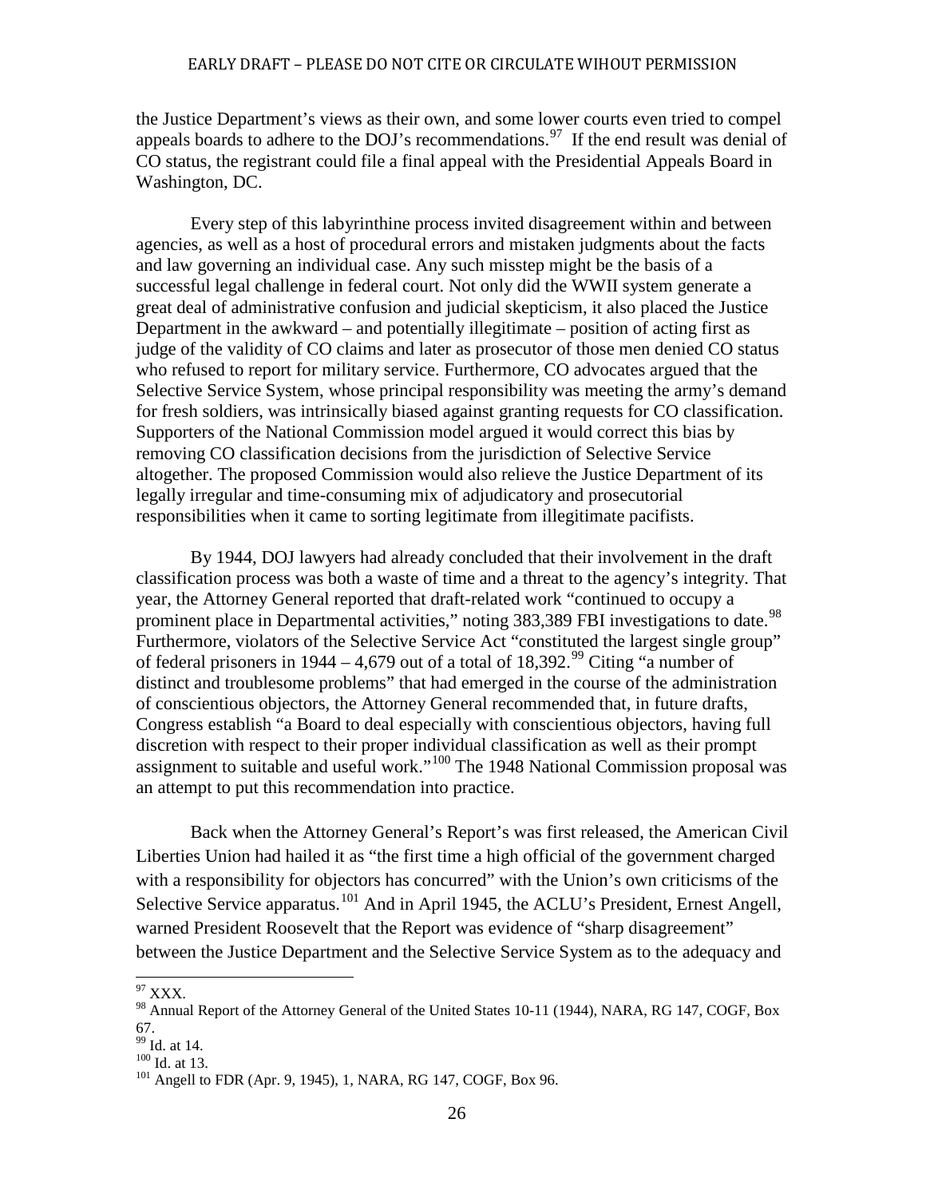the Justice Department's views as their own, and some lower courts even tried to compel appeals boards to adhere to the DOJ's recommendations.[97] If the end result was denial of CO status, the registrant could file a final appeal with the Presidential Appeals Board in Washington, DC.

Every step of this labyrinthine process invited disagreement within and between agencies, as well as a host of procedural errors and mistaken judgments about the facts and law governing an individual case. Any such misstep might be the basis of a successful legal challenge in federal court. Not only did the WWII system generate a great deal of administrative confusion and judicial skepticism, it also placed the Justice Department in the awkward – and potentially illegitimate – position of acting first as judge of the validity of CO claims and later as prosecutor of those men denied CO status who refused to report for military service. Furthermore, CO advocates argued that the Selective Service System, whose principal responsibility was meeting the army's demand for fresh soldiers, was intrinsically biased against granting requests for CO classification. Supporters of the National Commission model argued it would correct this bias by removing CO classification decisions from the jurisdiction of Selective Service altogether. The proposed Commission would also relieve the Justice Department of its legally irregular and time-consuming mix of adjudicatory and prosecutorial responsibilities when it came to sorting legitimate from illegitimate pacifists.

By 1944, DOJ lawyers had already concluded that their involvement in the draft classification process was both a waste of time and a threat to the agency's integrity. That year, the Attorney General reported that draft-related work "continued to occupy a prominent place in Departmental activities," noting 383,389 FBI investigations to date.[98] Furthermore, violators of the Selective Service Act "constituted the largest single group" of federal prisoners in 1944 – 4,679 out of a total of 18,392.[99] Citing "a number of distinct and troublesome problems" that had emerged in the course of the administration of conscientious objectors, the Attorney General recommended that, in future drafts, Congress establish "a Board to deal especially with conscientious objectors, having full discretion with respect to their proper individual classification as well as their prompt assignment to suitable and useful work."[100] The 1948 National Commission proposal was an attempt to put this recommendation into practice.

Back when the Attorney General's Report's was first released, the American Civil Liberties Union had hailed it as "the first time a high official of the government charged with a responsibility for objectors has concurred" with the Union's own criticisms of the Selective Service apparatus.[101] And in April 1945, the ACLU's President, Ernest Angell, warned President Roosevelt that the Report was evidence of "sharp disagreement" between the Justice Department and the Selective Service System as to the adequacy and

---

[97] XXX.

[98] Annual Report of the Attorney General of the United States 10-11 (1944), NARA, RG 147, COGF, Box 67.

[99] Id. at 14.

[100] Id. at 13.

[101] Angell to FDR (Apr. 9, 1945), 1, NARA, RG 147, COGF, Box 96.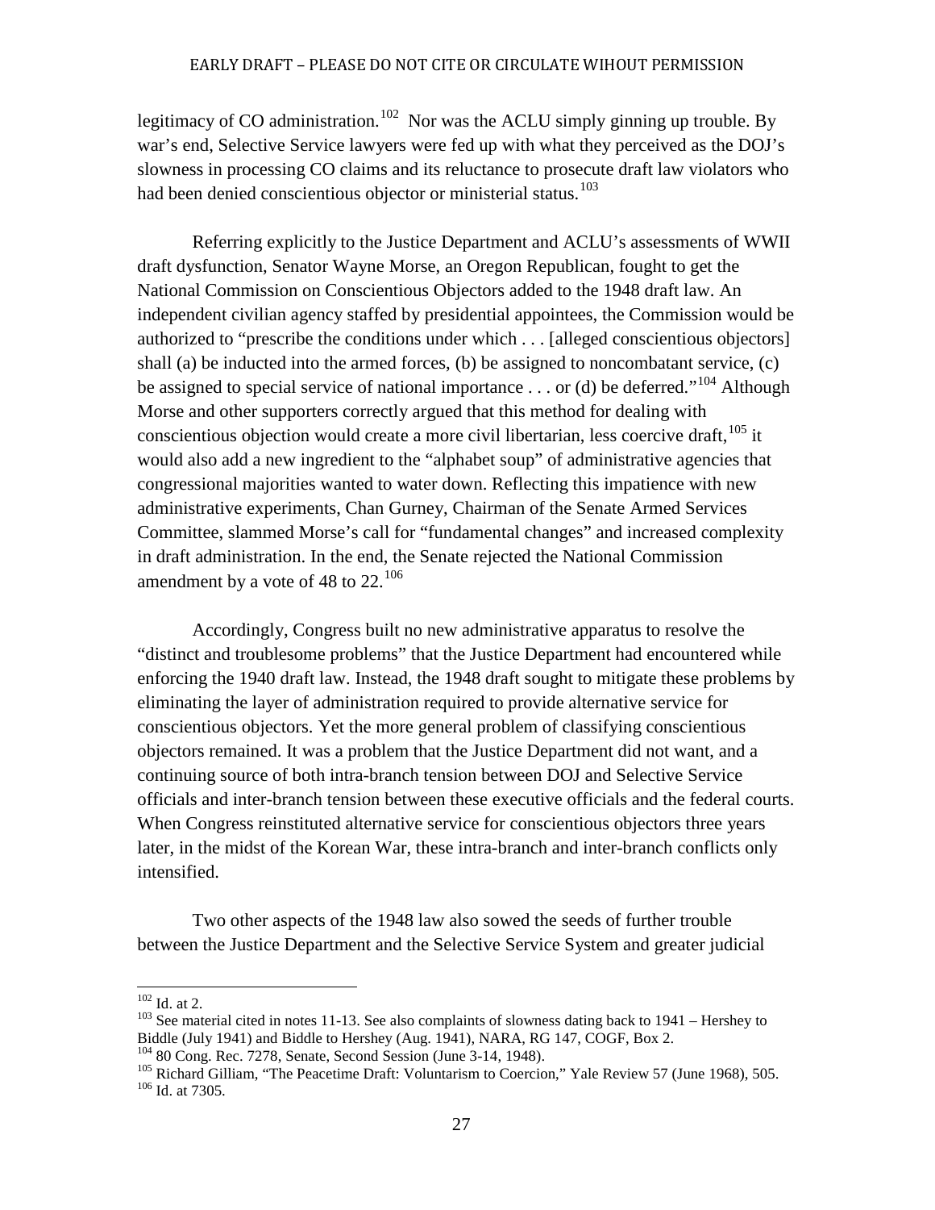legitimacy of CO administration.[102] Nor was the ACLU simply ginning up trouble. By war's end, Selective Service lawyers were fed up with what they perceived as the DOJ's slowness in processing CO claims and its reluctance to prosecute draft law violators who had been denied conscientious objector or ministerial status.[103]

Referring explicitly to the Justice Department and ACLU's assessments of WWII draft dysfunction, Senator Wayne Morse, an Oregon Republican, fought to get the National Commission on Conscientious Objectors added to the 1948 draft law. An independent civilian agency staffed by presidential appointees, the Commission would be authorized to "prescribe the conditions under which . . . [alleged conscientious objectors] shall (a) be inducted into the armed forces, (b) be assigned to noncombatant service, (c) be assigned to special service of national importance . . . or (d) be deferred."[104] Although Morse and other supporters correctly argued that this method for dealing with conscientious objection would create a more civil libertarian, less coercive draft,[105] it would also add a new ingredient to the "alphabet soup" of administrative agencies that congressional majorities wanted to water down. Reflecting this impatience with new administrative experiments, Chan Gurney, Chairman of the Senate Armed Services Committee, slammed Morse's call for "fundamental changes" and increased complexity in draft administration. In the end, the Senate rejected the National Commission amendment by a vote of 48 to 22.[106]

Accordingly, Congress built no new administrative apparatus to resolve the "distinct and troublesome problems" that the Justice Department had encountered while enforcing the 1940 draft law. Instead, the 1948 draft sought to mitigate these problems by eliminating the layer of administration required to provide alternative service for conscientious objectors. Yet the more general problem of classifying conscientious objectors remained. It was a problem that the Justice Department did not want, and a continuing source of both intra-branch tension between DOJ and Selective Service officials and inter-branch tension between these executive officials and the federal courts. When Congress reinstituted alternative service for conscientious objectors three years later, in the midst of the Korean War, these intra-branch and inter-branch conflicts only intensified.

Two other aspects of the 1948 law also sowed the seeds of further trouble between the Justice Department and the Selective Service System and greater judicial

[102] Id. at 2.

[103] See material cited in notes 11-13. See also complaints of slowness dating back to 1941 – Hershey to Biddle (July 1941) and Biddle to Hershey (Aug. 1941), NARA, RG 147, COGF, Box 2.

[104] 80 Cong. Rec. 7278, Senate, Second Session (June 3-14, 1948).

[105] Richard Gilliam, "The Peacetime Draft: Voluntarism to Coercion," Yale Review 57 (June 1968), 505.

[106] Id. at 7305.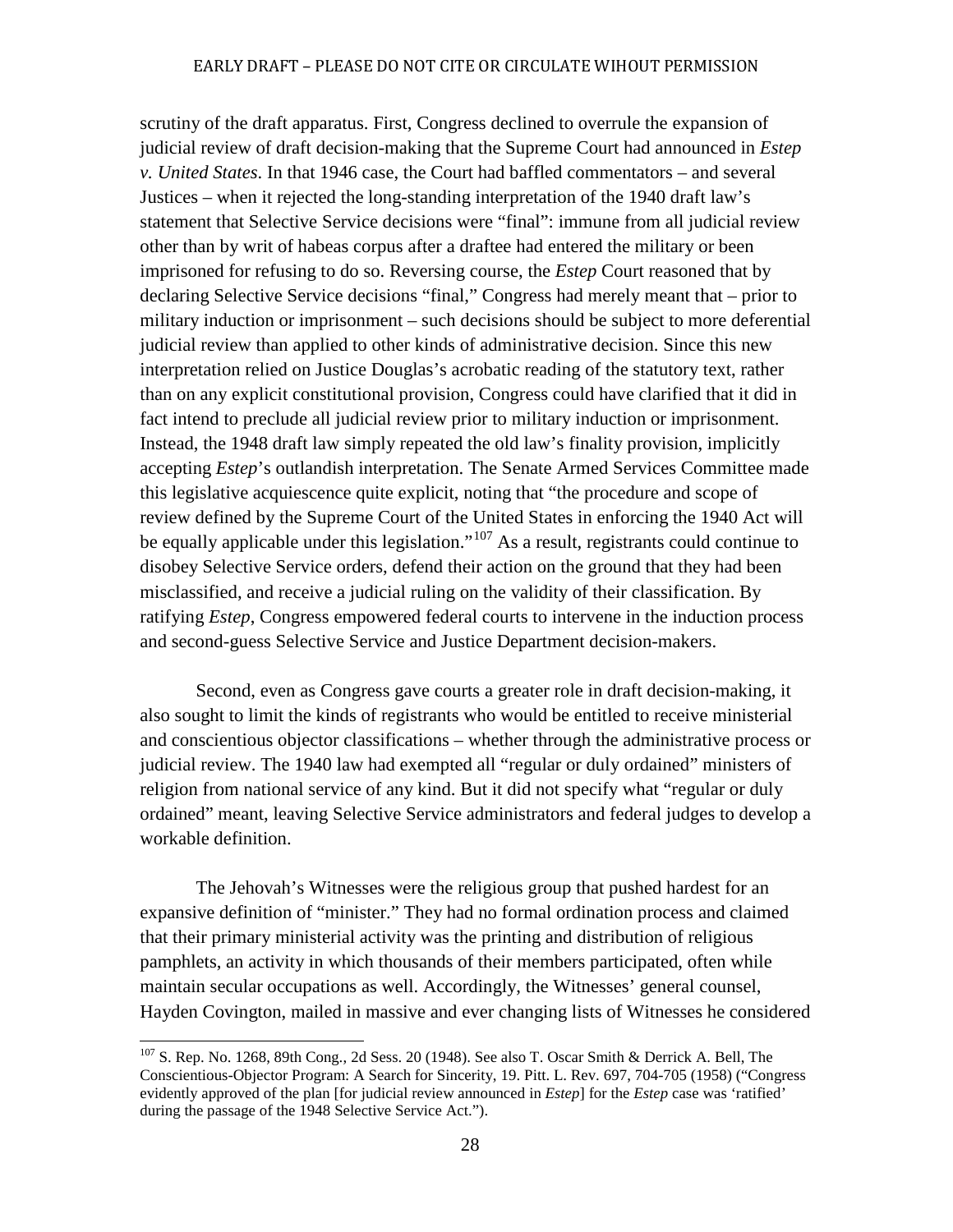scrutiny of the draft apparatus. First, Congress declined to overrule the expansion of judicial review of draft decision-making that the Supreme Court had announced in *Estep v. United States*. In that 1946 case, the Court had baffled commentators – and several Justices – when it rejected the long-standing interpretation of the 1940 draft law's statement that Selective Service decisions were "final": immune from all judicial review other than by writ of habeas corpus after a draftee had entered the military or been imprisoned for refusing to do so. Reversing course, the *Estep* Court reasoned that by declaring Selective Service decisions "final," Congress had merely meant that – prior to military induction or imprisonment – such decisions should be subject to more deferential judicial review than applied to other kinds of administrative decision. Since this new interpretation relied on Justice Douglas's acrobatic reading of the statutory text, rather than on any explicit constitutional provision, Congress could have clarified that it did in fact intend to preclude all judicial review prior to military induction or imprisonment. Instead, the 1948 draft law simply repeated the old law's finality provision, implicitly accepting *Estep*'s outlandish interpretation. The Senate Armed Services Committee made this legislative acquiescence quite explicit, noting that "the procedure and scope of review defined by the Supreme Court of the United States in enforcing the 1940 Act will be equally applicable under this legislation."[107] As a result, registrants could continue to disobey Selective Service orders, defend their action on the ground that they had been misclassified, and receive a judicial ruling on the validity of their classification. By ratifying *Estep*, Congress empowered federal courts to intervene in the induction process and second-guess Selective Service and Justice Department decision-makers.

Second, even as Congress gave courts a greater role in draft decision-making, it also sought to limit the kinds of registrants who would be entitled to receive ministerial and conscientious objector classifications – whether through the administrative process or judicial review. The 1940 law had exempted all "regular or duly ordained" ministers of religion from national service of any kind. But it did not specify what "regular or duly ordained" meant, leaving Selective Service administrators and federal judges to develop a workable definition.

The Jehovah's Witnesses were the religious group that pushed hardest for an expansive definition of "minister." They had no formal ordination process and claimed that their primary ministerial activity was the printing and distribution of religious pamphlets, an activity in which thousands of their members participated, often while maintain secular occupations as well. Accordingly, the Witnesses' general counsel, Hayden Covington, mailed in massive and ever changing lists of Witnesses he considered

---

[107] S. Rep. No. 1268, 89th Cong., 2d Sess. 20 (1948). See also T. Oscar Smith & Derrick A. Bell, The Conscientious-Objector Program: A Search for Sincerity, 19. Pitt. L. Rev. 697, 704-705 (1958) ("Congress evidently approved of the plan [for judicial review announced in *Estep*] for the *Estep* case was 'ratified' during the passage of the 1948 Selective Service Act.").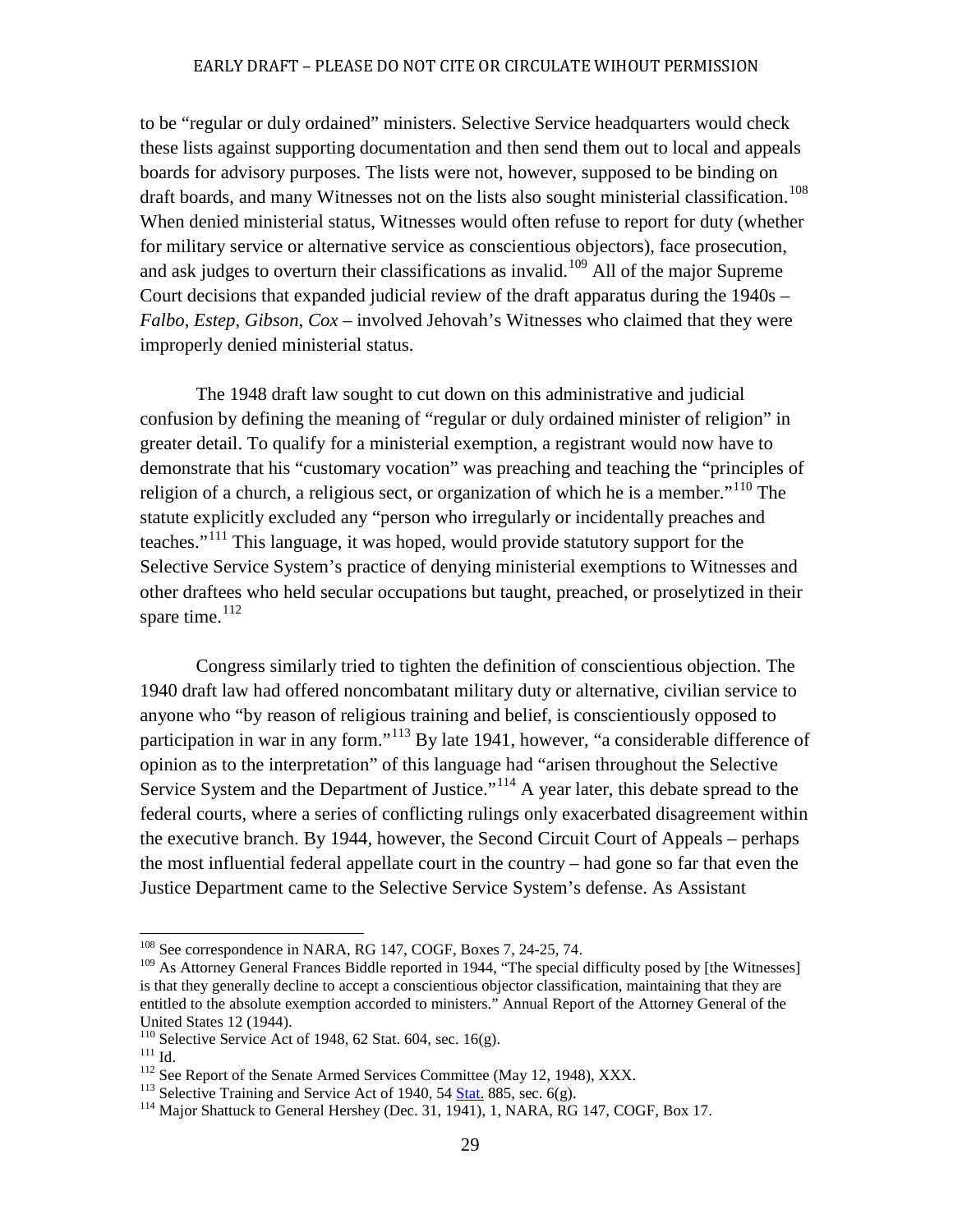to be "regular or duly ordained" ministers. Selective Service headquarters would check these lists against supporting documentation and then send them out to local and appeals boards for advisory purposes. The lists were not, however, supposed to be binding on draft boards, and many Witnesses not on the lists also sought ministerial classification.[108] When denied ministerial status, Witnesses would often refuse to report for duty (whether for military service or alternative service as conscientious objectors), face prosecution, and ask judges to overturn their classifications as invalid.[109] All of the major Supreme Court decisions that expanded judicial review of the draft apparatus during the 1940s – *Falbo*, *Estep*, *Gibson*, *Cox* – involved Jehovah's Witnesses who claimed that they were improperly denied ministerial status.

The 1948 draft law sought to cut down on this administrative and judicial confusion by defining the meaning of "regular or duly ordained minister of religion" in greater detail. To qualify for a ministerial exemption, a registrant would now have to demonstrate that his "customary vocation" was preaching and teaching the "principles of religion of a church, a religious sect, or organization of which he is a member."[110] The statute explicitly excluded any "person who irregularly or incidentally preaches and teaches."[111] This language, it was hoped, would provide statutory support for the Selective Service System's practice of denying ministerial exemptions to Witnesses and other draftees who held secular occupations but taught, preached, or proselytized in their spare time.[112]

Congress similarly tried to tighten the definition of conscientious objection. The 1940 draft law had offered noncombatant military duty or alternative, civilian service to anyone who "by reason of religious training and belief, is conscientiously opposed to participation in war in any form."[113] By late 1941, however, "a considerable difference of opinion as to the interpretation" of this language had "arisen throughout the Selective Service System and the Department of Justice."[114] A year later, this debate spread to the federal courts, where a series of conflicting rulings only exacerbated disagreement within the executive branch. By 1944, however, the Second Circuit Court of Appeals – perhaps the most influential federal appellate court in the country – had gone so far that even the Justice Department came to the Selective Service System's defense. As Assistant

---

[108] See correspondence in NARA, RG 147, COGF, Boxes 7, 24-25, 74.

[109] As Attorney General Frances Biddle reported in 1944, "The special difficulty posed by [the Witnesses] is that they generally decline to accept a conscientious objector classification, maintaining that they are entitled to the absolute exemption accorded to ministers." Annual Report of the Attorney General of the United States 12 (1944).

[110] Selective Service Act of 1948, 62 Stat. 604, sec. 16(g).

[111] Id.

[112] See Report of the Senate Armed Services Committee (May 12, 1948), XXX.

[113] Selective Training and Service Act of 1940, 54 Stat. 885, sec. 6(g).

[114] Major Shattuck to General Hershey (Dec. 31, 1941), 1, NARA, RG 147, COGF, Box 17.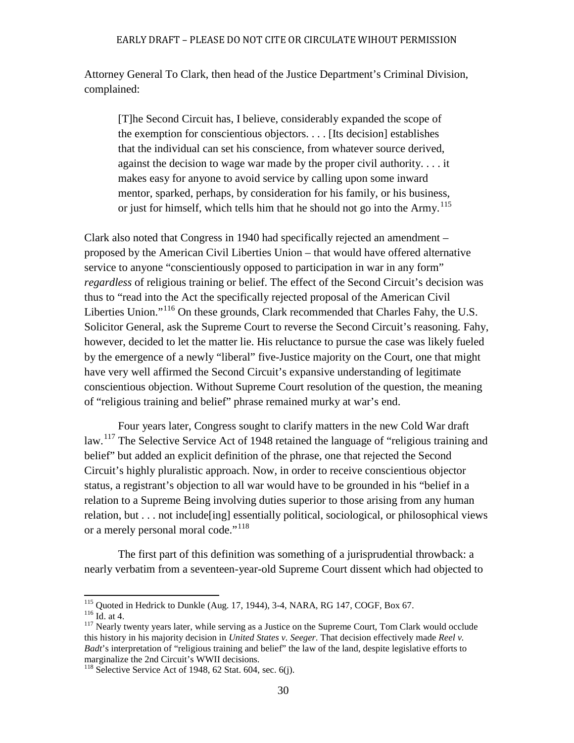Attorney General To Clark, then head of the Justice Department's Criminal Division, complained:

> [T]he Second Circuit has, I believe, considerably expanded the scope of the exemption for conscientious objectors. . . . [Its decision] establishes that the individual can set his conscience, from whatever source derived, against the decision to wage war made by the proper civil authority. . . . it makes easy for anyone to avoid service by calling upon some inward mentor, sparked, perhaps, by consideration for his family, or his business, or just for himself, which tells him that he should not go into the Army.[115]

Clark also noted that Congress in 1940 had specifically rejected an amendment – proposed by the American Civil Liberties Union – that would have offered alternative service to anyone "conscientiously opposed to participation in war in any form" *regardless* of religious training or belief. The effect of the Second Circuit's decision was thus to "read into the Act the specifically rejected proposal of the American Civil Liberties Union."[116] On these grounds, Clark recommended that Charles Fahy, the U.S. Solicitor General, ask the Supreme Court to reverse the Second Circuit's reasoning. Fahy, however, decided to let the matter lie. His reluctance to pursue the case was likely fueled by the emergence of a newly "liberal" five-Justice majority on the Court, one that might have very well affirmed the Second Circuit's expansive understanding of legitimate conscientious objection. Without Supreme Court resolution of the question, the meaning of "religious training and belief" phrase remained murky at war's end.

Four years later, Congress sought to clarify matters in the new Cold War draft law.[117] The Selective Service Act of 1948 retained the language of "religious training and belief" but added an explicit definition of the phrase, one that rejected the Second Circuit's highly pluralistic approach. Now, in order to receive conscientious objector status, a registrant's objection to all war would have to be grounded in his "belief in a relation to a Supreme Being involving duties superior to those arising from any human relation, but . . . not include[ing] essentially political, sociological, or philosophical views or a merely personal moral code."[118]

The first part of this definition was something of a jurisprudential throwback: a nearly verbatim from a seventeen-year-old Supreme Court dissent which had objected to

---

[115] Quoted in Hedrick to Dunkle (Aug. 17, 1944), 3-4, NARA, RG 147, COGF, Box 67.

[116] Id. at 4.

[117] Nearly twenty years later, while serving as a Justice on the Supreme Court, Tom Clark would occlude this history in his majority decision in *United States v. Seeger*. That decision effectively made *Reel v. Badt*'s interpretation of "religious training and belief" the law of the land, despite legislative efforts to marginalize the 2nd Circuit's WWII decisions.

[118] Selective Service Act of 1948, 62 Stat. 604, sec. 6(j).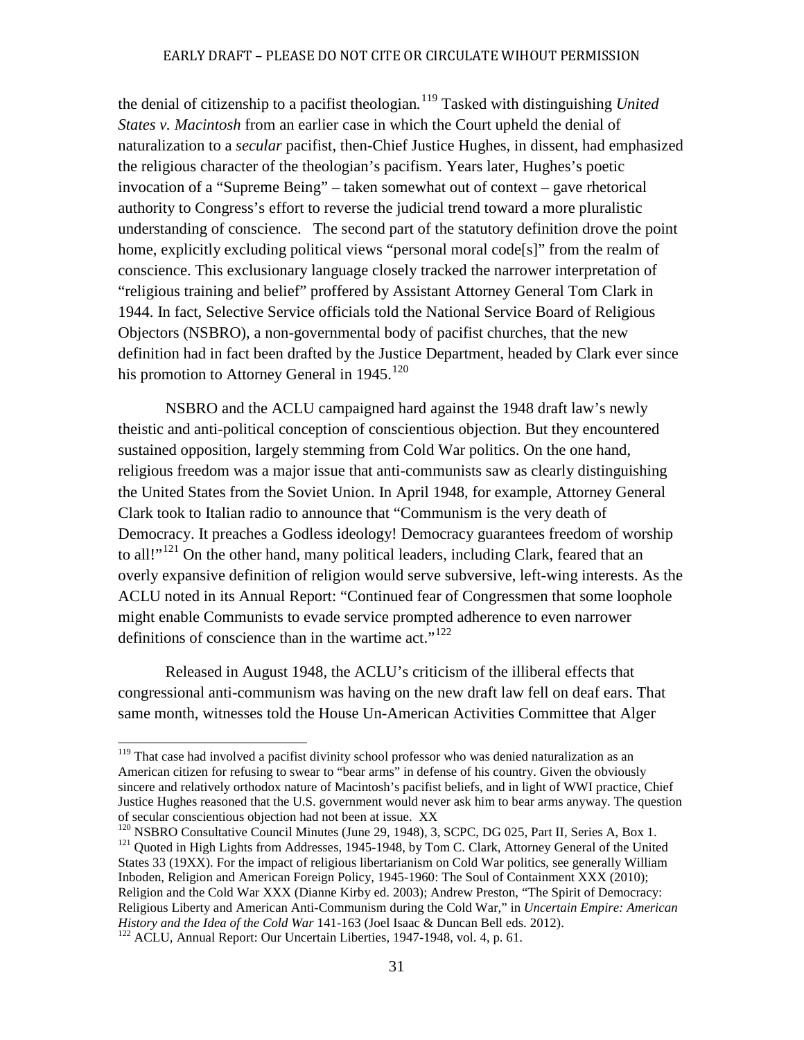the denial of citizenship to a pacifist theologian.[119] Tasked with distinguishing *United States v. Macintosh* from an earlier case in which the Court upheld the denial of naturalization to a *secular* pacifist, then-Chief Justice Hughes, in dissent, had emphasized the religious character of the theologian's pacifism. Years later, Hughes's poetic invocation of a "Supreme Being" – taken somewhat out of context – gave rhetorical authority to Congress's effort to reverse the judicial trend toward a more pluralistic understanding of conscience. The second part of the statutory definition drove the point home, explicitly excluding political views "personal moral code[s]" from the realm of conscience. This exclusionary language closely tracked the narrower interpretation of "religious training and belief" proffered by Assistant Attorney General Tom Clark in 1944. In fact, Selective Service officials told the National Service Board of Religious Objectors (NSBRO), a non-governmental body of pacifist churches, that the new definition had in fact been drafted by the Justice Department, headed by Clark ever since his promotion to Attorney General in 1945.[120]

NSBRO and the ACLU campaigned hard against the 1948 draft law's newly theistic and anti-political conception of conscientious objection. But they encountered sustained opposition, largely stemming from Cold War politics. On the one hand, religious freedom was a major issue that anti-communists saw as clearly distinguishing the United States from the Soviet Union. In April 1948, for example, Attorney General Clark took to Italian radio to announce that "Communism is the very death of Democracy. It preaches a Godless ideology! Democracy guarantees freedom of worship to all!"[121] On the other hand, many political leaders, including Clark, feared that an overly expansive definition of religion would serve subversive, left-wing interests. As the ACLU noted in its Annual Report: "Continued fear of Congressmen that some loophole might enable Communists to evade service prompted adherence to even narrower definitions of conscience than in the wartime act."[122]

Released in August 1948, the ACLU's criticism of the illiberal effects that congressional anti-communism was having on the new draft law fell on deaf ears. That same month, witnesses told the House Un-American Activities Committee that Alger

---

[119] That case had involved a pacifist divinity school professor who was denied naturalization as an American citizen for refusing to swear to "bear arms" in defense of his country. Given the obviously sincere and relatively orthodox nature of Macintosh's pacifist beliefs, and in light of WWI practice, Chief Justice Hughes reasoned that the U.S. government would never ask him to bear arms anyway. The question of secular conscientious objection had not been at issue. XX

[120] NSBRO Consultative Council Minutes (June 29, 1948), 3, SCPC, DG 025, Part II, Series A, Box 1.

[121] Quoted in High Lights from Addresses, 1945-1948, by Tom C. Clark, Attorney General of the United States 33 (19XX). For the impact of religious libertarianism on Cold War politics, see generally William Inboden, Religion and American Foreign Policy, 1945-1960: The Soul of Containment XXX (2010); Religion and the Cold War XXX (Dianne Kirby ed. 2003); Andrew Preston, "The Spirit of Democracy: Religious Liberty and American Anti-Communism during the Cold War," in *Uncertain Empire: American History and the Idea of the Cold War* 141-163 (Joel Isaac & Duncan Bell eds. 2012).

[122] ACLU, Annual Report: Our Uncertain Liberties, 1947-1948, vol. 4, p. 61.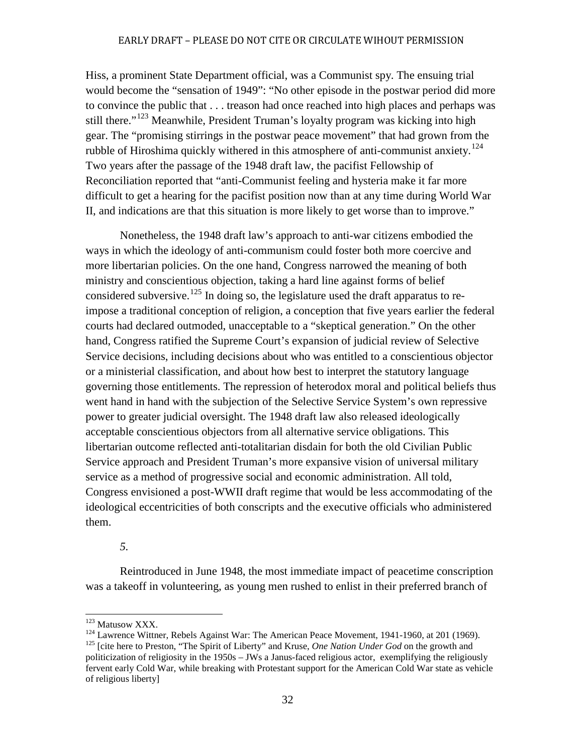Hiss, a prominent State Department official, was a Communist spy. The ensuing trial would become the "sensation of 1949": "No other episode in the postwar period did more to convince the public that . . . treason had once reached into high places and perhaps was still there."[123] Meanwhile, President Truman's loyalty program was kicking into high gear. The "promising stirrings in the postwar peace movement" that had grown from the rubble of Hiroshima quickly withered in this atmosphere of anti-communist anxiety.[124] Two years after the passage of the 1948 draft law, the pacifist Fellowship of Reconciliation reported that "anti-Communist feeling and hysteria make it far more difficult to get a hearing for the pacifist position now than at any time during World War II, and indications are that this situation is more likely to get worse than to improve."

Nonetheless, the 1948 draft law's approach to anti-war citizens embodied the ways in which the ideology of anti-communism could foster both more coercive and more libertarian policies. On the one hand, Congress narrowed the meaning of both ministry and conscientious objection, taking a hard line against forms of belief considered subversive.[125] In doing so, the legislature used the draft apparatus to re-impose a traditional conception of religion, a conception that five years earlier the federal courts had declared outmoded, unacceptable to a "skeptical generation." On the other hand, Congress ratified the Supreme Court's expansion of judicial review of Selective Service decisions, including decisions about who was entitled to a conscientious objector or a ministerial classification, and about how best to interpret the statutory language governing those entitlements. The repression of heterodox moral and political beliefs thus went hand in hand with the subjection of the Selective Service System's own repressive power to greater judicial oversight. The 1948 draft law also released ideologically acceptable conscientious objectors from all alternative service obligations. This libertarian outcome reflected anti-totalitarian disdain for both the old Civilian Public Service approach and President Truman's more expansive vision of universal military service as a method of progressive social and economic administration. All told, Congress envisioned a post-WWII draft regime that would be less accommodating of the ideological eccentricities of both conscripts and the executive officials who administered them.

*5.*

Reintroduced in June 1948, the most immediate impact of peacetime conscription was a takeoff in volunteering, as young men rushed to enlist in their preferred branch of

---

[123] Matusow XXX.

[124] Lawrence Wittner, Rebels Against War: The American Peace Movement, 1941-1960, at 201 (1969).

[125] [cite here to Preston, "The Spirit of Liberty" and Kruse, *One Nation Under God* on the growth and politicization of religiosity in the 1950s – JWs a Janus-faced religious actor, exemplifying the religiously fervent early Cold War, while breaking with Protestant support for the American Cold War state as vehicle of religious liberty]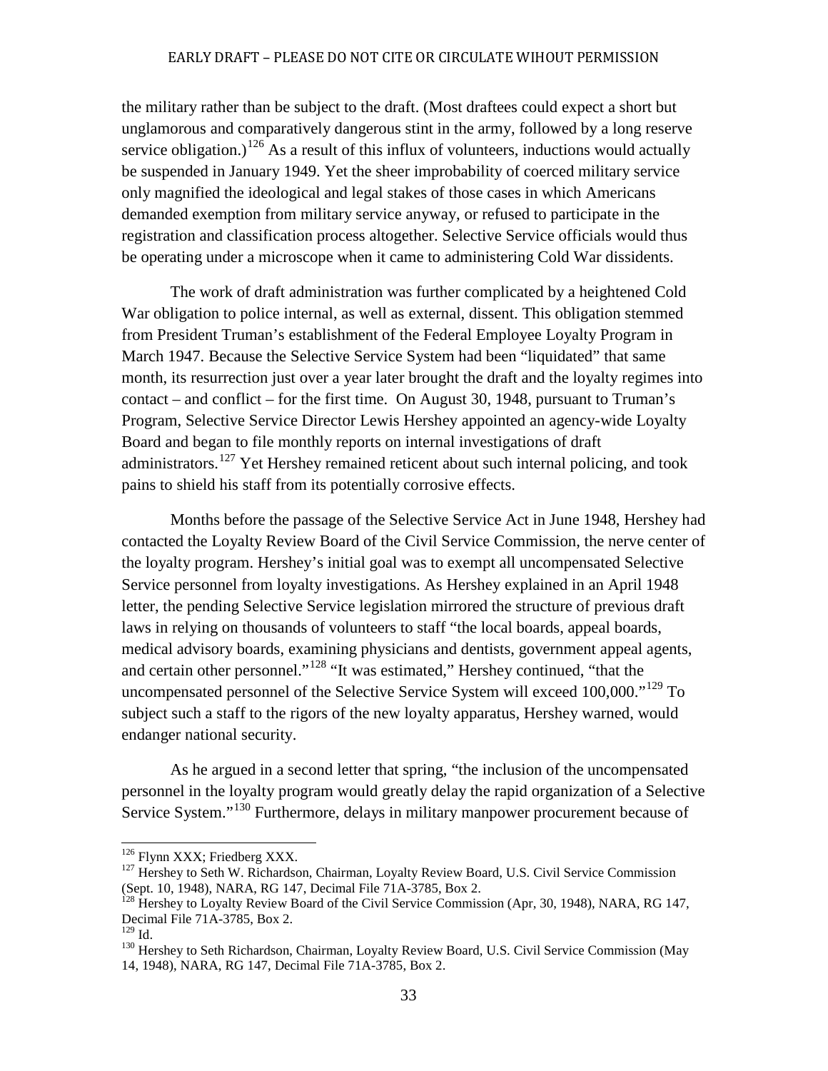the military rather than be subject to the draft. (Most draftees could expect a short but unglamorous and comparatively dangerous stint in the army, followed by a long reserve service obligation.)[126] As a result of this influx of volunteers, inductions would actually be suspended in January 1949. Yet the sheer improbability of coerced military service only magnified the ideological and legal stakes of those cases in which Americans demanded exemption from military service anyway, or refused to participate in the registration and classification process altogether. Selective Service officials would thus be operating under a microscope when it came to administering Cold War dissidents.

The work of draft administration was further complicated by a heightened Cold War obligation to police internal, as well as external, dissent. This obligation stemmed from President Truman's establishment of the Federal Employee Loyalty Program in March 1947. Because the Selective Service System had been "liquidated" that same month, its resurrection just over a year later brought the draft and the loyalty regimes into contact – and conflict – for the first time. On August 30, 1948, pursuant to Truman's Program, Selective Service Director Lewis Hershey appointed an agency-wide Loyalty Board and began to file monthly reports on internal investigations of draft administrators.[127] Yet Hershey remained reticent about such internal policing, and took pains to shield his staff from its potentially corrosive effects.

Months before the passage of the Selective Service Act in June 1948, Hershey had contacted the Loyalty Review Board of the Civil Service Commission, the nerve center of the loyalty program. Hershey's initial goal was to exempt all uncompensated Selective Service personnel from loyalty investigations. As Hershey explained in an April 1948 letter, the pending Selective Service legislation mirrored the structure of previous draft laws in relying on thousands of volunteers to staff "the local boards, appeal boards, medical advisory boards, examining physicians and dentists, government appeal agents, and certain other personnel."[128] "It was estimated," Hershey continued, "that the uncompensated personnel of the Selective Service System will exceed 100,000."[129] To subject such a staff to the rigors of the new loyalty apparatus, Hershey warned, would endanger national security.

As he argued in a second letter that spring, "the inclusion of the uncompensated personnel in the loyalty program would greatly delay the rapid organization of a Selective Service System."[130] Furthermore, delays in military manpower procurement because of

---

[126] Flynn XXX; Friedberg XXX.

[127] Hershey to Seth W. Richardson, Chairman, Loyalty Review Board, U.S. Civil Service Commission (Sept. 10, 1948), NARA, RG 147, Decimal File 71A-3785, Box 2.

[128] Hershey to Loyalty Review Board of the Civil Service Commission (Apr, 30, 1948), NARA, RG 147, Decimal File 71A-3785, Box 2.

[129] Id.

[130] Hershey to Seth Richardson, Chairman, Loyalty Review Board, U.S. Civil Service Commission (May 14, 1948), NARA, RG 147, Decimal File 71A-3785, Box 2.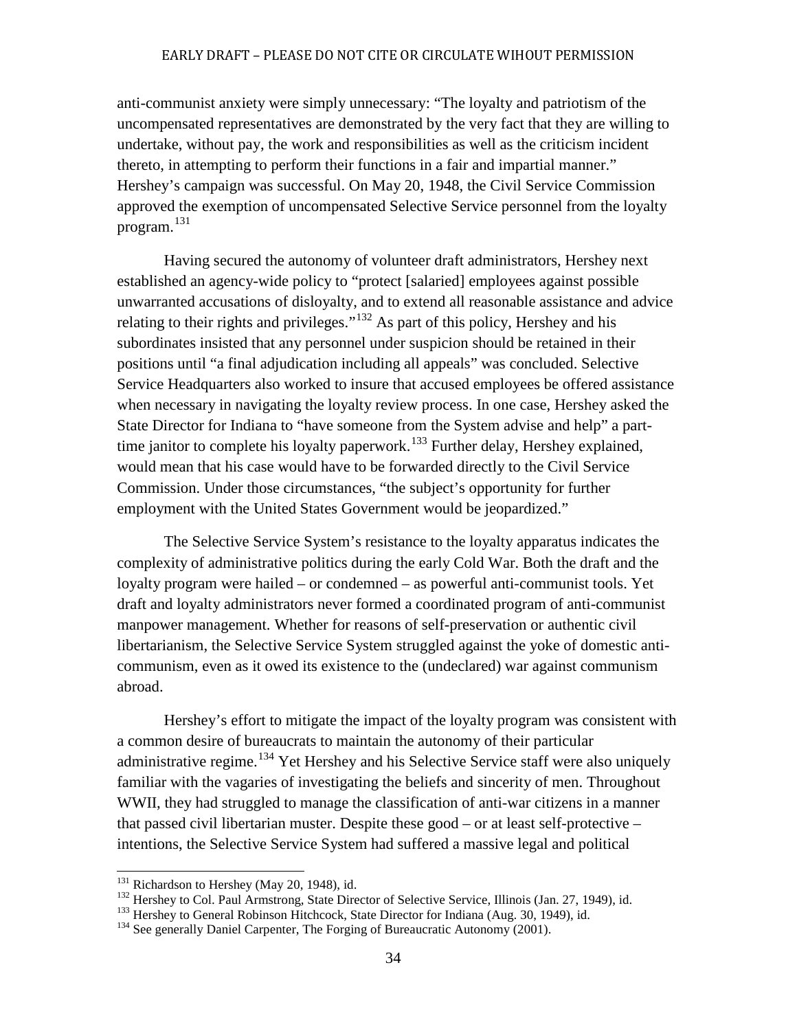anti-communist anxiety were simply unnecessary: "The loyalty and patriotism of the uncompensated representatives are demonstrated by the very fact that they are willing to undertake, without pay, the work and responsibilities as well as the criticism incident thereto, in attempting to perform their functions in a fair and impartial manner." Hershey's campaign was successful. On May 20, 1948, the Civil Service Commission approved the exemption of uncompensated Selective Service personnel from the loyalty program.[131]

Having secured the autonomy of volunteer draft administrators, Hershey next established an agency-wide policy to "protect [salaried] employees against possible unwarranted accusations of disloyalty, and to extend all reasonable assistance and advice relating to their rights and privileges."[132] As part of this policy, Hershey and his subordinates insisted that any personnel under suspicion should be retained in their positions until "a final adjudication including all appeals" was concluded. Selective Service Headquarters also worked to insure that accused employees be offered assistance when necessary in navigating the loyalty review process. In one case, Hershey asked the State Director for Indiana to "have someone from the System advise and help" a part-time janitor to complete his loyalty paperwork.[133] Further delay, Hershey explained, would mean that his case would have to be forwarded directly to the Civil Service Commission. Under those circumstances, "the subject's opportunity for further employment with the United States Government would be jeopardized."

The Selective Service System's resistance to the loyalty apparatus indicates the complexity of administrative politics during the early Cold War. Both the draft and the loyalty program were hailed – or condemned – as powerful anti-communist tools. Yet draft and loyalty administrators never formed a coordinated program of anti-communist manpower management. Whether for reasons of self-preservation or authentic civil libertarianism, the Selective Service System struggled against the yoke of domestic anti-communism, even as it owed its existence to the (undeclared) war against communism abroad.

Hershey's effort to mitigate the impact of the loyalty program was consistent with a common desire of bureaucrats to maintain the autonomy of their particular administrative regime.[134] Yet Hershey and his Selective Service staff were also uniquely familiar with the vagaries of investigating the beliefs and sincerity of men. Throughout WWII, they had struggled to manage the classification of anti-war citizens in a manner that passed civil libertarian muster. Despite these good – or at least self-protective – intentions, the Selective Service System had suffered a massive legal and political

---

[131] Richardson to Hershey (May 20, 1948), id.

[132] Hershey to Col. Paul Armstrong, State Director of Selective Service, Illinois (Jan. 27, 1949), id.

[133] Hershey to General Robinson Hitchcock, State Director for Indiana (Aug. 30, 1949), id.

[134] See generally Daniel Carpenter, The Forging of Bureaucratic Autonomy (2001).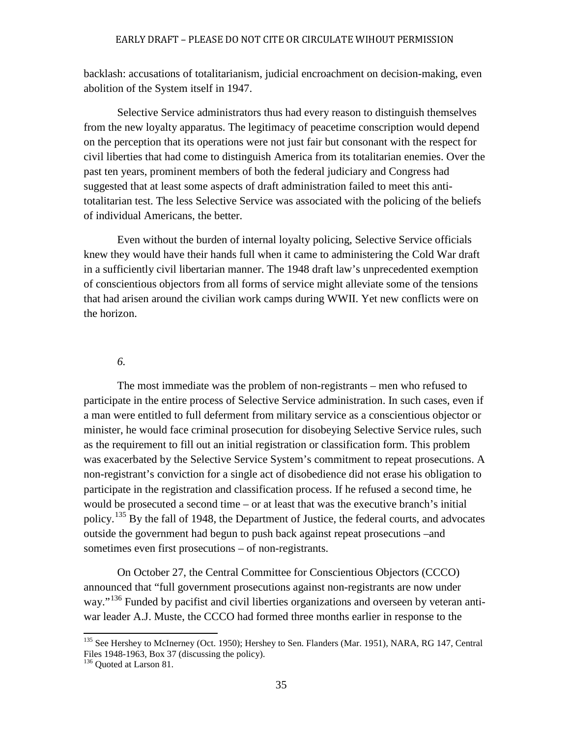backlash: accusations of totalitarianism, judicial encroachment on decision-making, even abolition of the System itself in 1947.

Selective Service administrators thus had every reason to distinguish themselves from the new loyalty apparatus. The legitimacy of peacetime conscription would depend on the perception that its operations were not just fair but consonant with the respect for civil liberties that had come to distinguish America from its totalitarian enemies. Over the past ten years, prominent members of both the federal judiciary and Congress had suggested that at least some aspects of draft administration failed to meet this anti-totalitarian test. The less Selective Service was associated with the policing of the beliefs of individual Americans, the better.

Even without the burden of internal loyalty policing, Selective Service officials knew they would have their hands full when it came to administering the Cold War draft in a sufficiently civil libertarian manner. The 1948 draft law's unprecedented exemption of conscientious objectors from all forms of service might alleviate some of the tensions that had arisen around the civilian work camps during WWII. Yet new conflicts were on the horizon.

*6.*

The most immediate was the problem of non-registrants – men who refused to participate in the entire process of Selective Service administration. In such cases, even if a man were entitled to full deferment from military service as a conscientious objector or minister, he would face criminal prosecution for disobeying Selective Service rules, such as the requirement to fill out an initial registration or classification form. This problem was exacerbated by the Selective Service System's commitment to repeat prosecutions. A non-registrant's conviction for a single act of disobedience did not erase his obligation to participate in the registration and classification process. If he refused a second time, he would be prosecuted a second time – or at least that was the executive branch's initial policy.[135] By the fall of 1948, the Department of Justice, the federal courts, and advocates outside the government had begun to push back against repeat prosecutions –and sometimes even first prosecutions – of non-registrants.

On October 27, the Central Committee for Conscientious Objectors (CCCO) announced that "full government prosecutions against non-registrants are now under way."[136] Funded by pacifist and civil liberties organizations and overseen by veteran anti-war leader A.J. Muste, the CCCO had formed three months earlier in response to the

---

[135] See Hershey to McInerney (Oct. 1950); Hershey to Sen. Flanders (Mar. 1951), NARA, RG 147, Central Files 1948-1963, Box 37 (discussing the policy).

[136] Quoted at Larson 81.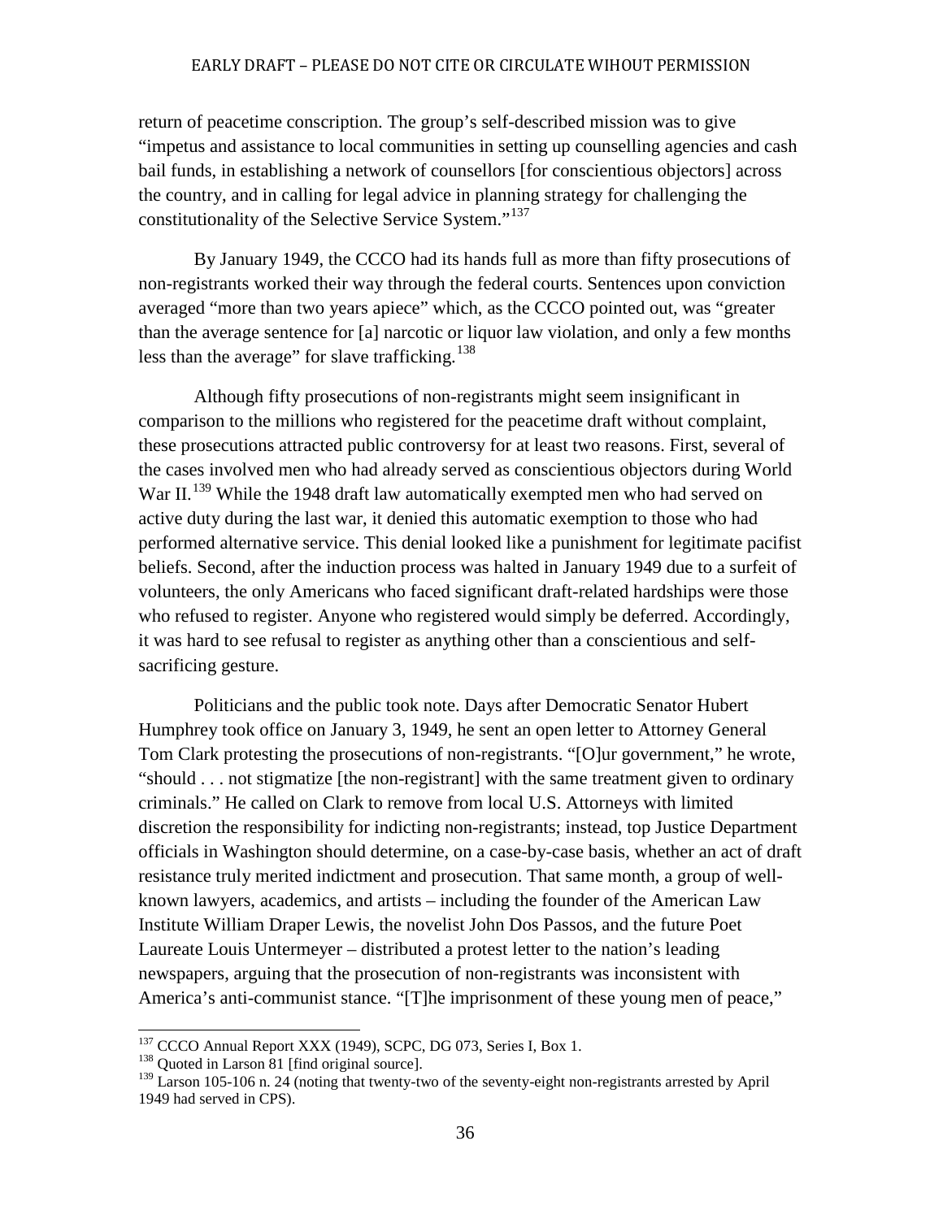return of peacetime conscription. The group's self-described mission was to give "impetus and assistance to local communities in setting up counselling agencies and cash bail funds, in establishing a network of counsellors [for conscientious objectors] across the country, and in calling for legal advice in planning strategy for challenging the constitutionality of the Selective Service System."[137]

By January 1949, the CCCO had its hands full as more than fifty prosecutions of non-registrants worked their way through the federal courts. Sentences upon conviction averaged "more than two years apiece" which, as the CCCO pointed out, was "greater than the average sentence for [a] narcotic or liquor law violation, and only a few months less than the average" for slave trafficking.[138]

Although fifty prosecutions of non-registrants might seem insignificant in comparison to the millions who registered for the peacetime draft without complaint, these prosecutions attracted public controversy for at least two reasons. First, several of the cases involved men who had already served as conscientious objectors during World War II.[139] While the 1948 draft law automatically exempted men who had served on active duty during the last war, it denied this automatic exemption to those who had performed alternative service. This denial looked like a punishment for legitimate pacifist beliefs. Second, after the induction process was halted in January 1949 due to a surfeit of volunteers, the only Americans who faced significant draft-related hardships were those who refused to register. Anyone who registered would simply be deferred. Accordingly, it was hard to see refusal to register as anything other than a conscientious and self-sacrificing gesture.

Politicians and the public took note. Days after Democratic Senator Hubert Humphrey took office on January 3, 1949, he sent an open letter to Attorney General Tom Clark protesting the prosecutions of non-registrants. "[O]ur government," he wrote, "should . . . not stigmatize [the non-registrant] with the same treatment given to ordinary criminals." He called on Clark to remove from local U.S. Attorneys with limited discretion the responsibility for indicting non-registrants; instead, top Justice Department officials in Washington should determine, on a case-by-case basis, whether an act of draft resistance truly merited indictment and prosecution. That same month, a group of well-known lawyers, academics, and artists – including the founder of the American Law Institute William Draper Lewis, the novelist John Dos Passos, and the future Poet Laureate Louis Untermeyer – distributed a protest letter to the nation's leading newspapers, arguing that the prosecution of non-registrants was inconsistent with America's anti-communist stance. "[T]he imprisonment of these young men of peace,"

---

[137] CCCO Annual Report XXX (1949), SCPC, DG 073, Series I, Box 1.

[138] Quoted in Larson 81 [find original source].

[139] Larson 105-106 n. 24 (noting that twenty-two of the seventy-eight non-registrants arrested by April 1949 had served in CPS).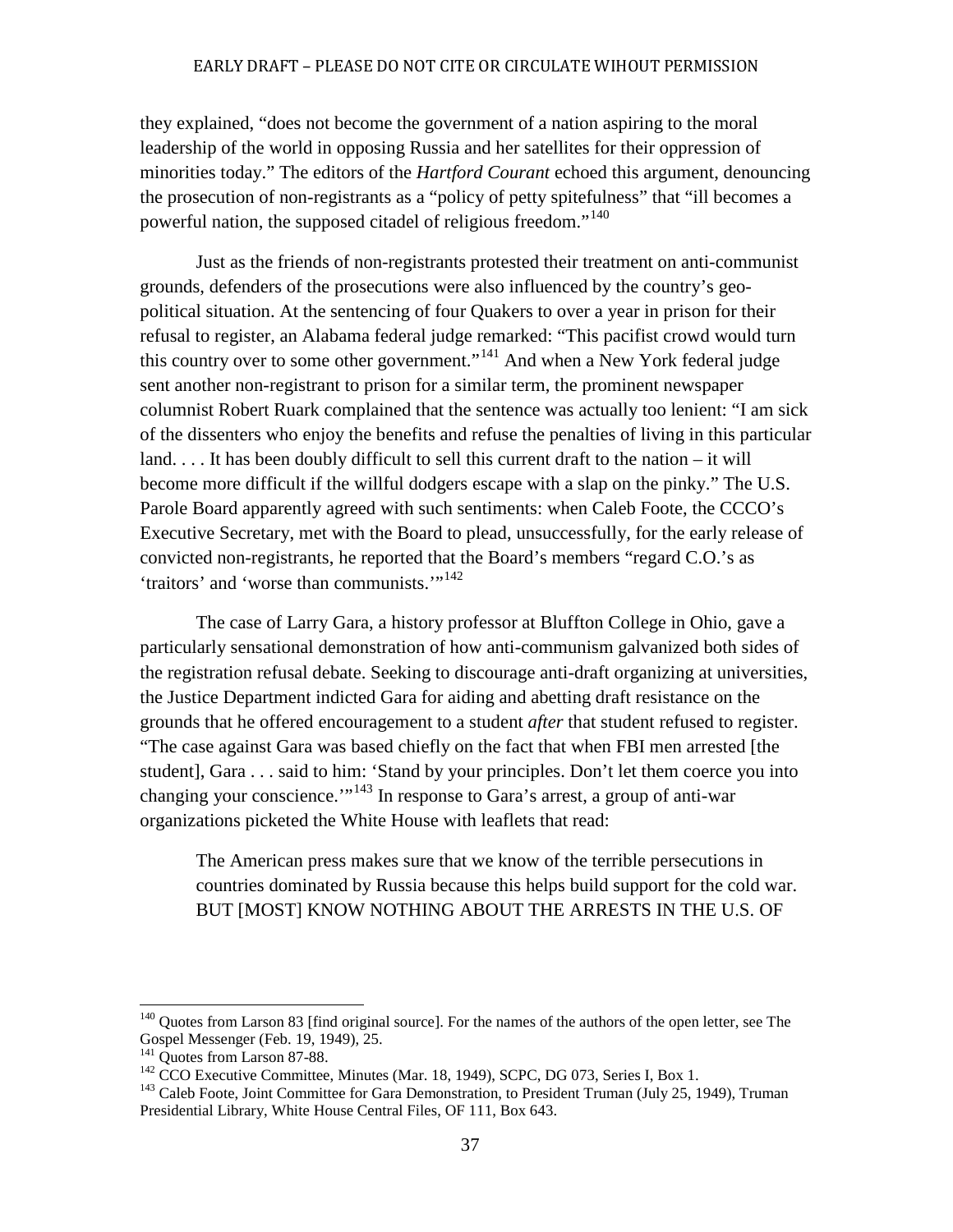they explained, "does not become the government of a nation aspiring to the moral leadership of the world in opposing Russia and her satellites for their oppression of minorities today." The editors of the *Hartford Courant* echoed this argument, denouncing the prosecution of non-registrants as a "policy of petty spitefulness" that "ill becomes a powerful nation, the supposed citadel of religious freedom."[140]

Just as the friends of non-registrants protested their treatment on anti-communist grounds, defenders of the prosecutions were also influenced by the country's geo-political situation. At the sentencing of four Quakers to over a year in prison for their refusal to register, an Alabama federal judge remarked: "This pacifist crowd would turn this country over to some other government."[141] And when a New York federal judge sent another non-registrant to prison for a similar term, the prominent newspaper columnist Robert Ruark complained that the sentence was actually too lenient: "I am sick of the dissenters who enjoy the benefits and refuse the penalties of living in this particular land. . . . It has been doubly difficult to sell this current draft to the nation – it will become more difficult if the willful dodgers escape with a slap on the pinky." The U.S. Parole Board apparently agreed with such sentiments: when Caleb Foote, the CCCO's Executive Secretary, met with the Board to plead, unsuccessfully, for the early release of convicted non-registrants, he reported that the Board's members "regard C.O.'s as 'traitors' and 'worse than communists.'"[142]

The case of Larry Gara, a history professor at Bluffton College in Ohio, gave a particularly sensational demonstration of how anti-communism galvanized both sides of the registration refusal debate. Seeking to discourage anti-draft organizing at universities, the Justice Department indicted Gara for aiding and abetting draft resistance on the grounds that he offered encouragement to a student *after* that student refused to register. "The case against Gara was based chiefly on the fact that when FBI men arrested [the student], Gara . . . said to him: 'Stand by your principles. Don't let them coerce you into changing your conscience.'"[143] In response to Gara's arrest, a group of anti-war organizations picketed the White House with leaflets that read:

> The American press makes sure that we know of the terrible persecutions in countries dominated by Russia because this helps build support for the cold war. BUT [MOST] KNOW NOTHING ABOUT THE ARRESTS IN THE U.S. OF

---

[140] Quotes from Larson 83 [find original source]. For the names of the authors of the open letter, see The Gospel Messenger (Feb. 19, 1949), 25.

[141] Quotes from Larson 87-88.

[142] CCO Executive Committee, Minutes (Mar. 18, 1949), SCPC, DG 073, Series I, Box 1.

[143] Caleb Foote, Joint Committee for Gara Demonstration, to President Truman (July 25, 1949), Truman Presidential Library, White House Central Files, OF 111, Box 643.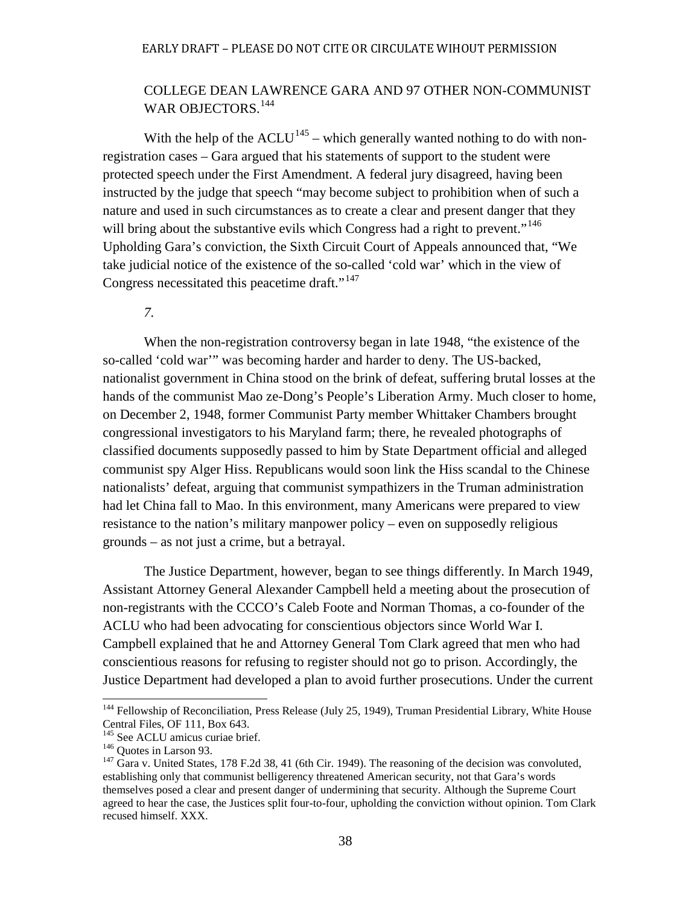COLLEGE DEAN LAWRENCE GARA AND 97 OTHER NON-COMMUNIST WAR OBJECTORS.[144]

With the help of the ACLU[145] – which generally wanted nothing to do with non-registration cases – Gara argued that his statements of support to the student were protected speech under the First Amendment. A federal jury disagreed, having been instructed by the judge that speech "may become subject to prohibition when of such a nature and used in such circumstances as to create a clear and present danger that they will bring about the substantive evils which Congress had a right to prevent."[146] Upholding Gara's conviction, the Sixth Circuit Court of Appeals announced that, "We take judicial notice of the existence of the so-called 'cold war' which in the view of Congress necessitated this peacetime draft."[147]

*7.*

When the non-registration controversy began in late 1948, "the existence of the so-called 'cold war'" was becoming harder and harder to deny. The US-backed, nationalist government in China stood on the brink of defeat, suffering brutal losses at the hands of the communist Mao ze-Dong's People's Liberation Army. Much closer to home, on December 2, 1948, former Communist Party member Whittaker Chambers brought congressional investigators to his Maryland farm; there, he revealed photographs of classified documents supposedly passed to him by State Department official and alleged communist spy Alger Hiss. Republicans would soon link the Hiss scandal to the Chinese nationalists' defeat, arguing that communist sympathizers in the Truman administration had let China fall to Mao. In this environment, many Americans were prepared to view resistance to the nation's military manpower policy – even on supposedly religious grounds – as not just a crime, but a betrayal.

The Justice Department, however, began to see things differently. In March 1949, Assistant Attorney General Alexander Campbell held a meeting about the prosecution of non-registrants with the CCCO's Caleb Foote and Norman Thomas, a co-founder of the ACLU who had been advocating for conscientious objectors since World War I. Campbell explained that he and Attorney General Tom Clark agreed that men who had conscientious reasons for refusing to register should not go to prison. Accordingly, the Justice Department had developed a plan to avoid further prosecutions. Under the current

---

[144] Fellowship of Reconciliation, Press Release (July 25, 1949), Truman Presidential Library, White House Central Files, OF 111, Box 643.

[145] See ACLU amicus curiae brief.

[146] Quotes in Larson 93.

[147] Gara v. United States, 178 F.2d 38, 41 (6th Cir. 1949). The reasoning of the decision was convoluted, establishing only that communist belligerency threatened American security, not that Gara's words themselves posed a clear and present danger of undermining that security. Although the Supreme Court agreed to hear the case, the Justices split four-to-four, upholding the conviction without opinion. Tom Clark recused himself. XXX.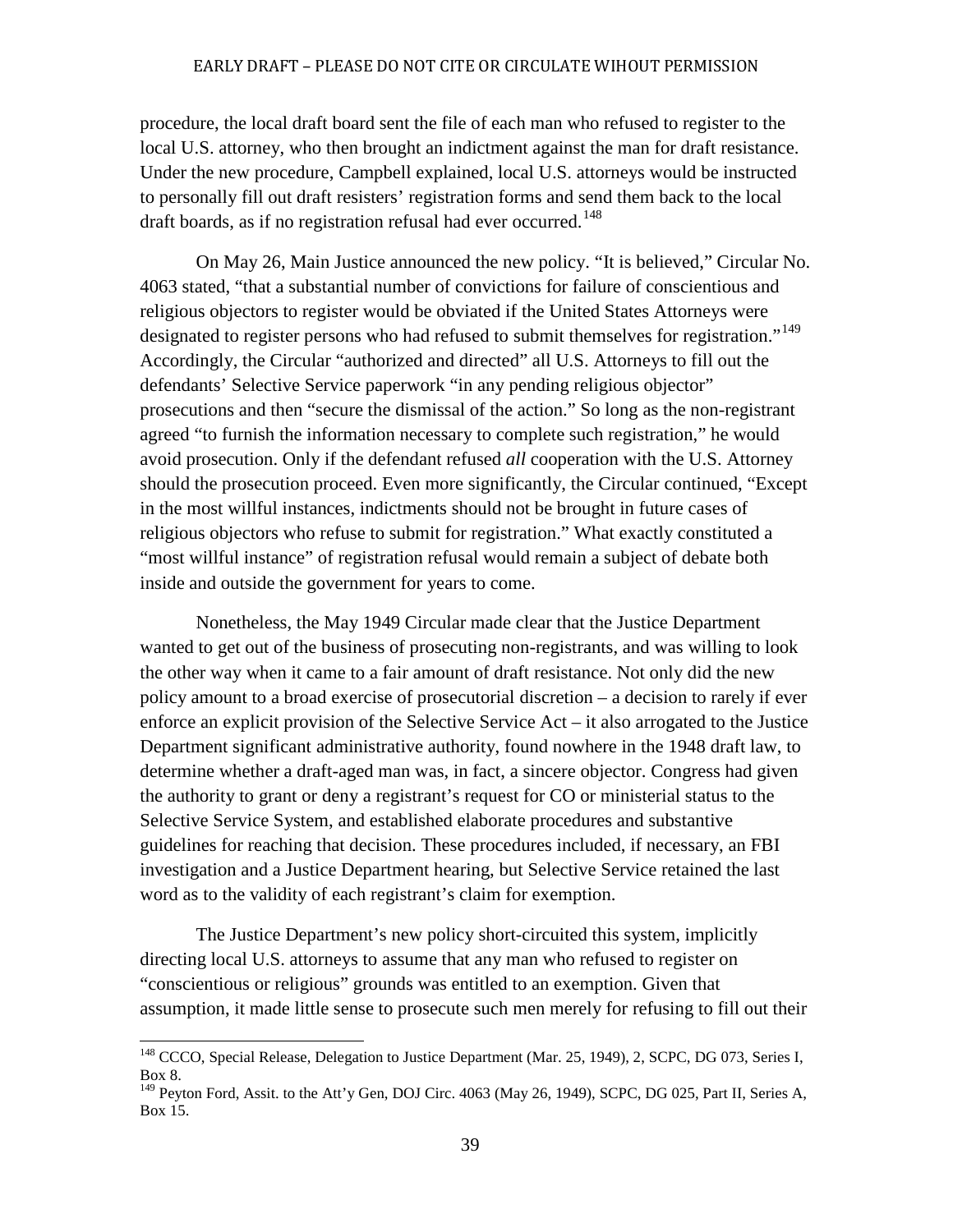procedure, the local draft board sent the file of each man who refused to register to the local U.S. attorney, who then brought an indictment against the man for draft resistance. Under the new procedure, Campbell explained, local U.S. attorneys would be instructed to personally fill out draft resisters' registration forms and send them back to the local draft boards, as if no registration refusal had ever occurred.[148]

On May 26, Main Justice announced the new policy. "It is believed," Circular No. 4063 stated, "that a substantial number of convictions for failure of conscientious and religious objectors to register would be obviated if the United States Attorneys were designated to register persons who had refused to submit themselves for registration."[149] Accordingly, the Circular "authorized and directed" all U.S. Attorneys to fill out the defendants' Selective Service paperwork "in any pending religious objector" prosecutions and then "secure the dismissal of the action." So long as the non-registrant agreed "to furnish the information necessary to complete such registration," he would avoid prosecution. Only if the defendant refused *all* cooperation with the U.S. Attorney should the prosecution proceed. Even more significantly, the Circular continued, "Except in the most willful instances, indictments should not be brought in future cases of religious objectors who refuse to submit for registration." What exactly constituted a "most willful instance" of registration refusal would remain a subject of debate both inside and outside the government for years to come.

Nonetheless, the May 1949 Circular made clear that the Justice Department wanted to get out of the business of prosecuting non-registrants, and was willing to look the other way when it came to a fair amount of draft resistance. Not only did the new policy amount to a broad exercise of prosecutorial discretion – a decision to rarely if ever enforce an explicit provision of the Selective Service Act – it also arrogated to the Justice Department significant administrative authority, found nowhere in the 1948 draft law, to determine whether a draft-aged man was, in fact, a sincere objector. Congress had given the authority to grant or deny a registrant's request for CO or ministerial status to the Selective Service System, and established elaborate procedures and substantive guidelines for reaching that decision. These procedures included, if necessary, an FBI investigation and a Justice Department hearing, but Selective Service retained the last word as to the validity of each registrant's claim for exemption.

The Justice Department's new policy short-circuited this system, implicitly directing local U.S. attorneys to assume that any man who refused to register on "conscientious or religious" grounds was entitled to an exemption. Given that assumption, it made little sense to prosecute such men merely for refusing to fill out their

---

[148] CCCO, Special Release, Delegation to Justice Department (Mar. 25, 1949), 2, SCPC, DG 073, Series I, Box 8.

[149] Peyton Ford, Assit. to the Att'y Gen, DOJ Circ. 4063 (May 26, 1949), SCPC, DG 025, Part II, Series A, Box 15.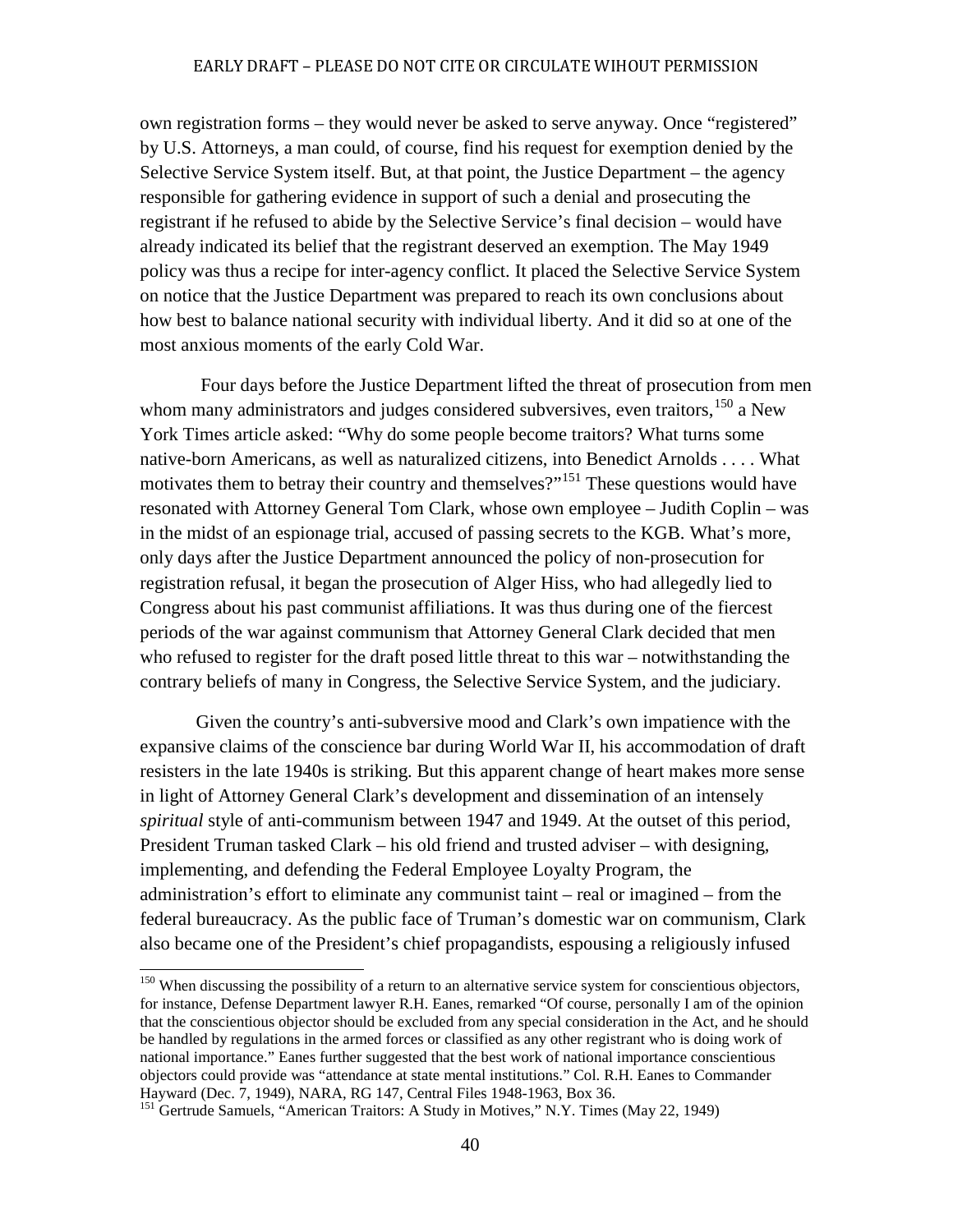own registration forms – they would never be asked to serve anyway. Once "registered" by U.S. Attorneys, a man could, of course, find his request for exemption denied by the Selective Service System itself. But, at that point, the Justice Department – the agency responsible for gathering evidence in support of such a denial and prosecuting the registrant if he refused to abide by the Selective Service's final decision – would have already indicated its belief that the registrant deserved an exemption. The May 1949 policy was thus a recipe for inter-agency conflict. It placed the Selective Service System on notice that the Justice Department was prepared to reach its own conclusions about how best to balance national security with individual liberty. And it did so at one of the most anxious moments of the early Cold War.

Four days before the Justice Department lifted the threat of prosecution from men whom many administrators and judges considered subversives, even traitors,[150] a New York Times article asked: "Why do some people become traitors? What turns some native-born Americans, as well as naturalized citizens, into Benedict Arnolds . . . . What motivates them to betray their country and themselves?"[151] These questions would have resonated with Attorney General Tom Clark, whose own employee – Judith Coplin – was in the midst of an espionage trial, accused of passing secrets to the KGB. What's more, only days after the Justice Department announced the policy of non-prosecution for registration refusal, it began the prosecution of Alger Hiss, who had allegedly lied to Congress about his past communist affiliations. It was thus during one of the fiercest periods of the war against communism that Attorney General Clark decided that men who refused to register for the draft posed little threat to this war – notwithstanding the contrary beliefs of many in Congress, the Selective Service System, and the judiciary.

Given the country's anti-subversive mood and Clark's own impatience with the expansive claims of the conscience bar during World War II, his accommodation of draft resisters in the late 1940s is striking. But this apparent change of heart makes more sense in light of Attorney General Clark's development and dissemination of an intensely *spiritual* style of anti-communism between 1947 and 1949. At the outset of this period, President Truman tasked Clark – his old friend and trusted adviser – with designing, implementing, and defending the Federal Employee Loyalty Program, the administration's effort to eliminate any communist taint – real or imagined – from the federal bureaucracy. As the public face of Truman's domestic war on communism, Clark also became one of the President's chief propagandists, espousing a religiously infused

---

[150] When discussing the possibility of a return to an alternative service system for conscientious objectors, for instance, Defense Department lawyer R.H. Eanes, remarked "Of course, personally I am of the opinion that the conscientious objector should be excluded from any special consideration in the Act, and he should be handled by regulations in the armed forces or classified as any other registrant who is doing work of national importance." Eanes further suggested that the best work of national importance conscientious objectors could provide was "attendance at state mental institutions." Col. R.H. Eanes to Commander Hayward (Dec. 7, 1949), NARA, RG 147, Central Files 1948-1963, Box 36.

[151] Gertrude Samuels, "American Traitors: A Study in Motives," N.Y. Times (May 22, 1949)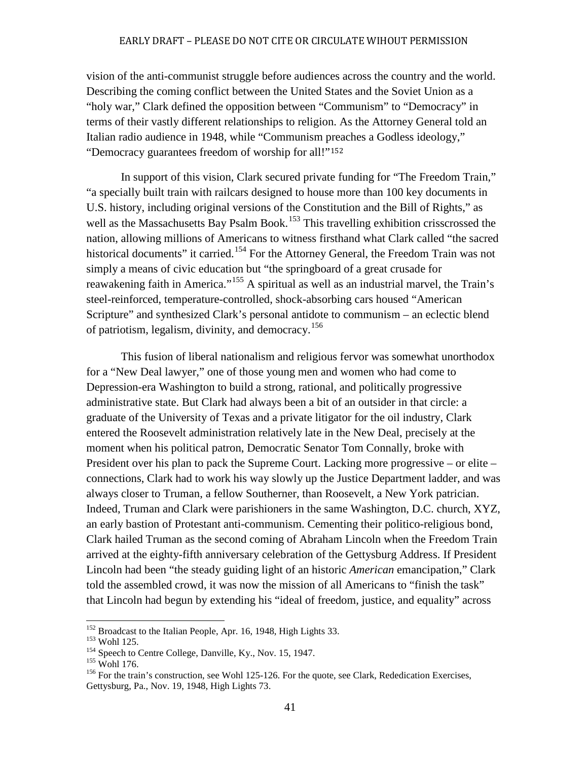vision of the anti-communist struggle before audiences across the country and the world. Describing the coming conflict between the United States and the Soviet Union as a "holy war," Clark defined the opposition between "Communism" to "Democracy" in terms of their vastly different relationships to religion. As the Attorney General told an Italian radio audience in 1948, while "Communism preaches a Godless ideology," "Democracy guarantees freedom of worship for all!"[152]

In support of this vision, Clark secured private funding for "The Freedom Train," "a specially built train with railcars designed to house more than 100 key documents in U.S. history, including original versions of the Constitution and the Bill of Rights," as well as the Massachusetts Bay Psalm Book.[153] This travelling exhibition crisscrossed the nation, allowing millions of Americans to witness firsthand what Clark called "the sacred historical documents" it carried.[154] For the Attorney General, the Freedom Train was not simply a means of civic education but "the springboard of a great crusade for reawakening faith in America."[155] A spiritual as well as an industrial marvel, the Train's steel-reinforced, temperature-controlled, shock-absorbing cars housed "American Scripture" and synthesized Clark's personal antidote to communism – an eclectic blend of patriotism, legalism, divinity, and democracy.[156]

This fusion of liberal nationalism and religious fervor was somewhat unorthodox for a "New Deal lawyer," one of those young men and women who had come to Depression-era Washington to build a strong, rational, and politically progressive administrative state. But Clark had always been a bit of an outsider in that circle: a graduate of the University of Texas and a private litigator for the oil industry, Clark entered the Roosevelt administration relatively late in the New Deal, precisely at the moment when his political patron, Democratic Senator Tom Connally, broke with President over his plan to pack the Supreme Court. Lacking more progressive – or elite – connections, Clark had to work his way slowly up the Justice Department ladder, and was always closer to Truman, a fellow Southerner, than Roosevelt, a New York patrician. Indeed, Truman and Clark were parishioners in the same Washington, D.C. church, XYZ, an early bastion of Protestant anti-communism. Cementing their politico-religious bond, Clark hailed Truman as the second coming of Abraham Lincoln when the Freedom Train arrived at the eighty-fifth anniversary celebration of the Gettysburg Address. If President Lincoln had been "the steady guiding light of an historic *American* emancipation," Clark told the assembled crowd, it was now the mission of all Americans to "finish the task" that Lincoln had begun by extending his "ideal of freedom, justice, and equality" across

---

[152] Broadcast to the Italian People, Apr. 16, 1948, High Lights 33.

[153] Wohl 125.

[154] Speech to Centre College, Danville, Ky., Nov. 15, 1947.

[155] Wohl 176.

[156] For the train's construction, see Wohl 125-126. For the quote, see Clark, Rededication Exercises, Gettysburg, Pa., Nov. 19, 1948, High Lights 73.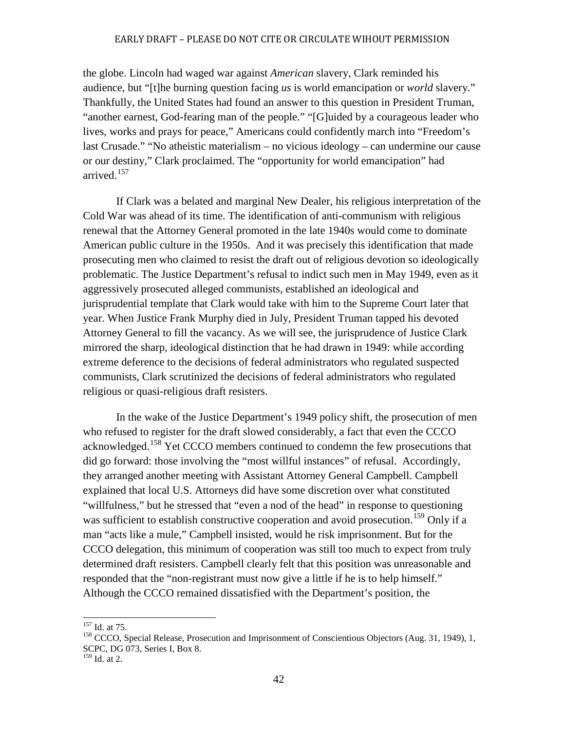the globe. Lincoln had waged war against *American* slavery, Clark reminded his audience, but "[t]he burning question facing *us* is world emancipation or *world* slavery." Thankfully, the United States had found an answer to this question in President Truman, "another earnest, God-fearing man of the people." "[G]uided by a courageous leader who lives, works and prays for peace," Americans could confidently march into "Freedom's last Crusade." "No atheistic materialism – no vicious ideology – can undermine our cause or our destiny," Clark proclaimed. The "opportunity for world emancipation" had arrived.[157]

If Clark was a belated and marginal New Dealer, his religious interpretation of the Cold War was ahead of its time. The identification of anti-communism with religious renewal that the Attorney General promoted in the late 1940s would come to dominate American public culture in the 1950s. And it was precisely this identification that made prosecuting men who claimed to resist the draft out of religious devotion so ideologically problematic. The Justice Department's refusal to indict such men in May 1949, even as it aggressively prosecuted alleged communists, established an ideological and jurisprudential template that Clark would take with him to the Supreme Court later that year. When Justice Frank Murphy died in July, President Truman tapped his devoted Attorney General to fill the vacancy. As we will see, the jurisprudence of Justice Clark mirrored the sharp, ideological distinction that he had drawn in 1949: while according extreme deference to the decisions of federal administrators who regulated suspected communists, Clark scrutinized the decisions of federal administrators who regulated religious or quasi-religious draft resisters.

In the wake of the Justice Department's 1949 policy shift, the prosecution of men who refused to register for the draft slowed considerably, a fact that even the CCCO acknowledged.[158] Yet CCCO members continued to condemn the few prosecutions that did go forward: those involving the "most willful instances" of refusal. Accordingly, they arranged another meeting with Assistant Attorney General Campbell. Campbell explained that local U.S. Attorneys did have some discretion over what constituted "willfulness," but he stressed that "even a nod of the head" in response to questioning was sufficient to establish constructive cooperation and avoid prosecution.[159] Only if a man "acts like a mule," Campbell insisted, would he risk imprisonment. But for the CCCO delegation, this minimum of cooperation was still too much to expect from truly determined draft resisters. Campbell clearly felt that this position was unreasonable and responded that the "non-registrant must now give a little if he is to help himself." Although the CCCO remained dissatisfied with the Department's position, the

---

[157] Id. at 75.

[158] CCCO, Special Release, Prosecution and Imprisonment of Conscientious Objectors (Aug. 31, 1949), 1, SCPC, DG 073, Series I, Box 8.

[159] Id. at 2.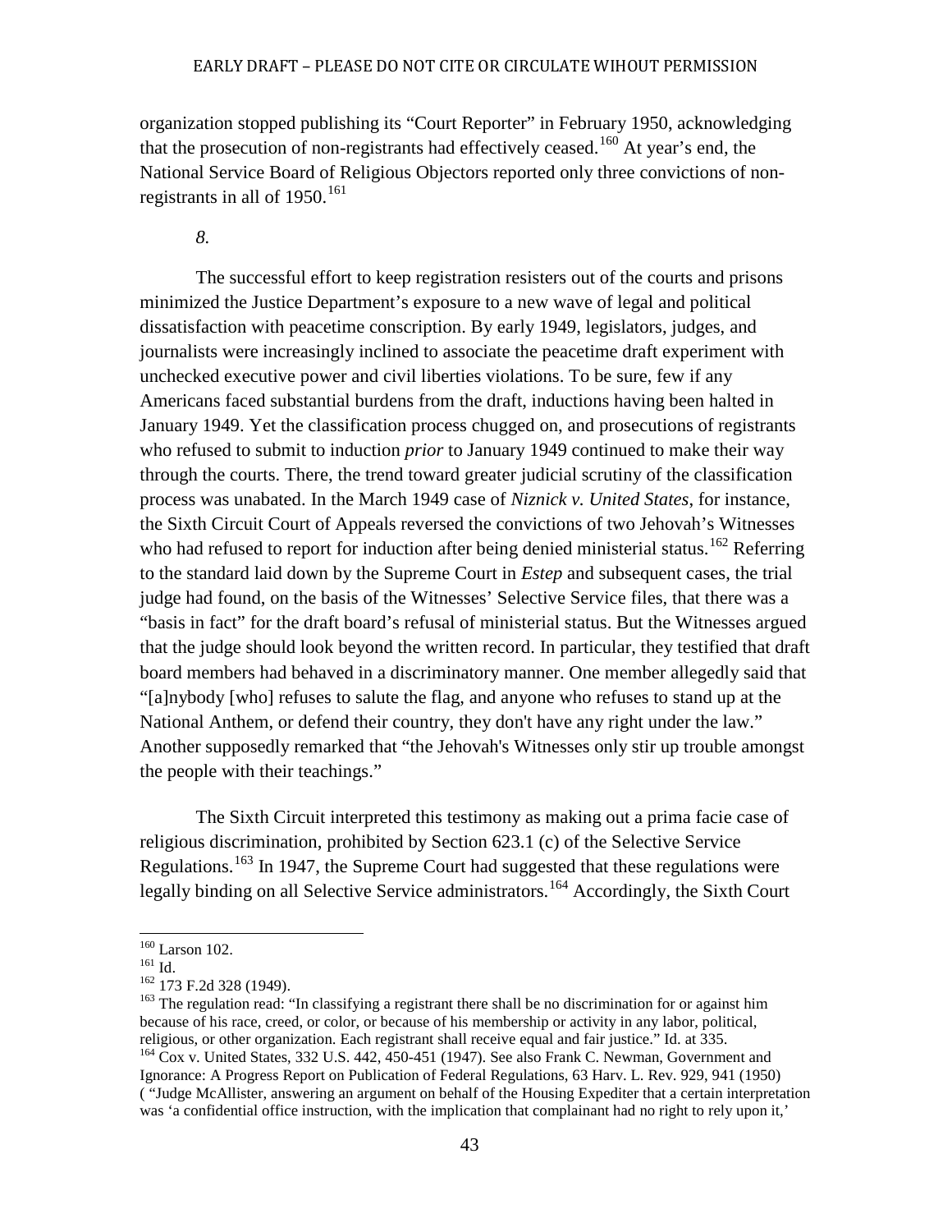organization stopped publishing its "Court Reporter" in February 1950, acknowledging that the prosecution of non-registrants had effectively ceased.[160] At year's end, the National Service Board of Religious Objectors reported only three convictions of non-registrants in all of 1950.[161]

*8.*

The successful effort to keep registration resisters out of the courts and prisons minimized the Justice Department's exposure to a new wave of legal and political dissatisfaction with peacetime conscription. By early 1949, legislators, judges, and journalists were increasingly inclined to associate the peacetime draft experiment with unchecked executive power and civil liberties violations. To be sure, few if any Americans faced substantial burdens from the draft, inductions having been halted in January 1949. Yet the classification process chugged on, and prosecutions of registrants who refused to submit to induction *prior* to January 1949 continued to make their way through the courts. There, the trend toward greater judicial scrutiny of the classification process was unabated. In the March 1949 case of *Niznick v. United States*, for instance, the Sixth Circuit Court of Appeals reversed the convictions of two Jehovah's Witnesses who had refused to report for induction after being denied ministerial status.[162] Referring to the standard laid down by the Supreme Court in *Estep* and subsequent cases, the trial judge had found, on the basis of the Witnesses' Selective Service files, that there was a "basis in fact" for the draft board's refusal of ministerial status. But the Witnesses argued that the judge should look beyond the written record. In particular, they testified that draft board members had behaved in a discriminatory manner. One member allegedly said that "[a]nybody [who] refuses to salute the flag, and anyone who refuses to stand up at the National Anthem, or defend their country, they don't have any right under the law." Another supposedly remarked that "the Jehovah's Witnesses only stir up trouble amongst the people with their teachings."

The Sixth Circuit interpreted this testimony as making out a prima facie case of religious discrimination, prohibited by Section 623.1 (c) of the Selective Service Regulations.[163] In 1947, the Supreme Court had suggested that these regulations were legally binding on all Selective Service administrators.[164] Accordingly, the Sixth Court

---

[160] Larson 102.

[161] Id.

[162] 173 F.2d 328 (1949).

[163] The regulation read: "In classifying a registrant there shall be no discrimination for or against him because of his race, creed, or color, or because of his membership or activity in any labor, political, religious, or other organization. Each registrant shall receive equal and fair justice." Id. at 335.

[164] Cox v. United States, 332 U.S. 442, 450-451 (1947). See also Frank C. Newman, Government and Ignorance: A Progress Report on Publication of Federal Regulations, 63 Harv. L. Rev. 929, 941 (1950) ( "Judge McAllister, answering an argument on behalf of the Housing Expediter that a certain interpretation was 'a confidential office instruction, with the implication that complainant had no right to rely upon it,'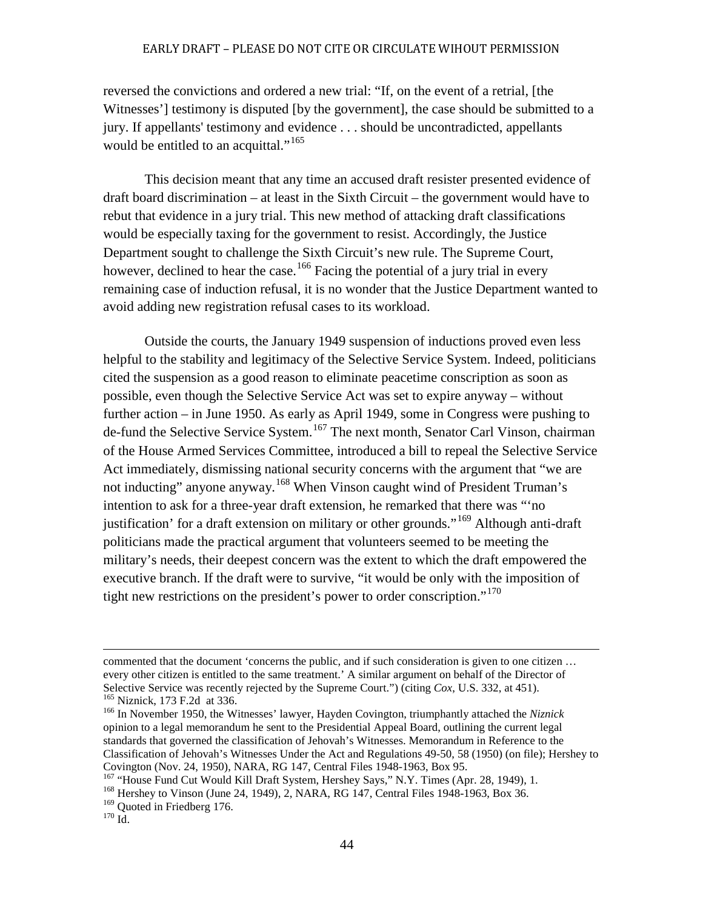reversed the convictions and ordered a new trial: "If, on the event of a retrial, [the Witnesses'] testimony is disputed [by the government], the case should be submitted to a jury. If appellants' testimony and evidence . . . should be uncontradicted, appellants would be entitled to an acquittal."[165]

This decision meant that any time an accused draft resister presented evidence of draft board discrimination – at least in the Sixth Circuit – the government would have to rebut that evidence in a jury trial. This new method of attacking draft classifications would be especially taxing for the government to resist. Accordingly, the Justice Department sought to challenge the Sixth Circuit's new rule. The Supreme Court, however, declined to hear the case.[166] Facing the potential of a jury trial in every remaining case of induction refusal, it is no wonder that the Justice Department wanted to avoid adding new registration refusal cases to its workload.

Outside the courts, the January 1949 suspension of inductions proved even less helpful to the stability and legitimacy of the Selective Service System. Indeed, politicians cited the suspension as a good reason to eliminate peacetime conscription as soon as possible, even though the Selective Service Act was set to expire anyway – without further action – in June 1950. As early as April 1949, some in Congress were pushing to de-fund the Selective Service System.[167] The next month, Senator Carl Vinson, chairman of the House Armed Services Committee, introduced a bill to repeal the Selective Service Act immediately, dismissing national security concerns with the argument that "we are not inducting" anyone anyway.[168] When Vinson caught wind of President Truman's intention to ask for a three-year draft extension, he remarked that there was "'no justification' for a draft extension on military or other grounds."[169] Although anti-draft politicians made the practical argument that volunteers seemed to be meeting the military's needs, their deepest concern was the extent to which the draft empowered the executive branch. If the draft were to survive, "it would be only with the imposition of tight new restrictions on the president's power to order conscription."[170]

---

commented that the document 'concerns the public, and if such consideration is given to one citizen … every other citizen is entitled to the same treatment.' A similar argument on behalf of the Director of Selective Service was recently rejected by the Supreme Court.") (citing *Cox*, U.S. 332, at 451).

[165] Niznick, 173 F.2d at 336.

[166] In November 1950, the Witnesses' lawyer, Hayden Covington, triumphantly attached the *Niznick* opinion to a legal memorandum he sent to the Presidential Appeal Board, outlining the current legal standards that governed the classification of Jehovah's Witnesses. Memorandum in Reference to the Classification of Jehovah's Witnesses Under the Act and Regulations 49-50, 58 (1950) (on file); Hershey to Covington (Nov. 24, 1950), NARA, RG 147, Central Files 1948-1963, Box 95.

[167] "House Fund Cut Would Kill Draft System, Hershey Says," N.Y. Times (Apr. 28, 1949), 1.

[168] Hershey to Vinson (June 24, 1949), 2, NARA, RG 147, Central Files 1948-1963, Box 36.

[169] Quoted in Friedberg 176.

[170] Id.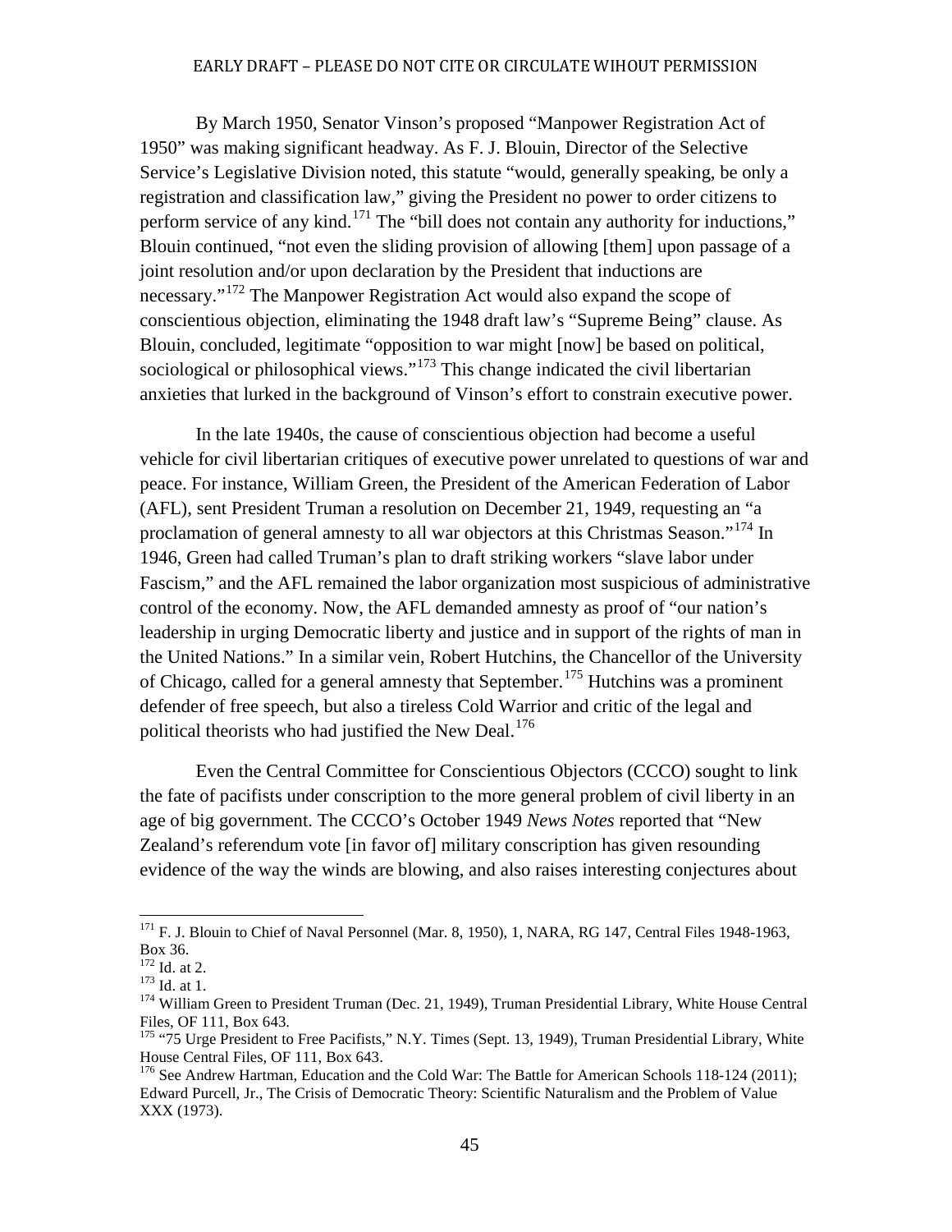By March 1950, Senator Vinson's proposed "Manpower Registration Act of 1950" was making significant headway. As F. J. Blouin, Director of the Selective Service's Legislative Division noted, this statute "would, generally speaking, be only a registration and classification law," giving the President no power to order citizens to perform service of any kind.[171] The "bill does not contain any authority for inductions," Blouin continued, "not even the sliding provision of allowing [them] upon passage of a joint resolution and/or upon declaration by the President that inductions are necessary."[172] The Manpower Registration Act would also expand the scope of conscientious objection, eliminating the 1948 draft law's "Supreme Being" clause. As Blouin, concluded, legitimate "opposition to war might [now] be based on political, sociological or philosophical views."[173] This change indicated the civil libertarian anxieties that lurked in the background of Vinson's effort to constrain executive power.

In the late 1940s, the cause of conscientious objection had become a useful vehicle for civil libertarian critiques of executive power unrelated to questions of war and peace. For instance, William Green, the President of the American Federation of Labor (AFL), sent President Truman a resolution on December 21, 1949, requesting an "a proclamation of general amnesty to all war objectors at this Christmas Season."[174] In 1946, Green had called Truman's plan to draft striking workers "slave labor under Fascism," and the AFL remained the labor organization most suspicious of administrative control of the economy. Now, the AFL demanded amnesty as proof of "our nation's leadership in urging Democratic liberty and justice and in support of the rights of man in the United Nations." In a similar vein, Robert Hutchins, the Chancellor of the University of Chicago, called for a general amnesty that September.[175] Hutchins was a prominent defender of free speech, but also a tireless Cold Warrior and critic of the legal and political theorists who had justified the New Deal.[176]

Even the Central Committee for Conscientious Objectors (CCCO) sought to link the fate of pacifists under conscription to the more general problem of civil liberty in an age of big government. The CCCO's October 1949 *News Notes* reported that "New Zealand's referendum vote [in favor of] military conscription has given resounding evidence of the way the winds are blowing, and also raises interesting conjectures about

---

[171] F. J. Blouin to Chief of Naval Personnel (Mar. 8, 1950), 1, NARA, RG 147, Central Files 1948-1963, Box 36.

[172] Id. at 2.

[173] Id. at 1.

[174] William Green to President Truman (Dec. 21, 1949), Truman Presidential Library, White House Central Files, OF 111, Box 643.

[175] "75 Urge President to Free Pacifists," N.Y. Times (Sept. 13, 1949), Truman Presidential Library, White House Central Files, OF 111, Box 643.

[176] See Andrew Hartman, Education and the Cold War: The Battle for American Schools 118-124 (2011); Edward Purcell, Jr., The Crisis of Democratic Theory: Scientific Naturalism and the Problem of Value XXX (1973).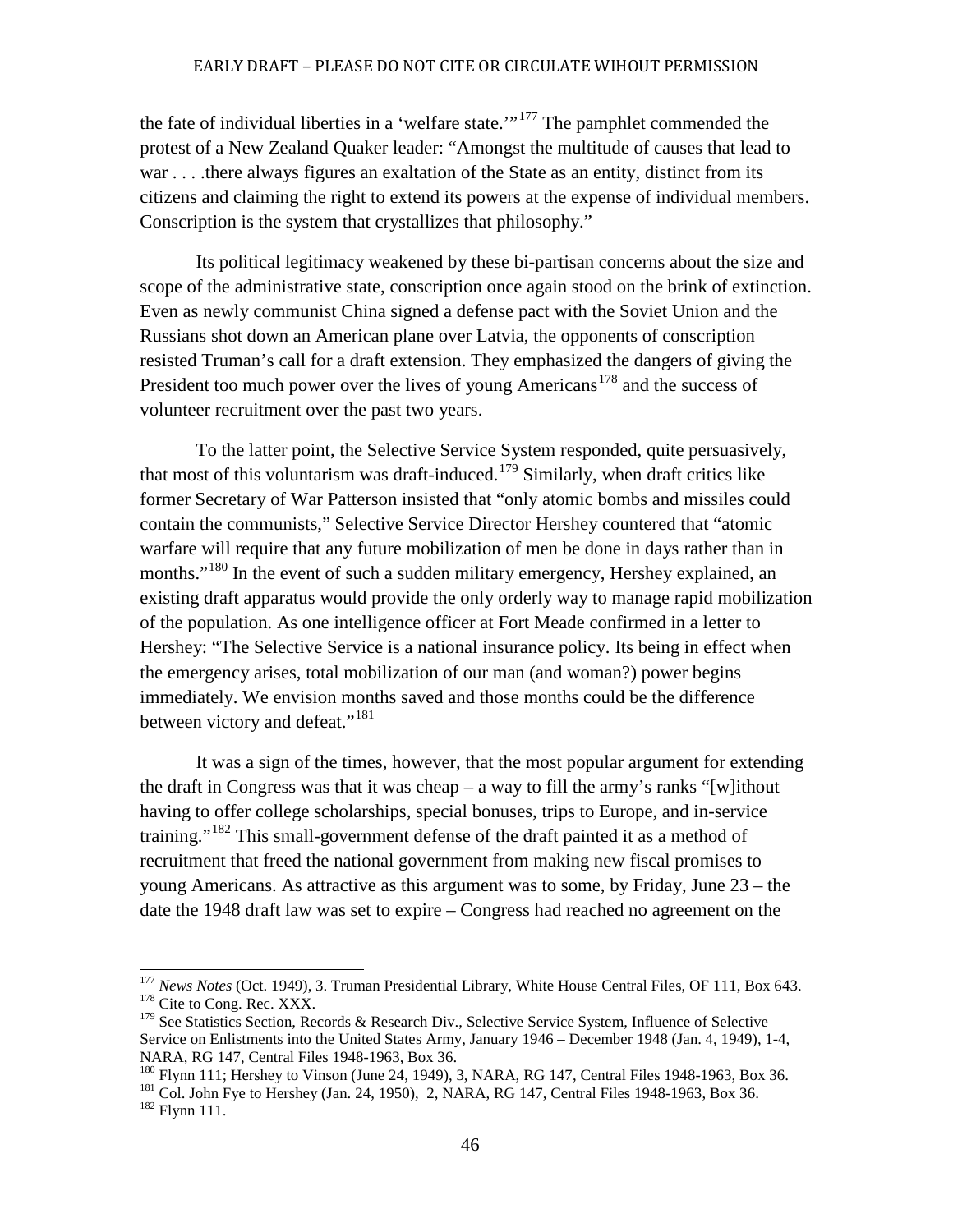the fate of individual liberties in a 'welfare state.'"[177] The pamphlet commended the protest of a New Zealand Quaker leader: "Amongst the multitude of causes that lead to war . . . .there always figures an exaltation of the State as an entity, distinct from its citizens and claiming the right to extend its powers at the expense of individual members. Conscription is the system that crystallizes that philosophy."

Its political legitimacy weakened by these bi-partisan concerns about the size and scope of the administrative state, conscription once again stood on the brink of extinction. Even as newly communist China signed a defense pact with the Soviet Union and the Russians shot down an American plane over Latvia, the opponents of conscription resisted Truman's call for a draft extension. They emphasized the dangers of giving the President too much power over the lives of young Americans[178] and the success of volunteer recruitment over the past two years.

To the latter point, the Selective Service System responded, quite persuasively, that most of this voluntarism was draft-induced.[179] Similarly, when draft critics like former Secretary of War Patterson insisted that "only atomic bombs and missiles could contain the communists," Selective Service Director Hershey countered that "atomic warfare will require that any future mobilization of men be done in days rather than in months."[180] In the event of such a sudden military emergency, Hershey explained, an existing draft apparatus would provide the only orderly way to manage rapid mobilization of the population. As one intelligence officer at Fort Meade confirmed in a letter to Hershey: "The Selective Service is a national insurance policy. Its being in effect when the emergency arises, total mobilization of our man (and woman?) power begins immediately. We envision months saved and those months could be the difference between victory and defeat."[181]

It was a sign of the times, however, that the most popular argument for extending the draft in Congress was that it was cheap – a way to fill the army's ranks "[w]ithout having to offer college scholarships, special bonuses, trips to Europe, and in-service training."[182] This small-government defense of the draft painted it as a method of recruitment that freed the national government from making new fiscal promises to young Americans. As attractive as this argument was to some, by Friday, June 23 – the date the 1948 draft law was set to expire – Congress had reached no agreement on the

---

[177] *News Notes* (Oct. 1949), 3. Truman Presidential Library, White House Central Files, OF 111, Box 643.

[178] Cite to Cong. Rec. XXX.

[179] See Statistics Section, Records & Research Div., Selective Service System, Influence of Selective Service on Enlistments into the United States Army, January 1946 – December 1948 (Jan. 4, 1949), 1-4, NARA, RG 147, Central Files 1948-1963, Box 36.

[180] Flynn 111; Hershey to Vinson (June 24, 1949), 3, NARA, RG 147, Central Files 1948-1963, Box 36.

[181] Col. John Fye to Hershey (Jan. 24, 1950), 2, NARA, RG 147, Central Files 1948-1963, Box 36.

[182] Flynn 111.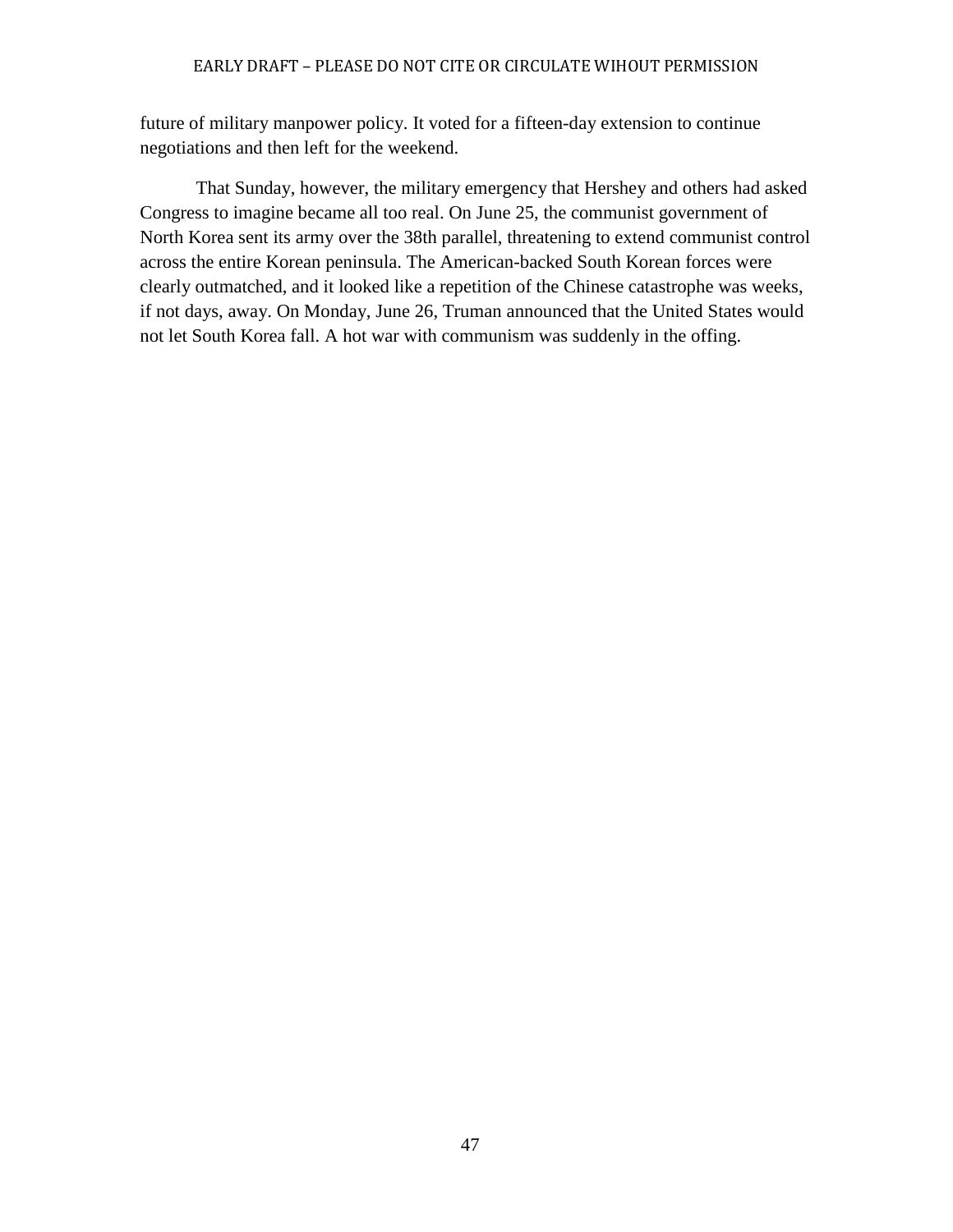future of military manpower policy. It voted for a fifteen-day extension to continue negotiations and then left for the weekend.

That Sunday, however, the military emergency that Hershey and others had asked Congress to imagine became all too real. On June 25, the communist government of North Korea sent its army over the 38th parallel, threatening to extend communist control across the entire Korean peninsula. The American-backed South Korean forces were clearly outmatched, and it looked like a repetition of the Chinese catastrophe was weeks, if not days, away. On Monday, June 26, Truman announced that the United States would not let South Korea fall. A hot war with communism was suddenly in the offing.